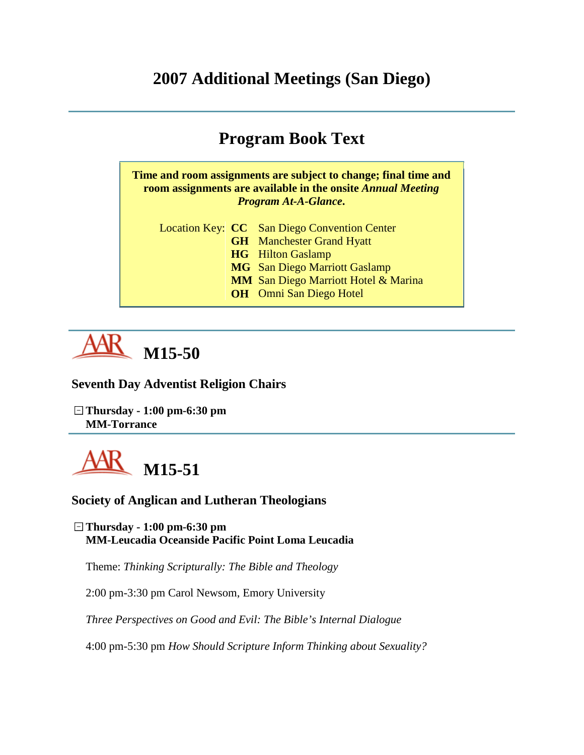# 2007 Additional Meetings (San Diego)

## Program Book Text

**Time and room assignments are subject to change; final time and room assignments are available in the onsite *Annual Meeting Program At-A-Glance*.**

Location Key:

| | |
|---|---|
| **CC** | San Diego Convention Center |
| **GH** | Manchester Grand Hyatt |
| **HG** | Hilton Gaslamp |
| **MG** | San Diego Marriott Gaslamp |
| **MM** | San Diego Marriott Hotel & Marina |
| **OH** | Omni San Diego Hotel |

## M15-50

### Seventh Day Adventist Religion Chairs

**Thursday - 1:00 pm-6:30 pm**
**MM-Torrance**

## M15-51

### Society of Anglican and Lutheran Theologians

**Thursday - 1:00 pm-6:30 pm**
**MM-Leucadia Oceanside Pacific Point Loma Leucadia**

Theme: *Thinking Scripturally: The Bible and Theology*

2:00 pm-3:30 pm Carol Newsom, Emory University

*Three Perspectives on Good and Evil: The Bible's Internal Dialogue*

4:00 pm-5:30 pm *How Should Scripture Inform Thinking about Sexuality?*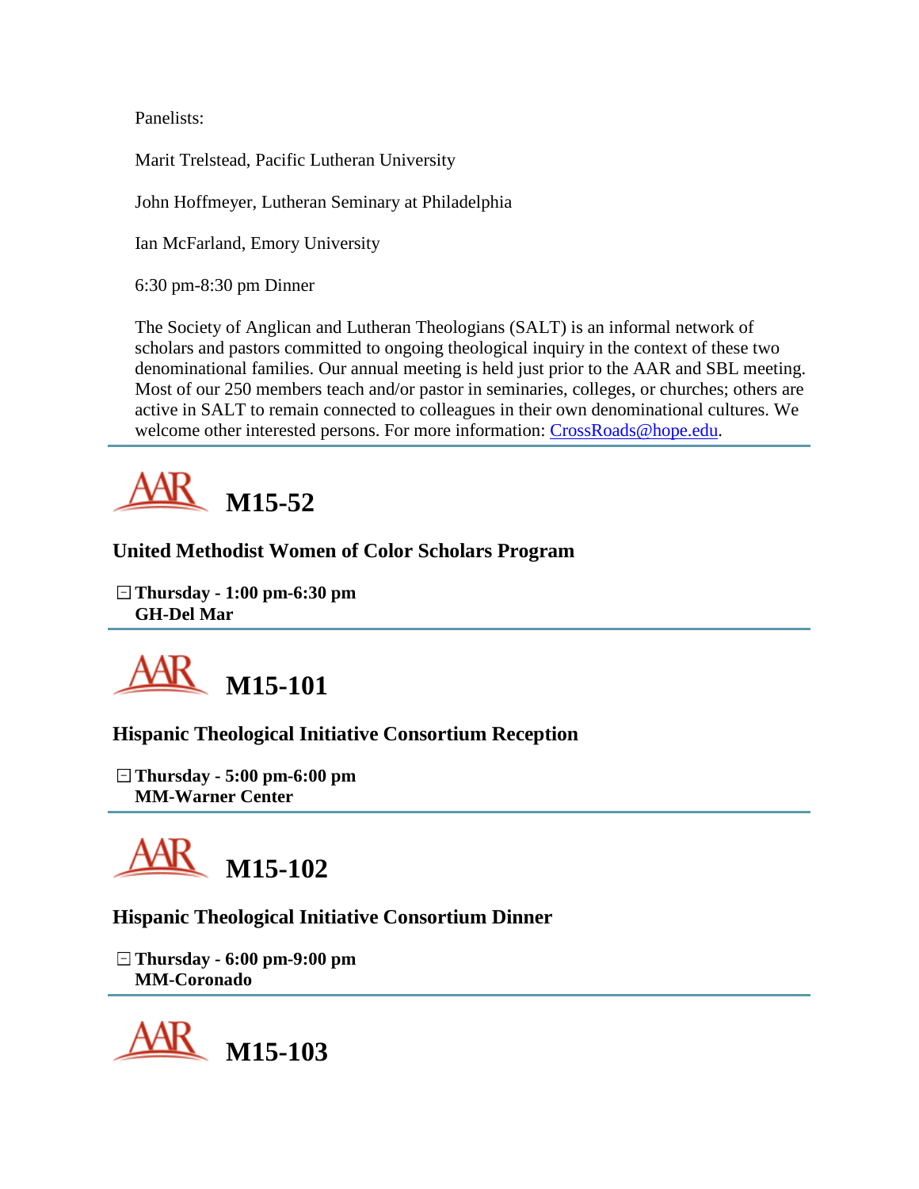Panelists:

Marit Trelstead, Pacific Lutheran University

John Hoffmeyer, Lutheran Seminary at Philadelphia

Ian McFarland, Emory University

6:30 pm-8:30 pm Dinner

The Society of Anglican and Lutheran Theologians (SALT) is an informal network of scholars and pastors committed to ongoing theological inquiry in the context of these two denominational families. Our annual meeting is held just prior to the AAR and SBL meeting. Most of our 250 members teach and/or pastor in seminaries, colleges, or churches; others are active in SALT to remain connected to colleagues in their own denominational cultures. We welcome other interested persons. For more information: CrossRoads@hope.edu.

---

# M15-52

### United Methodist Women of Color Scholars Program

**Thursday - 1:00 pm-6:30 pm**
**GH-Del Mar**

---

# M15-101

### Hispanic Theological Initiative Consortium Reception

**Thursday - 5:00 pm-6:00 pm**
**MM-Warner Center**

---

# M15-102

### Hispanic Theological Initiative Consortium Dinner

**Thursday - 6:00 pm-9:00 pm**
**MM-Coronado**

---

# M15-103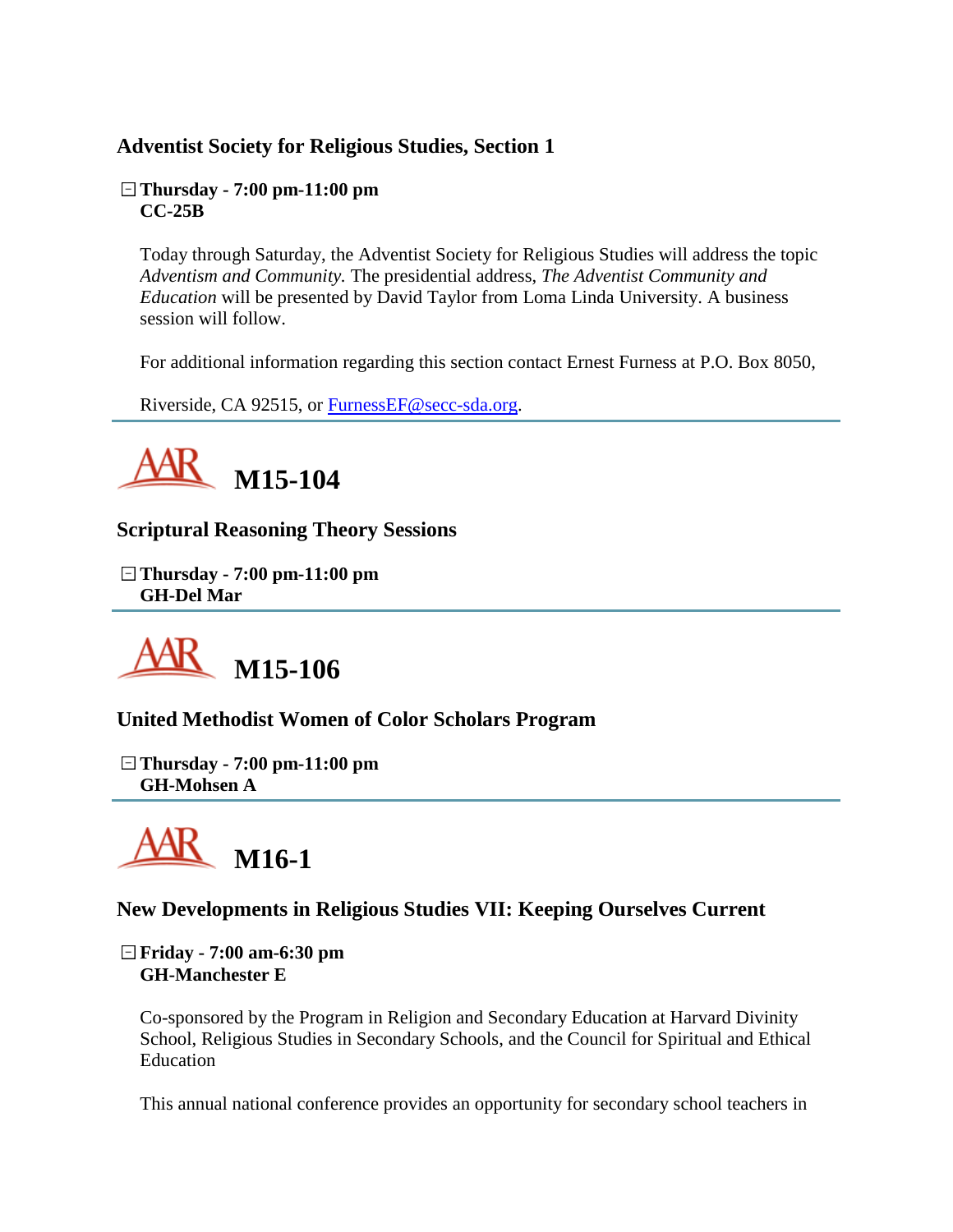### Adventist Society for Religious Studies, Section 1

⊟ **Thursday - 7:00 pm-11:00 pm**
**CC-25B**

Today through Saturday, the Adventist Society for Religious Studies will address the topic *Adventism and Community.* The presidential address, *The Adventist Community and Education* will be presented by David Taylor from Loma Linda University. A business session will follow.

For additional information regarding this section contact Ernest Furness at P.O. Box 8050,

Riverside, CA 92515, or FurnessEF@secc-sda.org.

---

## AAR M15-104

### Scriptural Reasoning Theory Sessions

⊟ **Thursday - 7:00 pm-11:00 pm**
**GH-Del Mar**

---

## AAR M15-106

### United Methodist Women of Color Scholars Program

⊟ **Thursday - 7:00 pm-11:00 pm**
**GH-Mohsen A**

---

## AAR M16-1

### New Developments in Religious Studies VII: Keeping Ourselves Current

⊟ **Friday - 7:00 am-6:30 pm**
**GH-Manchester E**

Co-sponsored by the Program in Religion and Secondary Education at Harvard Divinity School, Religious Studies in Secondary Schools, and the Council for Spiritual and Ethical Education

This annual national conference provides an opportunity for secondary school teachers in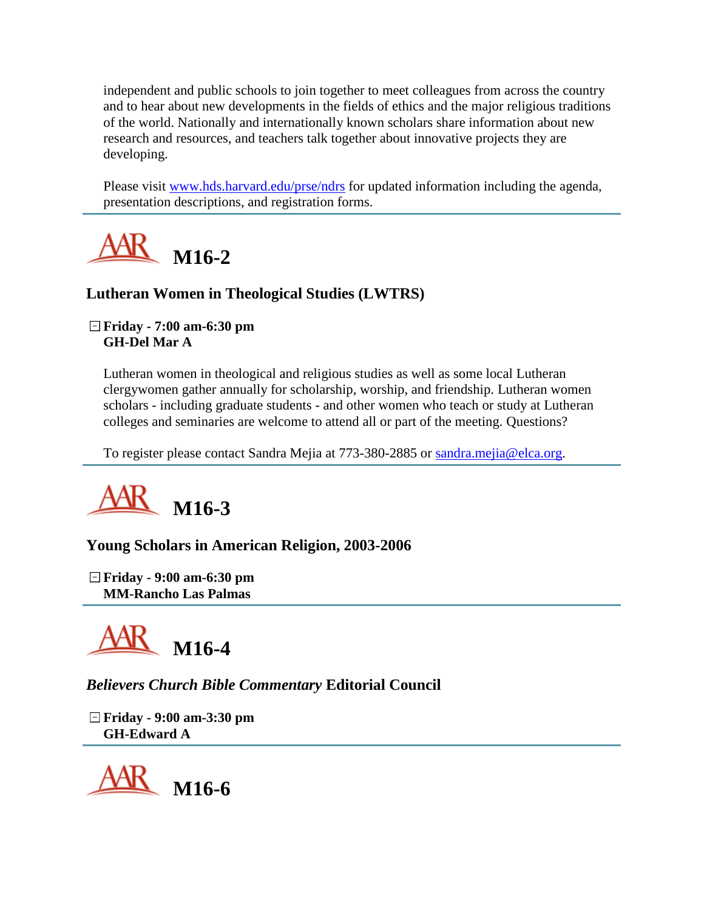independent and public schools to join together to meet colleagues from across the country and to hear about new developments in the fields of ethics and the major religious traditions of the world. Nationally and internationally known scholars share information about new research and resources, and teachers talk together about innovative projects they are developing.

Please visit www.hds.harvard.edu/prse/ndrs for updated information including the agenda, presentation descriptions, and registration forms.

---

# M16-2

## Lutheran Women in Theological Studies (LWTRS)

**Friday - 7:00 am-6:30 pm**
**GH-Del Mar A**

Lutheran women in theological and religious studies as well as some local Lutheran clergywomen gather annually for scholarship, worship, and friendship. Lutheran women scholars - including graduate students - and other women who teach or study at Lutheran colleges and seminaries are welcome to attend all or part of the meeting. Questions?

To register please contact Sandra Mejia at 773-380-2885 or sandra.mejia@elca.org.

---

# M16-3

## Young Scholars in American Religion, 2003-2006

**Friday - 9:00 am-6:30 pm**
**MM-Rancho Las Palmas**

---

# M16-4

## *Believers Church Bible Commentary* Editorial Council

**Friday - 9:00 am-3:30 pm**
**GH-Edward A**

---

# M16-6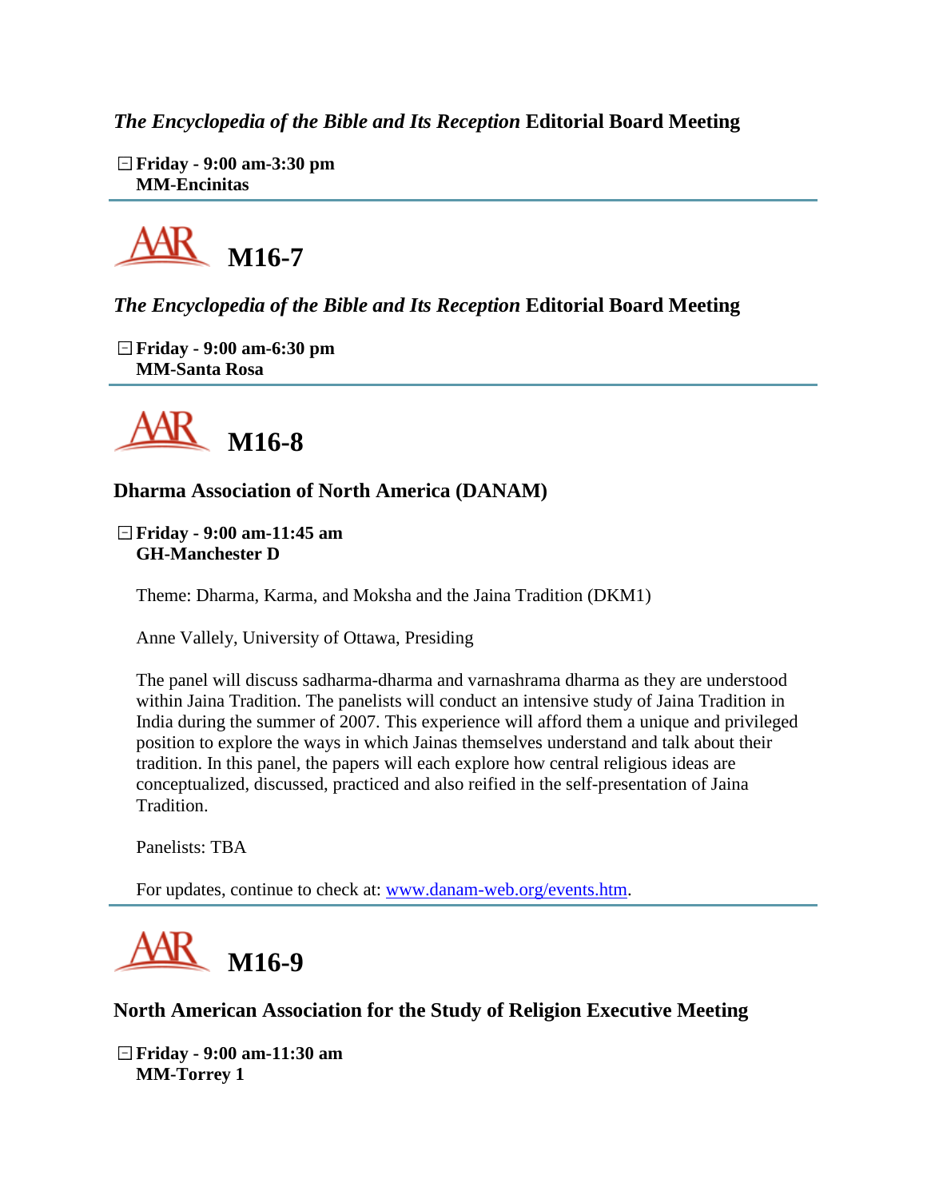### *The Encyclopedia of the Bible and Its Reception* Editorial Board Meeting

**Friday - 9:00 am-3:30 pm**
**MM-Encinitas**

---

## M16-7

### *The Encyclopedia of the Bible and Its Reception* Editorial Board Meeting

**Friday - 9:00 am-6:30 pm**
**MM-Santa Rosa**

---

## M16-8

### Dharma Association of North America (DANAM)

**Friday - 9:00 am-11:45 am**
**GH-Manchester D**

Theme: Dharma, Karma, and Moksha and the Jaina Tradition (DKM1)

Anne Vallely, University of Ottawa, Presiding

The panel will discuss sadharma-dharma and varnashrama dharma as they are understood within Jaina Tradition. The panelists will conduct an intensive study of Jaina Tradition in India during the summer of 2007. This experience will afford them a unique and privileged position to explore the ways in which Jainas themselves understand and talk about their tradition. In this panel, the papers will each explore how central religious ideas are conceptualized, discussed, practiced and also reified in the self-presentation of Jaina Tradition.

Panelists: TBA

For updates, continue to check at: [www.danam-web.org/events.htm](www.danam-web.org/events.htm).

---

## M16-9

### North American Association for the Study of Religion Executive Meeting

**Friday - 9:00 am-11:30 am**
**MM-Torrey 1**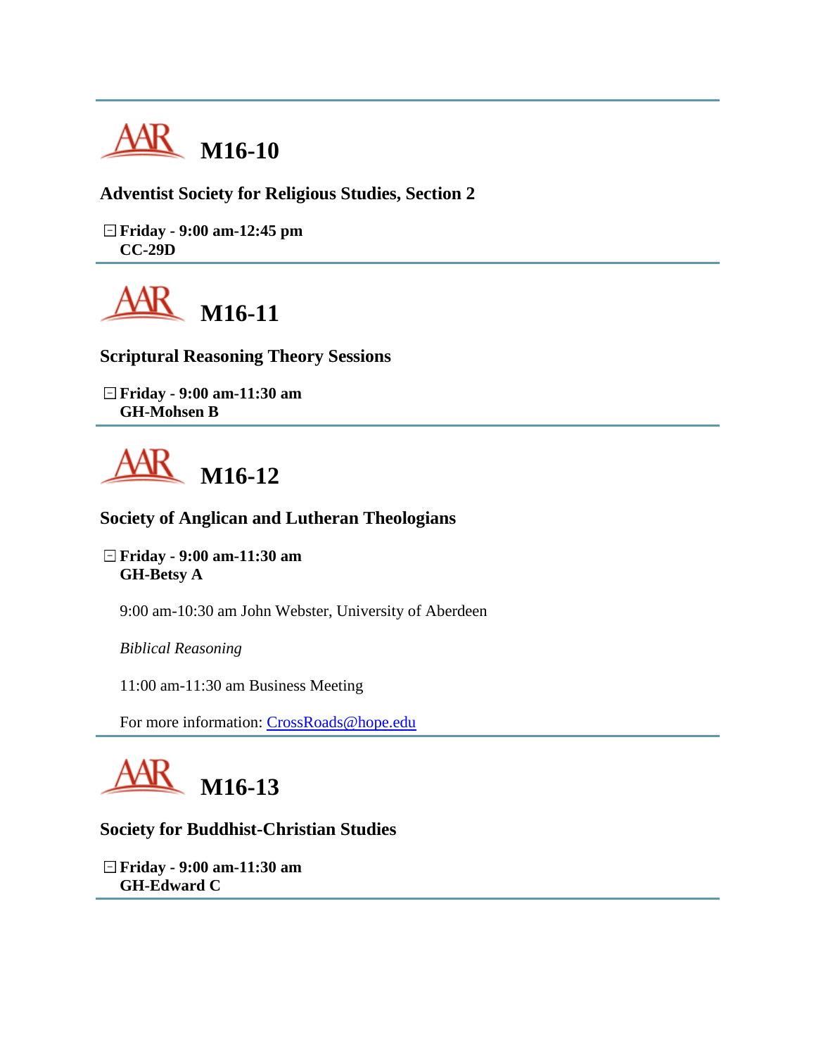## M16-10

**Adventist Society for Religious Studies, Section 2**

**Friday - 9:00 am-12:45 pm**
**CC-29D**

## M16-11

**Scriptural Reasoning Theory Sessions**

**Friday - 9:00 am-11:30 am**
**GH-Mohsen B**

## M16-12

**Society of Anglican and Lutheran Theologians**

**Friday - 9:00 am-11:30 am**
**GH-Betsy A**

9:00 am-10:30 am John Webster, University of Aberdeen

*Biblical Reasoning*

11:00 am-11:30 am Business Meeting

For more information: CrossRoads@hope.edu

## M16-13

**Society for Buddhist-Christian Studies**

**Friday - 9:00 am-11:30 am**
**GH-Edward C**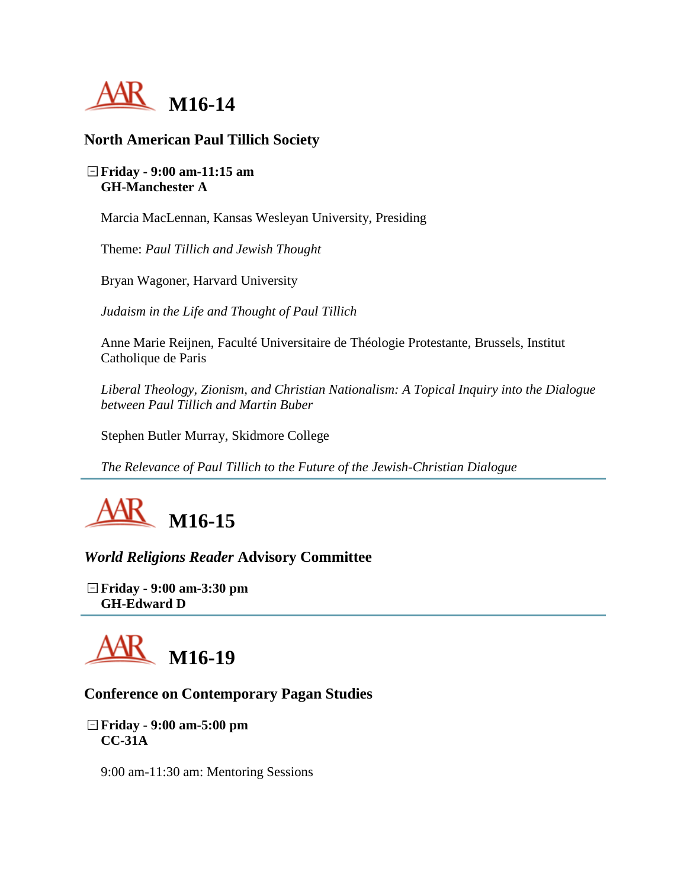# M16-14

## North American Paul Tillich Society

**Friday - 9:00 am-11:15 am**
**GH-Manchester A**

Marcia MacLennan, Kansas Wesleyan University, Presiding

Theme: *Paul Tillich and Jewish Thought*

Bryan Wagoner, Harvard University

*Judaism in the Life and Thought of Paul Tillich*

Anne Marie Reijnen, Faculté Universitaire de Théologie Protestante, Brussels, Institut Catholique de Paris

*Liberal Theology, Zionism, and Christian Nationalism: A Topical Inquiry into the Dialogue between Paul Tillich and Martin Buber*

Stephen Butler Murray, Skidmore College

*The Relevance of Paul Tillich to the Future of the Jewish-Christian Dialogue*

---

# M16-15

## *World Religions Reader* Advisory Committee

**Friday - 9:00 am-3:30 pm**
**GH-Edward D**

---

# M16-19

## Conference on Contemporary Pagan Studies

**Friday - 9:00 am-5:00 pm**
**CC-31A**

9:00 am-11:30 am: Mentoring Sessions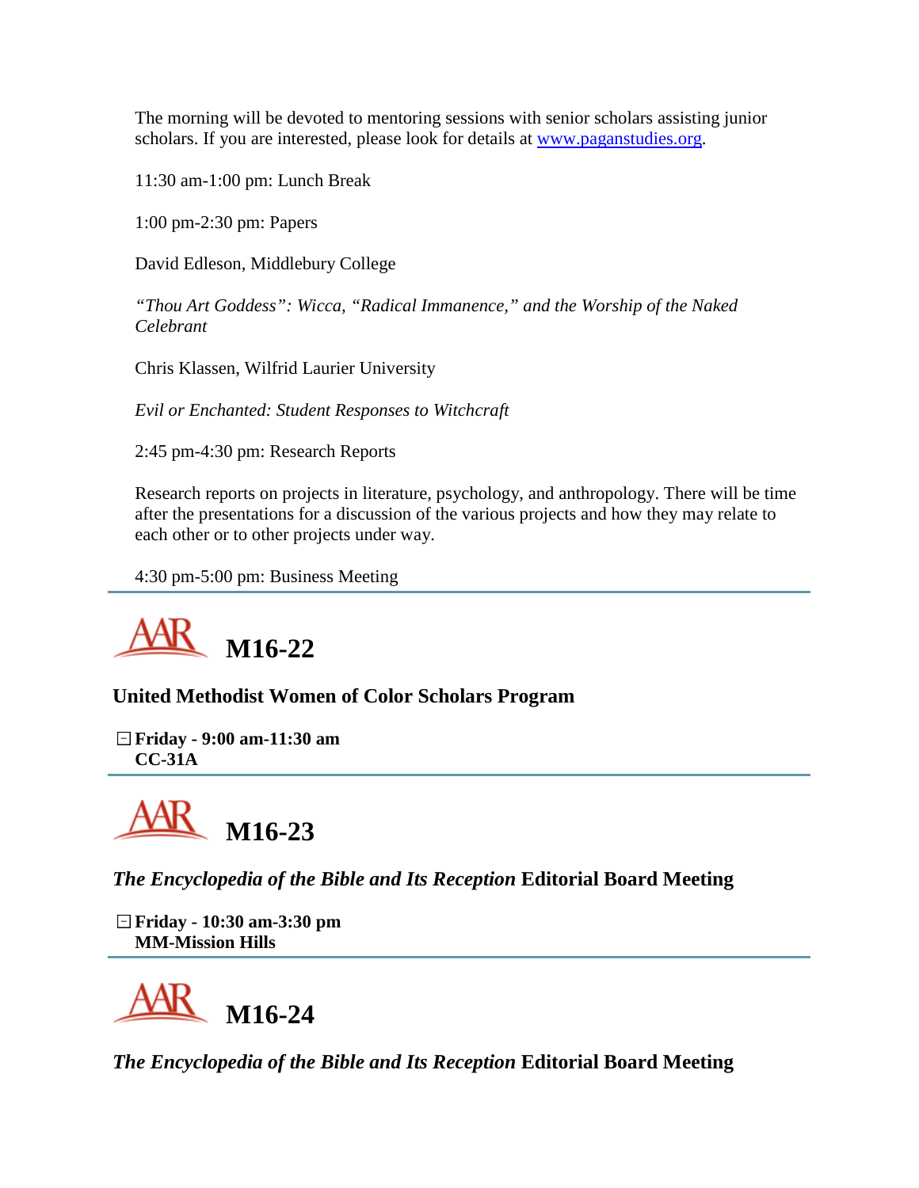The morning will be devoted to mentoring sessions with senior scholars assisting junior scholars. If you are interested, please look for details at [www.paganstudies.org](http://www.paganstudies.org).

11:30 am-1:00 pm: Lunch Break

1:00 pm-2:30 pm: Papers

David Edleson, Middlebury College

*"Thou Art Goddess": Wicca, "Radical Immanence," and the Worship of the Naked Celebrant*

Chris Klassen, Wilfrid Laurier University

*Evil or Enchanted: Student Responses to Witchcraft*

2:45 pm-4:30 pm: Research Reports

Research reports on projects in literature, psychology, and anthropology. There will be time after the presentations for a discussion of the various projects and how they may relate to each other or to other projects under way.

4:30 pm-5:00 pm: Business Meeting

---

# M16-22

### United Methodist Women of Color Scholars Program

**Friday - 9:00 am-11:30 am**
**CC-31A**

---

# M16-23

### *The Encyclopedia of the Bible and Its Reception* Editorial Board Meeting

**Friday - 10:30 am-3:30 pm**
**MM-Mission Hills**

---

# M16-24

### *The Encyclopedia of the Bible and Its Reception* Editorial Board Meeting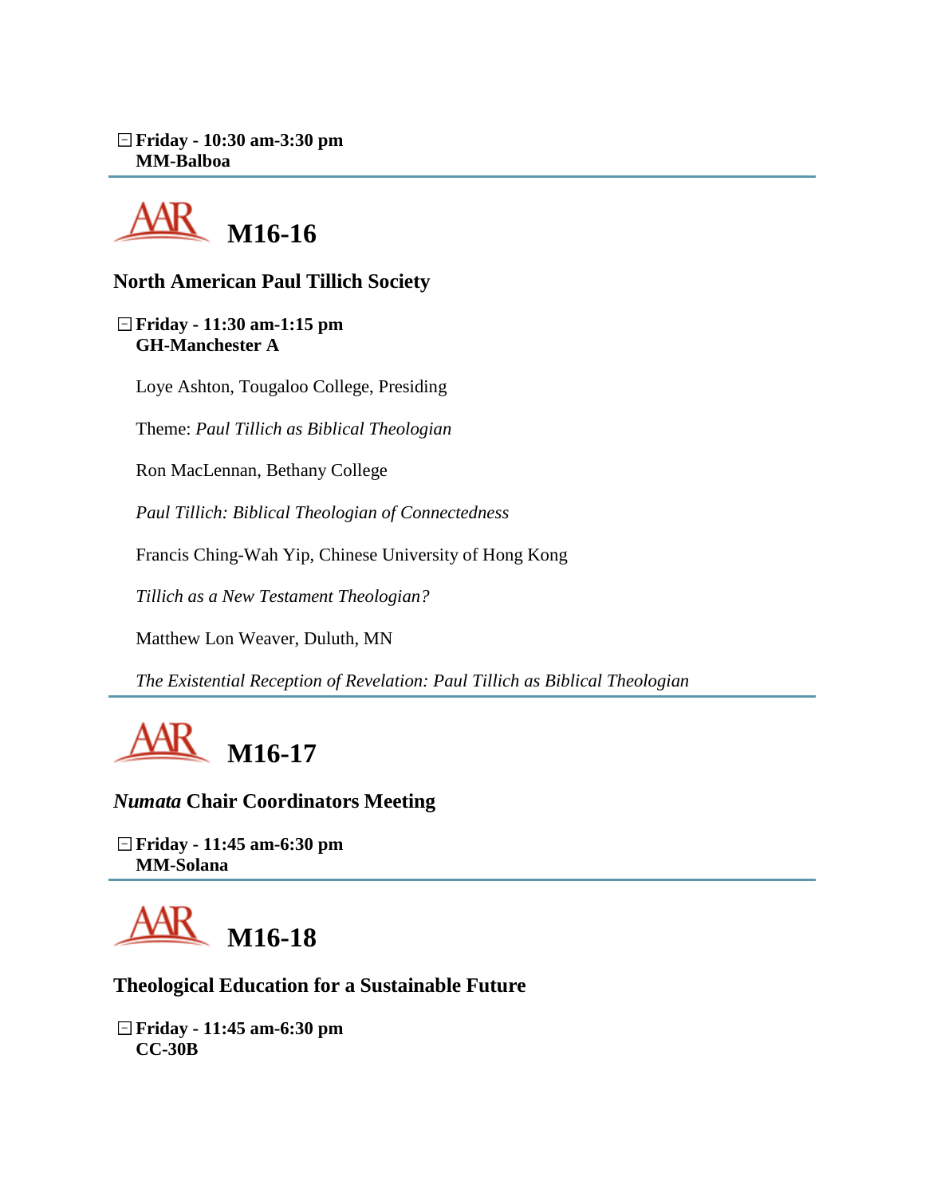**Friday - 10:30 am-3:30 pm**
**MM-Balboa**

---

## AAR M16-16

### North American Paul Tillich Society

**Friday - 11:30 am-1:15 pm**
**GH-Manchester A**

Loye Ashton, Tougaloo College, Presiding

Theme: *Paul Tillich as Biblical Theologian*

Ron MacLennan, Bethany College

*Paul Tillich: Biblical Theologian of Connectedness*

Francis Ching-Wah Yip, Chinese University of Hong Kong

*Tillich as a New Testament Theologian?*

Matthew Lon Weaver, Duluth, MN

*The Existential Reception of Revelation: Paul Tillich as Biblical Theologian*

---

## AAR M16-17

### *Numata* Chair Coordinators Meeting

**Friday - 11:45 am-6:30 pm**
**MM-Solana**

---

## AAR M16-18

### Theological Education for a Sustainable Future

**Friday - 11:45 am-6:30 pm**
**CC-30B**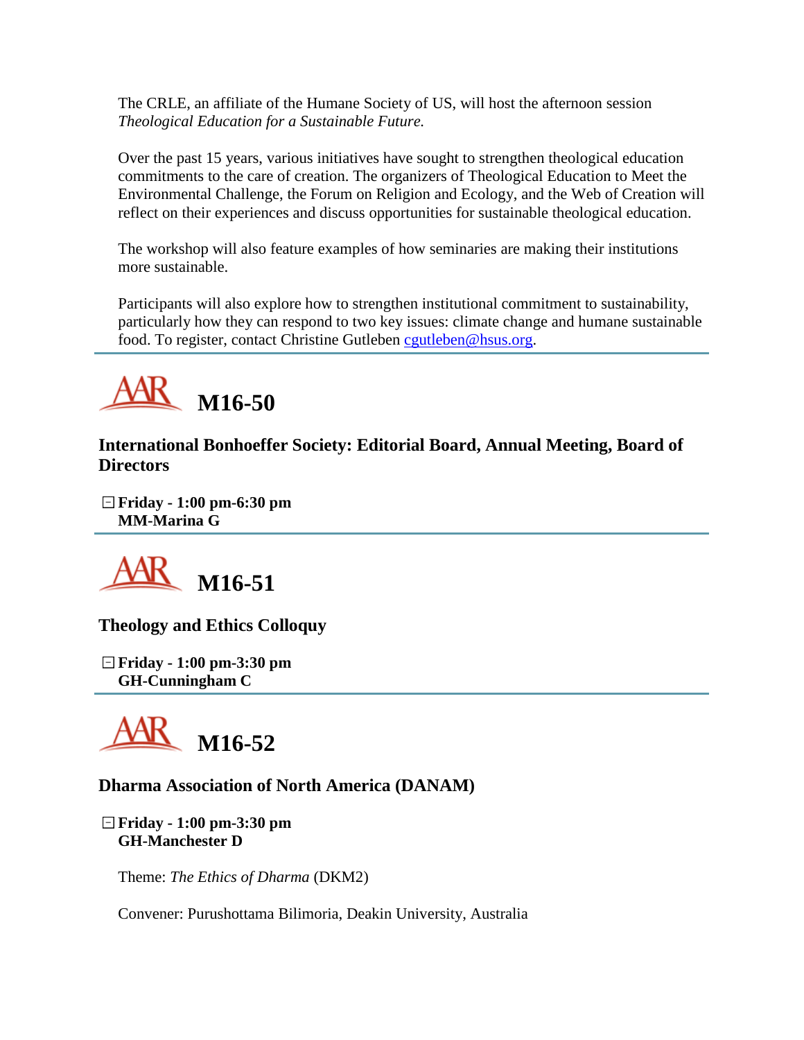The CRLE, an affiliate of the Humane Society of US, will host the afternoon session *Theological Education for a Sustainable Future.*

Over the past 15 years, various initiatives have sought to strengthen theological education commitments to the care of creation. The organizers of Theological Education to Meet the Environmental Challenge, the Forum on Religion and Ecology, and the Web of Creation will reflect on their experiences and discuss opportunities for sustainable theological education.

The workshop will also feature examples of how seminaries are making their institutions more sustainable.

Participants will also explore how to strengthen institutional commitment to sustainability, particularly how they can respond to two key issues: climate change and humane sustainable food. To register, contact Christine Gutleben cgutleben@hsus.org.

---

# M16-50

### International Bonhoeffer Society: Editorial Board, Annual Meeting, Board of Directors

**Friday - 1:00 pm-6:30 pm**
**MM-Marina G**

---

# M16-51

### Theology and Ethics Colloquy

**Friday - 1:00 pm-3:30 pm**
**GH-Cunningham C**

---

# M16-52

### Dharma Association of North America (DANAM)

**Friday - 1:00 pm-3:30 pm**
**GH-Manchester D**

Theme: *The Ethics of Dharma* (DKM2)

Convener: Purushottama Bilimoria, Deakin University, Australia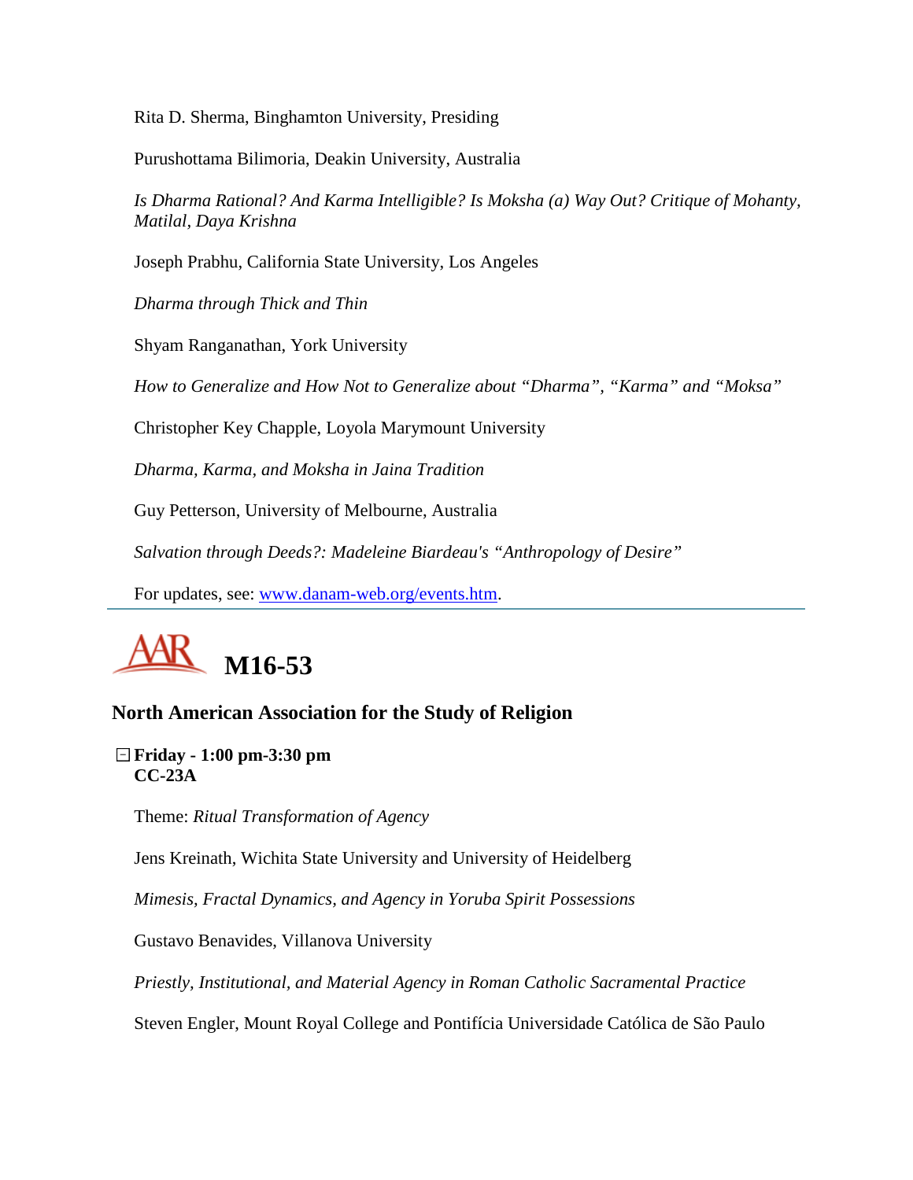Rita D. Sherma, Binghamton University, Presiding

Purushottama Bilimoria, Deakin University, Australia

*Is Dharma Rational? And Karma Intelligible? Is Moksha (a) Way Out? Critique of Mohanty, Matilal, Daya Krishna*

Joseph Prabhu, California State University, Los Angeles

*Dharma through Thick and Thin*

Shyam Ranganathan, York University

*How to Generalize and How Not to Generalize about "Dharma", "Karma" and "Moksa"*

Christopher Key Chapple, Loyola Marymount University

*Dharma, Karma, and Moksha in Jaina Tradition*

Guy Petterson, University of Melbourne, Australia

*Salvation through Deeds?: Madeleine Biardeau's "Anthropology of Desire"*

For updates, see: [www.danam-web.org/events.htm](www.danam-web.org/events.htm).

---

# AAR M16-53

## North American Association for the Study of Religion

**Friday - 1:00 pm-3:30 pm**
**CC-23A**

Theme: *Ritual Transformation of Agency*

Jens Kreinath, Wichita State University and University of Heidelberg

*Mimesis, Fractal Dynamics, and Agency in Yoruba Spirit Possessions*

Gustavo Benavides, Villanova University

*Priestly, Institutional, and Material Agency in Roman Catholic Sacramental Practice*

Steven Engler, Mount Royal College and Pontifícia Universidade Católica de São Paulo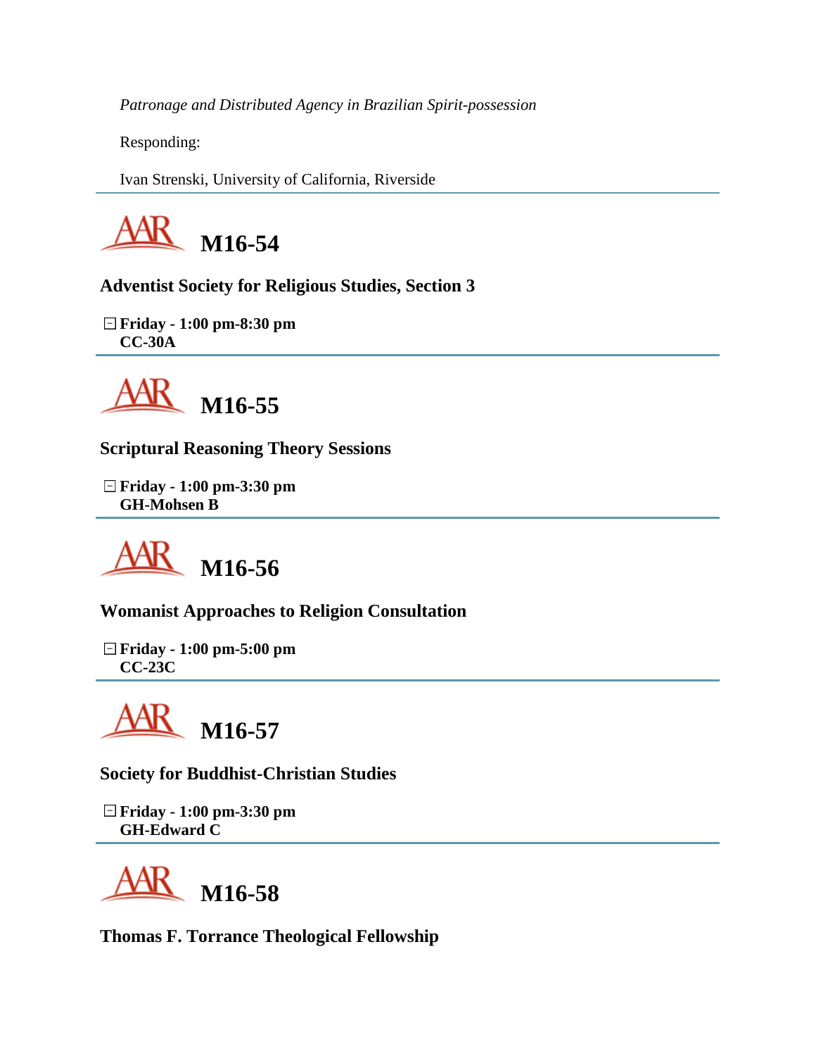*Patronage and Distributed Agency in Brazilian Spirit-possession*

Responding:

Ivan Strenski, University of California, Riverside

---

## M16-54

**Adventist Society for Religious Studies, Section 3**

**Friday - 1:00 pm-8:30 pm**
**CC-30A**

---

## M16-55

**Scriptural Reasoning Theory Sessions**

**Friday - 1:00 pm-3:30 pm**
**GH-Mohsen B**

---

## M16-56

**Womanist Approaches to Religion Consultation**

**Friday - 1:00 pm-5:00 pm**
**CC-23C**

---

## M16-57

**Society for Buddhist-Christian Studies**

**Friday - 1:00 pm-3:30 pm**
**GH-Edward C**

---

## M16-58

**Thomas F. Torrance Theological Fellowship**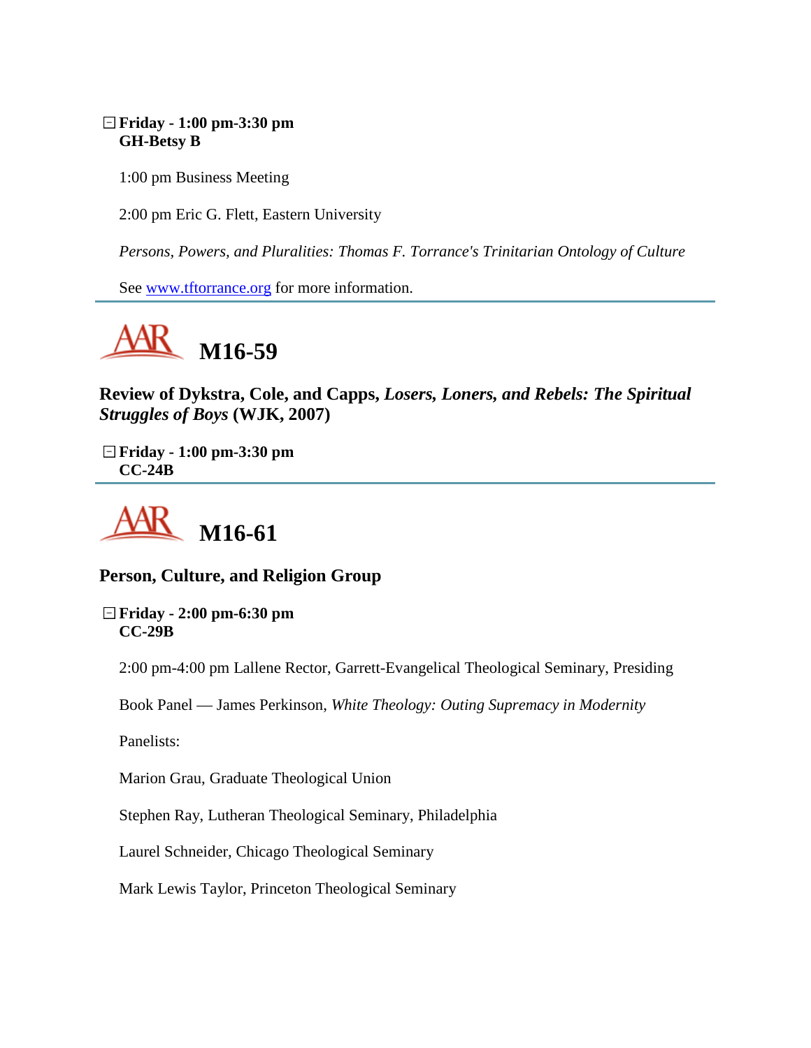**Friday - 1:00 pm-3:30 pm**
**GH-Betsy B**

1:00 pm Business Meeting

2:00 pm Eric G. Flett, Eastern University

*Persons, Powers, and Pluralities: Thomas F. Torrance's Trinitarian Ontology of Culture*

See www.tftorrance.org for more information.

---

# AAR M16-59

### Review of Dykstra, Cole, and Capps, *Losers, Loners, and Rebels: The Spiritual Struggles of Boys* (WJK, 2007)

**Friday - 1:00 pm-3:30 pm**
**CC-24B**

---

# AAR M16-61

### Person, Culture, and Religion Group

**Friday - 2:00 pm-6:30 pm**
**CC-29B**

2:00 pm-4:00 pm Lallene Rector, Garrett-Evangelical Theological Seminary, Presiding

Book Panel — James Perkinson, *White Theology: Outing Supremacy in Modernity*

Panelists:

Marion Grau, Graduate Theological Union

Stephen Ray, Lutheran Theological Seminary, Philadelphia

Laurel Schneider, Chicago Theological Seminary

Mark Lewis Taylor, Princeton Theological Seminary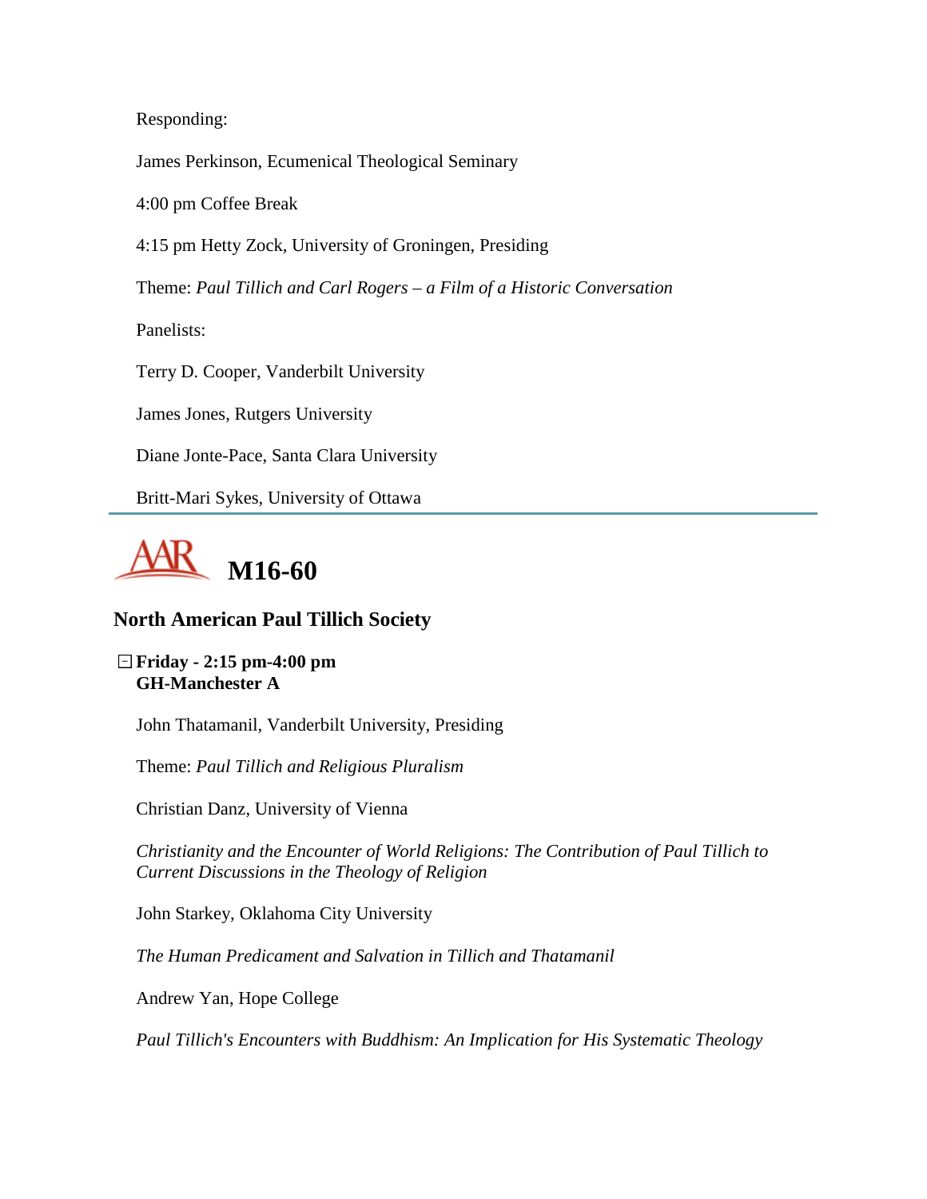Responding:

James Perkinson, Ecumenical Theological Seminary

4:00 pm Coffee Break

4:15 pm Hetty Zock, University of Groningen, Presiding

Theme: *Paul Tillich and Carl Rogers – a Film of a Historic Conversation*

Panelists:

Terry D. Cooper, Vanderbilt University

James Jones, Rutgers University

Diane Jonte-Pace, Santa Clara University

Britt-Mari Sykes, University of Ottawa

---

# AAR M16-60

## North American Paul Tillich Society

**Friday - 2:15 pm-4:00 pm**
**GH-Manchester A**

John Thatamanil, Vanderbilt University, Presiding

Theme: *Paul Tillich and Religious Pluralism*

Christian Danz, University of Vienna

*Christianity and the Encounter of World Religions: The Contribution of Paul Tillich to Current Discussions in the Theology of Religion*

John Starkey, Oklahoma City University

*The Human Predicament and Salvation in Tillich and Thatamanil*

Andrew Yan, Hope College

*Paul Tillich's Encounters with Buddhism: An Implication for His Systematic Theology*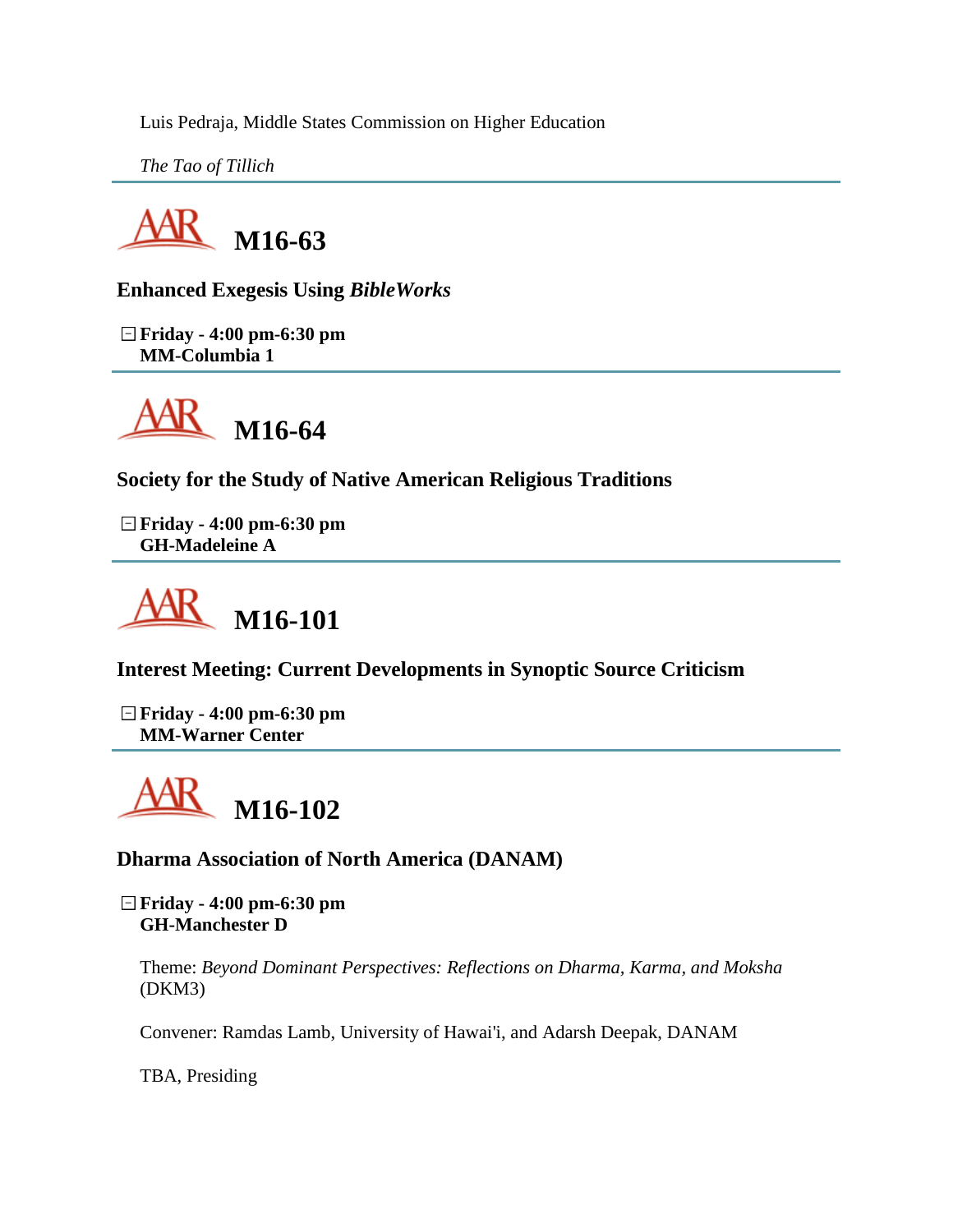Luis Pedraja, Middle States Commission on Higher Education

*The Tao of Tillich*

---

## M16-63

**Enhanced Exegesis Using *BibleWorks***

**Friday - 4:00 pm-6:30 pm**
**MM-Columbia 1**

---

## M16-64

**Society for the Study of Native American Religious Traditions**

**Friday - 4:00 pm-6:30 pm**
**GH-Madeleine A**

---

## M16-101

**Interest Meeting: Current Developments in Synoptic Source Criticism**

**Friday - 4:00 pm-6:30 pm**
**MM-Warner Center**

---

## M16-102

**Dharma Association of North America (DANAM)**

**Friday - 4:00 pm-6:30 pm**
**GH-Manchester D**

Theme: *Beyond Dominant Perspectives: Reflections on Dharma, Karma, and Moksha* (DKM3)

Convener: Ramdas Lamb, University of Hawai'i, and Adarsh Deepak, DANAM

TBA, Presiding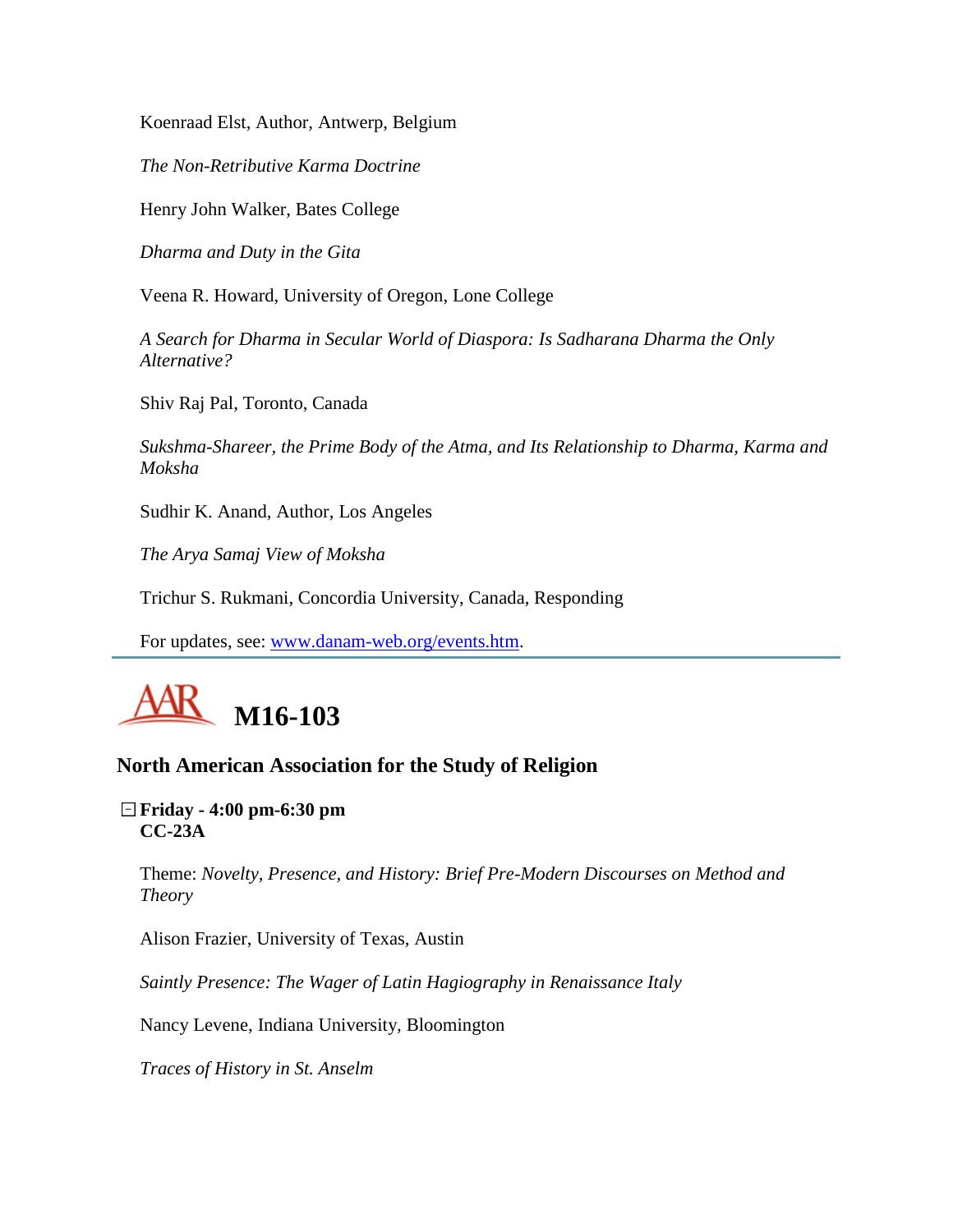Koenraad Elst, Author, Antwerp, Belgium

*The Non-Retributive Karma Doctrine*

Henry John Walker, Bates College

*Dharma and Duty in the Gita*

Veena R. Howard, University of Oregon, Lone College

*A Search for Dharma in Secular World of Diaspora: Is Sadharana Dharma the Only Alternative?*

Shiv Raj Pal, Toronto, Canada

*Sukshma-Shareer, the Prime Body of the Atma, and Its Relationship to Dharma, Karma and Moksha*

Sudhir K. Anand, Author, Los Angeles

*The Arya Samaj View of Moksha*

Trichur S. Rukmani, Concordia University, Canada, Responding

For updates, see: [www.danam-web.org/events.htm](www.danam-web.org/events.htm).

---

# AAR M16-103

## North American Association for the Study of Religion

**Friday - 4:00 pm-6:30 pm**
**CC-23A**

Theme: *Novelty, Presence, and History: Brief Pre-Modern Discourses on Method and Theory*

Alison Frazier, University of Texas, Austin

*Saintly Presence: The Wager of Latin Hagiography in Renaissance Italy*

Nancy Levene, Indiana University, Bloomington

*Traces of History in St. Anselm*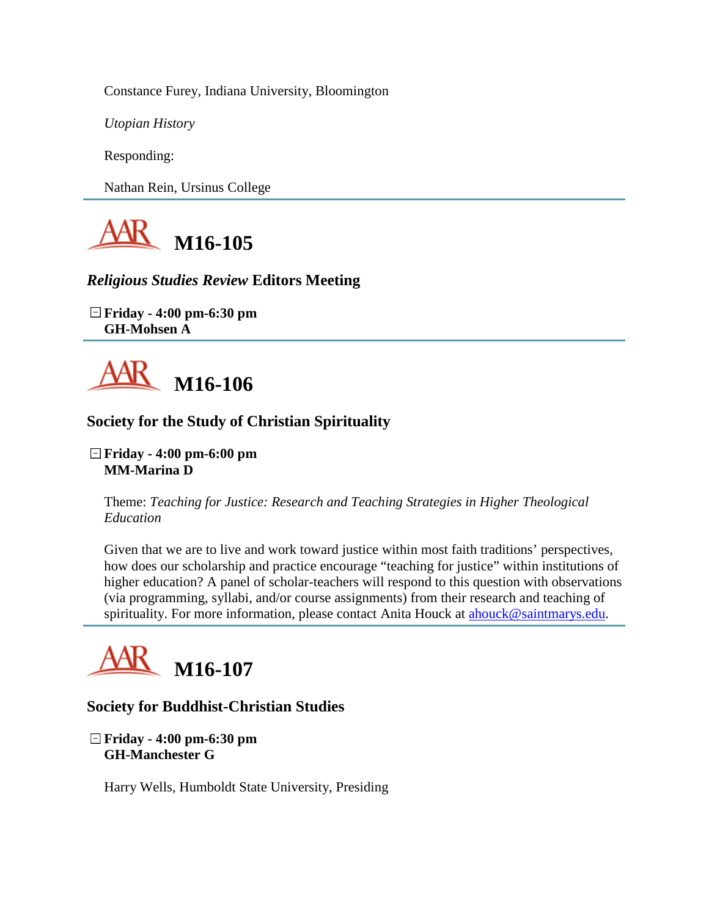Constance Furey, Indiana University, Bloomington

*Utopian History*

Responding:

Nathan Rein, Ursinus College

---

## M16-105

### *Religious Studies Review* Editors Meeting

**Friday - 4:00 pm-6:30 pm**
**GH-Mohsen A**

---

## M16-106

### Society for the Study of Christian Spirituality

**Friday - 4:00 pm-6:00 pm**
**MM-Marina D**

Theme: *Teaching for Justice: Research and Teaching Strategies in Higher Theological Education*

Given that we are to live and work toward justice within most faith traditions' perspectives, how does our scholarship and practice encourage "teaching for justice" within institutions of higher education? A panel of scholar-teachers will respond to this question with observations (via programming, syllabi, and/or course assignments) from their research and teaching of spirituality. For more information, please contact Anita Houck at ahouck@saintmarys.edu.

---

## M16-107

### Society for Buddhist-Christian Studies

**Friday - 4:00 pm-6:30 pm**
**GH-Manchester G**

Harry Wells, Humboldt State University, Presiding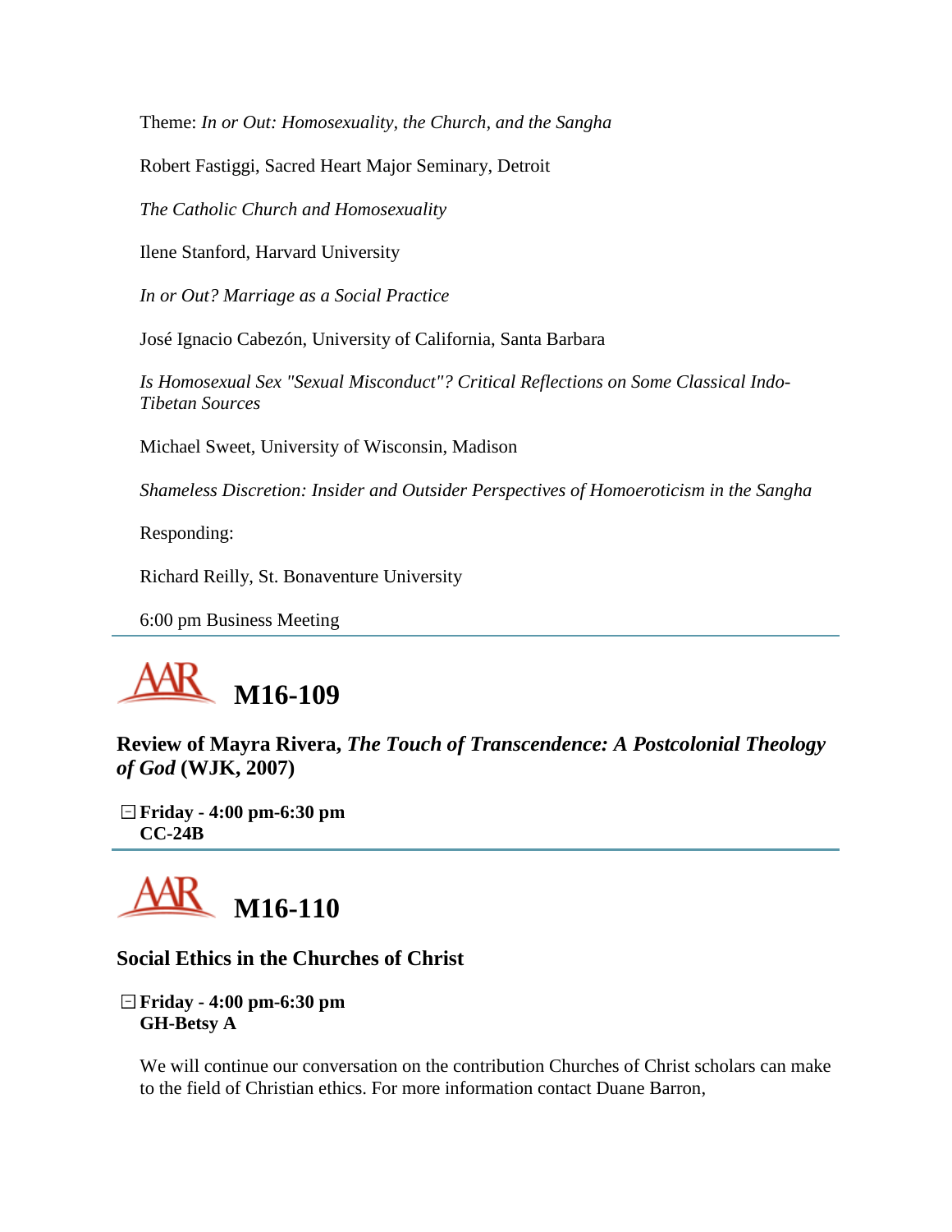Theme: *In or Out: Homosexuality, the Church, and the Sangha*

Robert Fastiggi, Sacred Heart Major Seminary, Detroit

*The Catholic Church and Homosexuality*

Ilene Stanford, Harvard University

*In or Out? Marriage as a Social Practice*

José Ignacio Cabezón, University of California, Santa Barbara

*Is Homosexual Sex "Sexual Misconduct"? Critical Reflections on Some Classical Indo-Tibetan Sources*

Michael Sweet, University of Wisconsin, Madison

*Shameless Discretion: Insider and Outsider Perspectives of Homoeroticism in the Sangha*

Responding:

Richard Reilly, St. Bonaventure University

6:00 pm Business Meeting

---

# M16-109

### Review of Mayra Rivera, *The Touch of Transcendence: A Postcolonial Theology of God* (WJK, 2007)

**Friday - 4:00 pm-6:30 pm**
**CC-24B**

---

# M16-110

### Social Ethics in the Churches of Christ

**Friday - 4:00 pm-6:30 pm**
**GH-Betsy A**

We will continue our conversation on the contribution Churches of Christ scholars can make to the field of Christian ethics. For more information contact Duane Barron,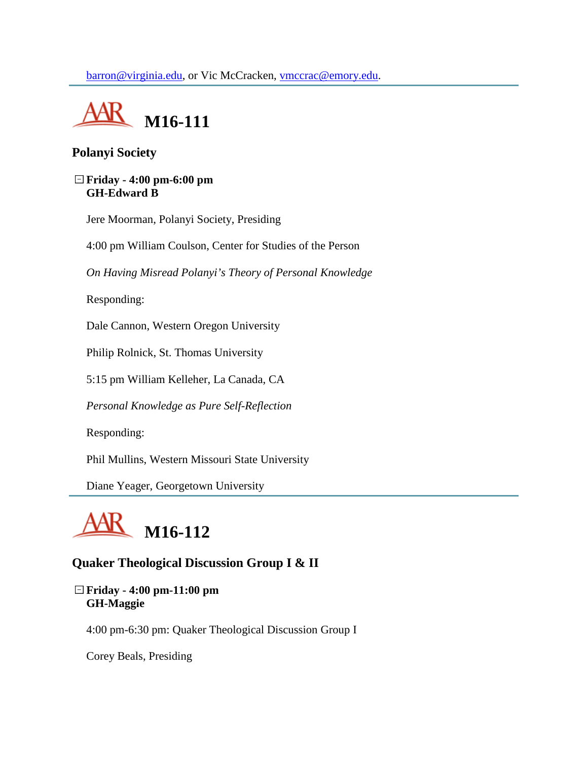barron@virginia.edu, or Vic McCracken, vmccrac@emory.edu.

---

# M16-111

### Polanyi Society

**Friday - 4:00 pm-6:00 pm**
**GH-Edward B**

Jere Moorman, Polanyi Society, Presiding

4:00 pm William Coulson, Center for Studies of the Person

*On Having Misread Polanyi's Theory of Personal Knowledge*

Responding:

Dale Cannon, Western Oregon University

Philip Rolnick, St. Thomas University

5:15 pm William Kelleher, La Canada, CA

*Personal Knowledge as Pure Self-Reflection*

Responding:

Phil Mullins, Western Missouri State University

Diane Yeager, Georgetown University

---

# M16-112

### Quaker Theological Discussion Group I & II

**Friday - 4:00 pm-11:00 pm**
**GH-Maggie**

4:00 pm-6:30 pm: Quaker Theological Discussion Group I

Corey Beals, Presiding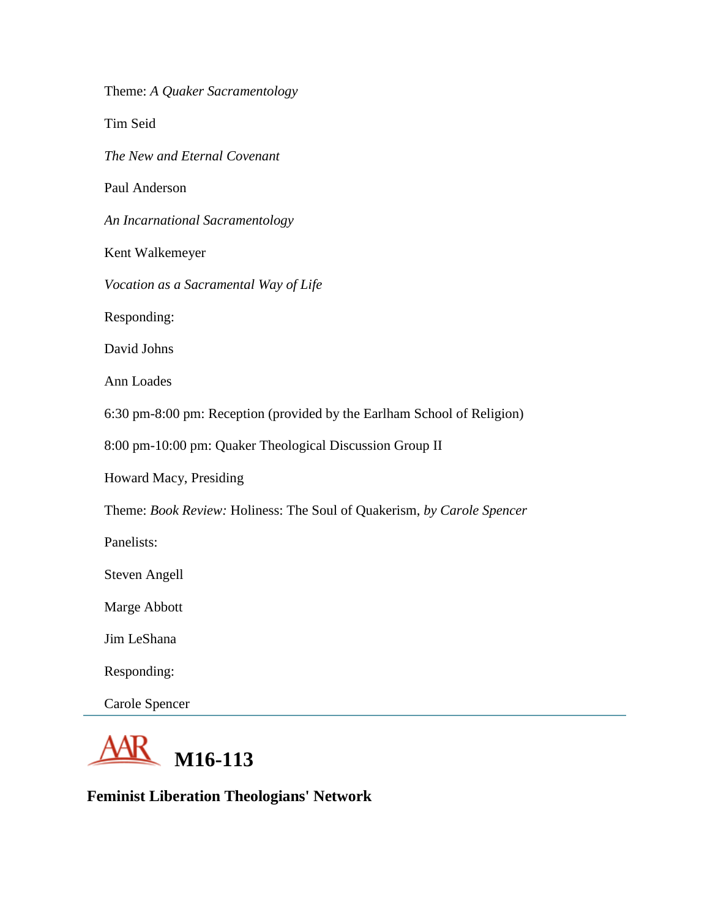Theme: *A Quaker Sacramentology*

Tim Seid

*The New and Eternal Covenant*

Paul Anderson

*An Incarnational Sacramentology*

Kent Walkemeyer

*Vocation as a Sacramental Way of Life*

Responding:

David Johns

Ann Loades

6:30 pm-8:00 pm: Reception (provided by the Earlham School of Religion)

8:00 pm-10:00 pm: Quaker Theological Discussion Group II

Howard Macy, Presiding

Theme: *Book Review:* Holiness: The Soul of Quakerism, *by Carole Spencer*

Panelists:

Steven Angell

Marge Abbott

Jim LeShana

Responding:

Carole Spencer

---

## AAR M16-113

**Feminist Liberation Theologians' Network**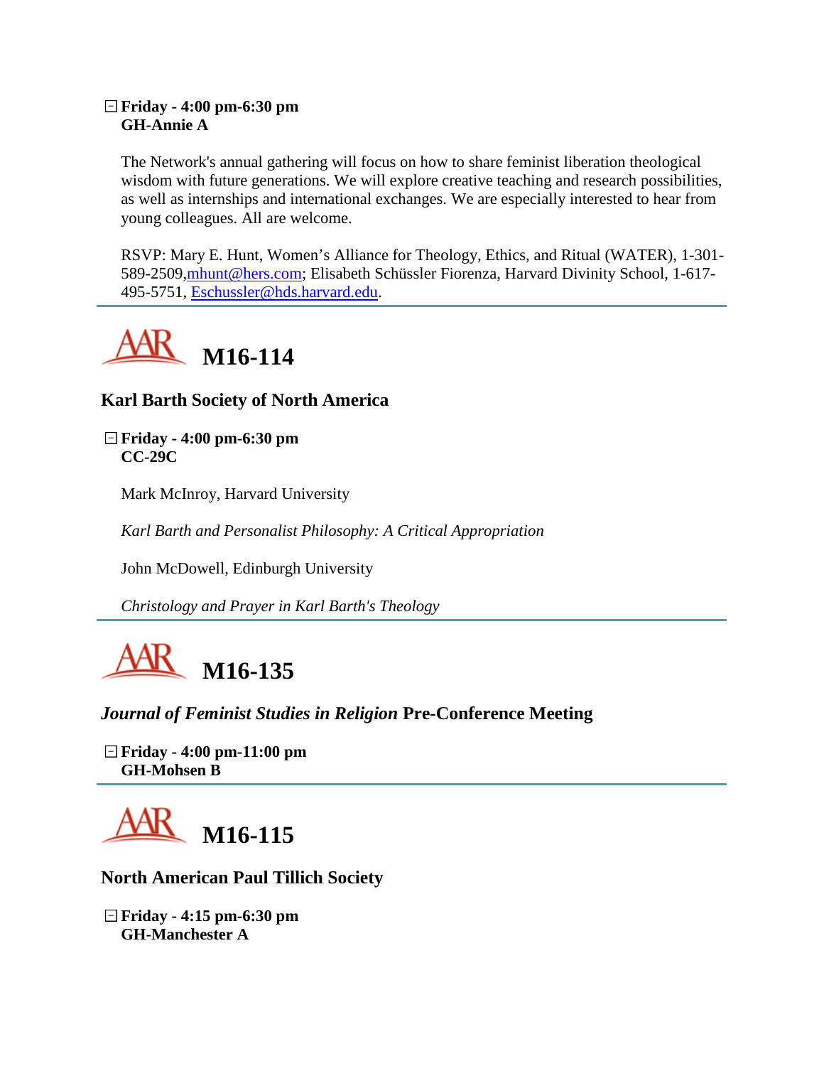**Friday - 4:00 pm-6:30 pm**
**GH-Annie A**

The Network's annual gathering will focus on how to share feminist liberation theological wisdom with future generations. We will explore creative teaching and research possibilities, as well as internships and international exchanges. We are especially interested to hear from young colleagues. All are welcome.

RSVP: Mary E. Hunt, Women's Alliance for Theology, Ethics, and Ritual (WATER), 1-301-589-2509, mhunt@hers.com; Elisabeth Schüssler Fiorenza, Harvard Divinity School, 1-617-495-5751, Eschussler@hds.harvard.edu.

---

# AAR M16-114

## Karl Barth Society of North America

**Friday - 4:00 pm-6:30 pm**
**CC-29C**

Mark McInroy, Harvard University

*Karl Barth and Personalist Philosophy: A Critical Appropriation*

John McDowell, Edinburgh University

*Christology and Prayer in Karl Barth's Theology*

---

# AAR M16-135

## *Journal of Feminist Studies in Religion* Pre-Conference Meeting

**Friday - 4:00 pm-11:00 pm**
**GH-Mohsen B**

---

# AAR M16-115

## North American Paul Tillich Society

**Friday - 4:15 pm-6:30 pm**
**GH-Manchester A**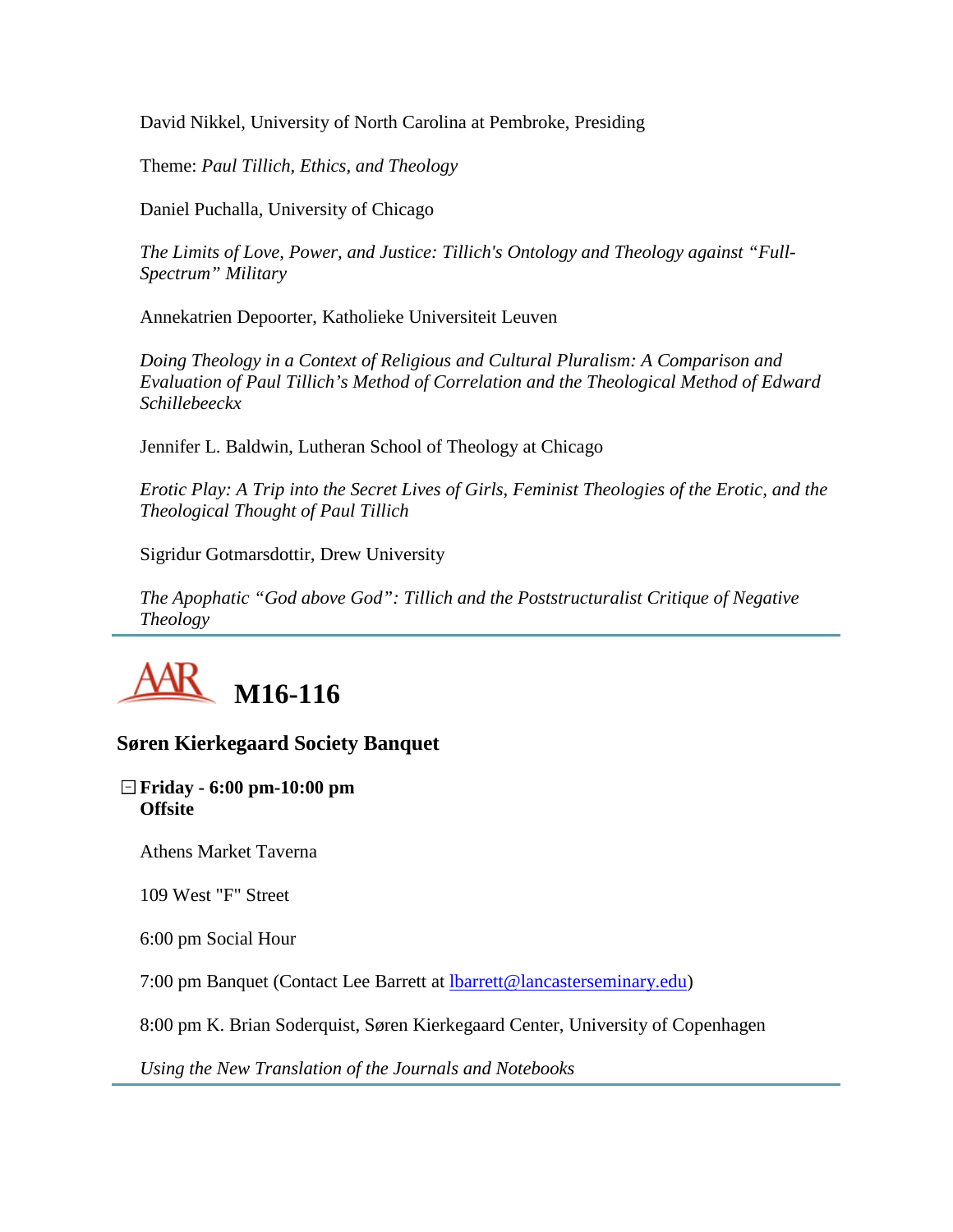David Nikkel, University of North Carolina at Pembroke, Presiding

Theme: *Paul Tillich, Ethics, and Theology*

Daniel Puchalla, University of Chicago

*The Limits of Love, Power, and Justice: Tillich's Ontology and Theology against "Full-Spectrum" Military*

Annekatrien Depoorter, Katholieke Universiteit Leuven

*Doing Theology in a Context of Religious and Cultural Pluralism: A Comparison and Evaluation of Paul Tillich's Method of Correlation and the Theological Method of Edward Schillebeeckx*

Jennifer L. Baldwin, Lutheran School of Theology at Chicago

*Erotic Play: A Trip into the Secret Lives of Girls, Feminist Theologies of the Erotic, and the Theological Thought of Paul Tillich*

Sigridur Gotmarsdottir, Drew University

*The Apophatic "God above God": Tillich and the Poststructuralist Critique of Negative Theology*

---

## AAR M16-116

### Søren Kierkegaard Society Banquet

**Friday - 6:00 pm-10:00 pm**
**Offsite**

Athens Market Taverna

109 West "F" Street

6:00 pm Social Hour

7:00 pm Banquet (Contact Lee Barrett at lbarrett@lancasterseminary.edu)

8:00 pm K. Brian Soderquist, Søren Kierkegaard Center, University of Copenhagen

*Using the New Translation of the Journals and Notebooks*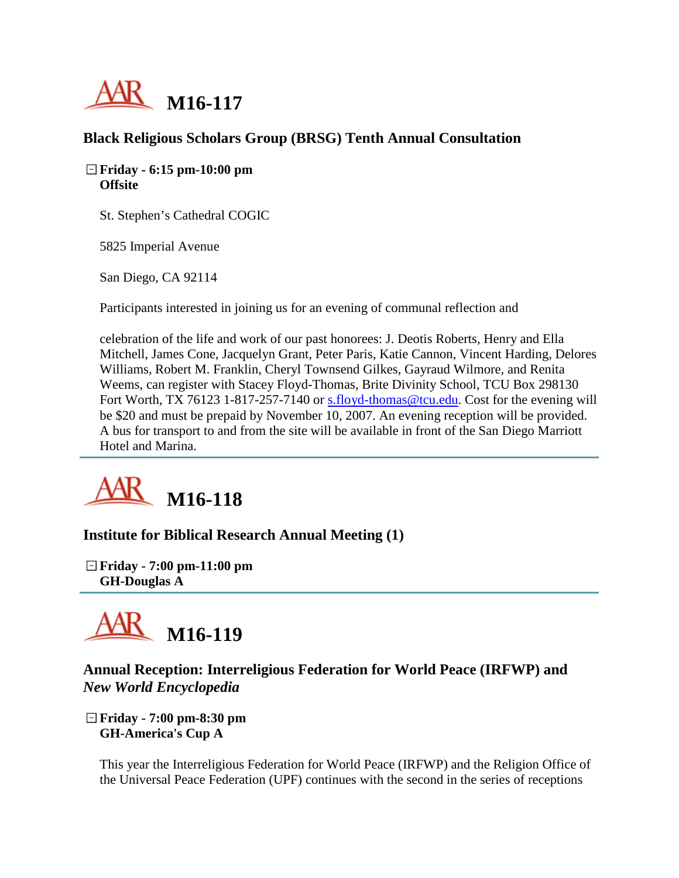# M16-117

### Black Religious Scholars Group (BRSG) Tenth Annual Consultation

**Friday - 6:15 pm-10:00 pm**
**Offsite**

St. Stephen's Cathedral COGIC

5825 Imperial Avenue

San Diego, CA 92114

Participants interested in joining us for an evening of communal reflection and

celebration of the life and work of our past honorees: J. Deotis Roberts, Henry and Ella Mitchell, James Cone, Jacquelyn Grant, Peter Paris, Katie Cannon, Vincent Harding, Delores Williams, Robert M. Franklin, Cheryl Townsend Gilkes, Gayraud Wilmore, and Renita Weems, can register with Stacey Floyd-Thomas, Brite Divinity School, TCU Box 298130 Fort Worth, TX 76123 1-817-257-7140 or s.floyd-thomas@tcu.edu. Cost for the evening will be $20 and must be prepaid by November 10, 2007. An evening reception will be provided. A bus for transport to and from the site will be available in front of the San Diego Marriott Hotel and Marina.

---

# M16-118

### Institute for Biblical Research Annual Meeting (1)

**Friday - 7:00 pm-11:00 pm**
**GH-Douglas A**

---

# M16-119

### Annual Reception: Interreligious Federation for World Peace (IRFWP) and *New World Encyclopedia*

**Friday - 7:00 pm-8:30 pm**
**GH-America's Cup A**

This year the Interreligious Federation for World Peace (IRFWP) and the Religion Office of the Universal Peace Federation (UPF) continues with the second in the series of receptions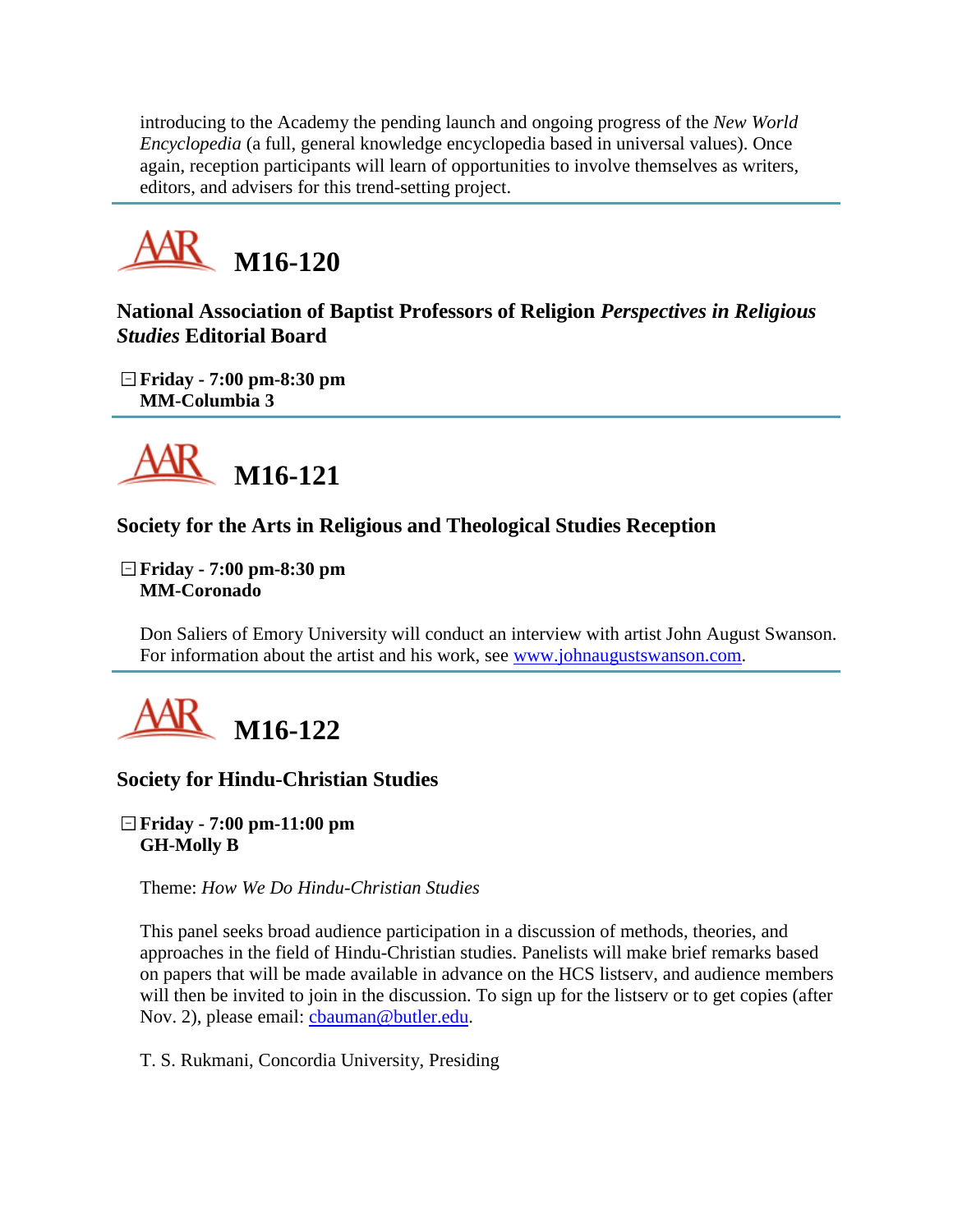introducing to the Academy the pending launch and ongoing progress of the *New World Encyclopedia* (a full, general knowledge encyclopedia based in universal values). Once again, reception participants will learn of opportunities to involve themselves as writers, editors, and advisers for this trend-setting project.

---

## M16-120

### National Association of Baptist Professors of Religion *Perspectives in Religious Studies* Editorial Board

**Friday - 7:00 pm-8:30 pm**
**MM-Columbia 3**

---

## M16-121

### Society for the Arts in Religious and Theological Studies Reception

**Friday - 7:00 pm-8:30 pm**
**MM-Coronado**

Don Saliers of Emory University will conduct an interview with artist John August Swanson. For information about the artist and his work, see www.johnaugustswanson.com.

---

## M16-122

### Society for Hindu-Christian Studies

**Friday - 7:00 pm-11:00 pm**
**GH-Molly B**

Theme: *How We Do Hindu-Christian Studies*

This panel seeks broad audience participation in a discussion of methods, theories, and approaches in the field of Hindu-Christian studies. Panelists will make brief remarks based on papers that will be made available in advance on the HCS listserv, and audience members will then be invited to join in the discussion. To sign up for the listserv or to get copies (after Nov. 2), please email: cbauman@butler.edu.

T. S. Rukmani, Concordia University, Presiding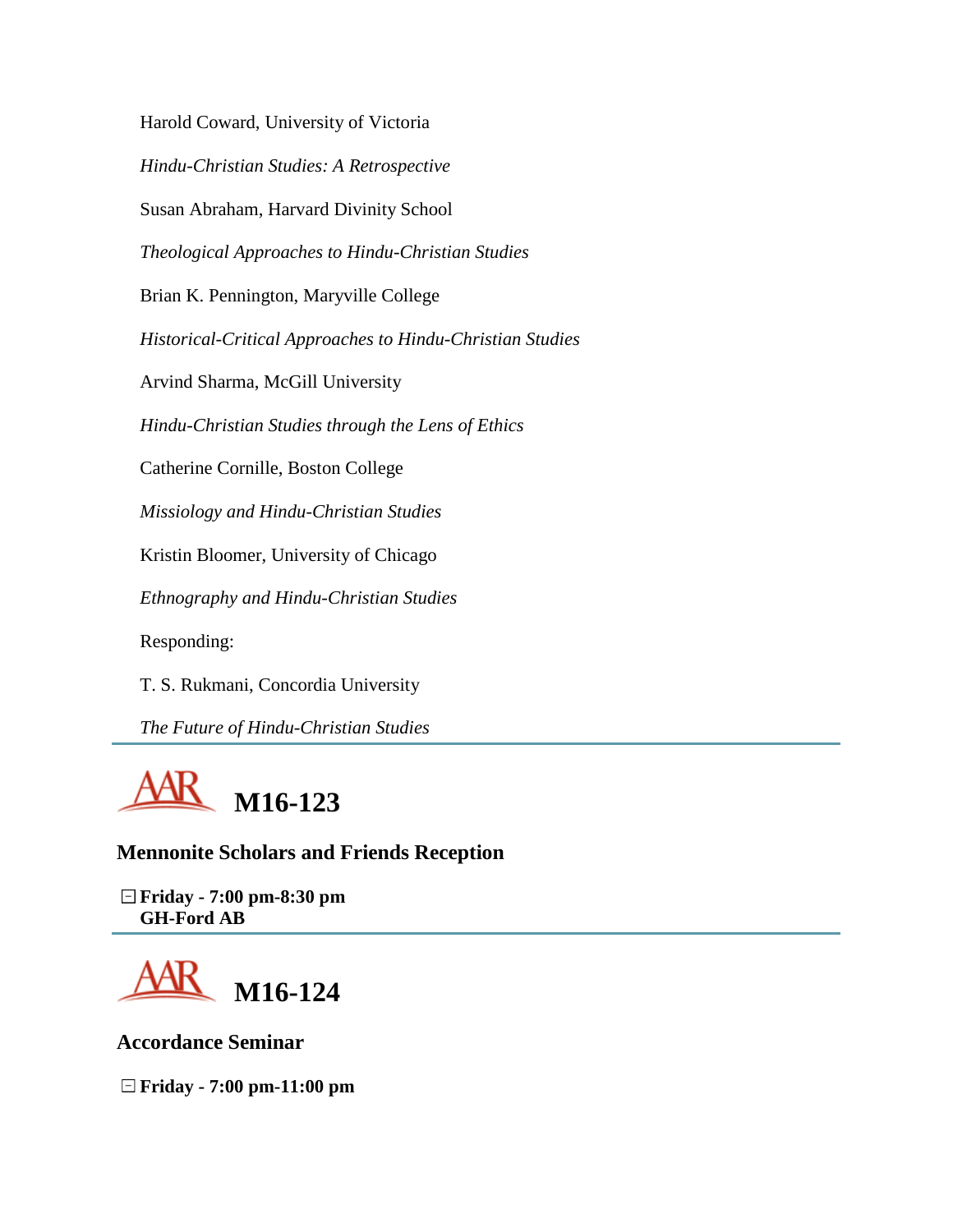Harold Coward, University of Victoria

*Hindu-Christian Studies: A Retrospective*

Susan Abraham, Harvard Divinity School

*Theological Approaches to Hindu-Christian Studies*

Brian K. Pennington, Maryville College

*Historical-Critical Approaches to Hindu-Christian Studies*

Arvind Sharma, McGill University

*Hindu-Christian Studies through the Lens of Ethics*

Catherine Cornille, Boston College

*Missiology and Hindu-Christian Studies*

Kristin Bloomer, University of Chicago

*Ethnography and Hindu-Christian Studies*

Responding:

T. S. Rukmani, Concordia University

*The Future of Hindu-Christian Studies*

---

# AAR M16-123

### Mennonite Scholars and Friends Reception

**Friday - 7:00 pm-8:30 pm**
**GH-Ford AB**

---

# AAR M16-124

### Accordance Seminar

**Friday - 7:00 pm-11:00 pm**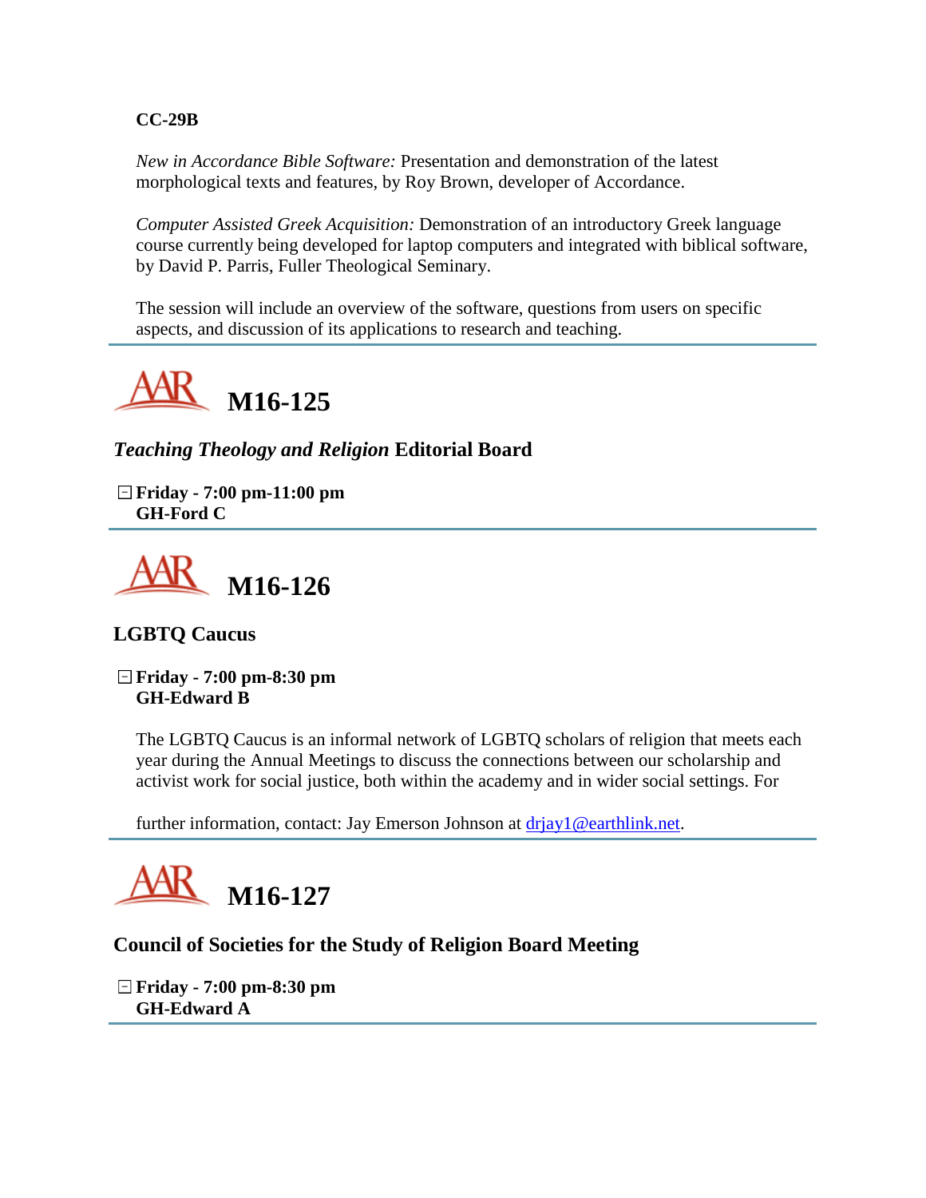**CC-29B**

*New in Accordance Bible Software:* Presentation and demonstration of the latest morphological texts and features, by Roy Brown, developer of Accordance.

*Computer Assisted Greek Acquisition:* Demonstration of an introductory Greek language course currently being developed for laptop computers and integrated with biblical software, by David P. Parris, Fuller Theological Seminary.

The session will include an overview of the software, questions from users on specific aspects, and discussion of its applications to research and teaching.

---

# AAR M16-125

### *Teaching Theology and Religion* Editorial Board

**Friday - 7:00 pm-11:00 pm**
**GH-Ford C**

---

# AAR M16-126

### LGBTQ Caucus

**Friday - 7:00 pm-8:30 pm**
**GH-Edward B**

The LGBTQ Caucus is an informal network of LGBTQ scholars of religion that meets each year during the Annual Meetings to discuss the connections between our scholarship and activist work for social justice, both within the academy and in wider social settings. For

further information, contact: Jay Emerson Johnson at drjay1@earthlink.net.

---

# AAR M16-127

### Council of Societies for the Study of Religion Board Meeting

**Friday - 7:00 pm-8:30 pm**
**GH-Edward A**

---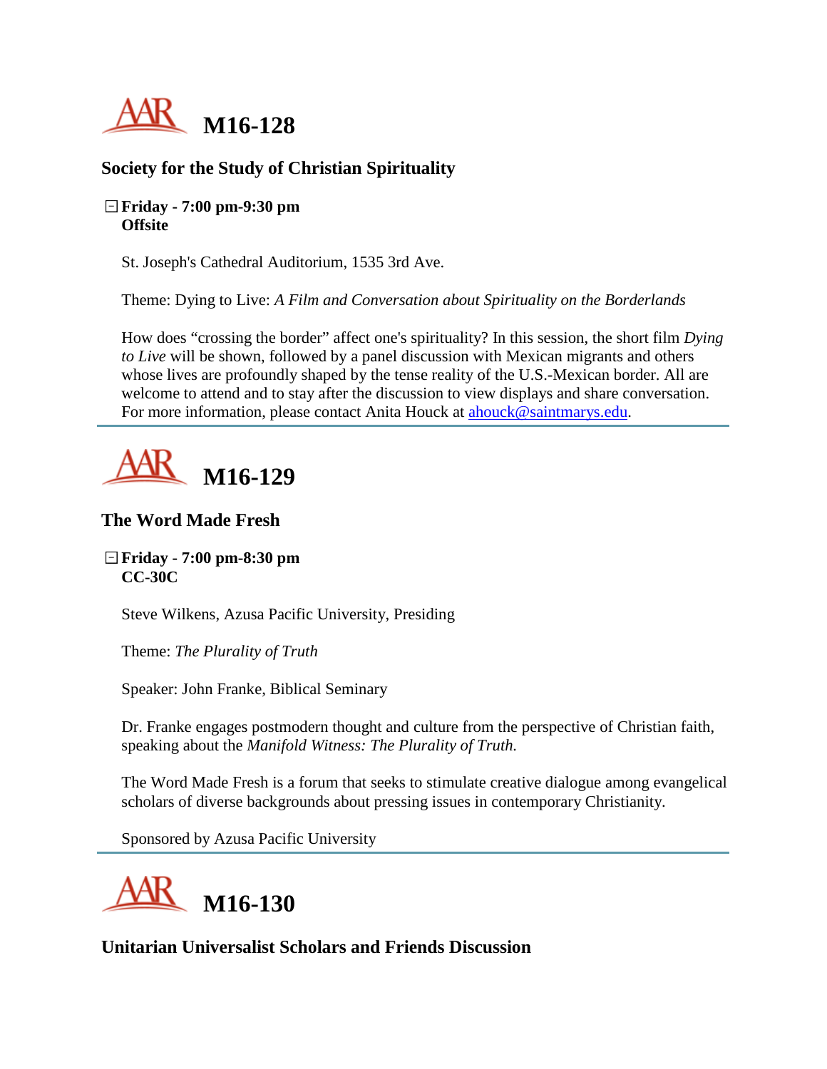# M16-128

### Society for the Study of Christian Spirituality

**Friday - 7:00 pm-9:30 pm**
**Offsite**

St. Joseph's Cathedral Auditorium, 1535 3rd Ave.

Theme: Dying to Live: *A Film and Conversation about Spirituality on the Borderlands*

How does “crossing the border” affect one's spirituality? In this session, the short film *Dying to Live* will be shown, followed by a panel discussion with Mexican migrants and others whose lives are profoundly shaped by the tense reality of the U.S.-Mexican border. All are welcome to attend and to stay after the discussion to view displays and share conversation. For more information, please contact Anita Houck at ahouck@saintmarys.edu.

---

# M16-129

### The Word Made Fresh

**Friday - 7:00 pm-8:30 pm**
**CC-30C**

Steve Wilkens, Azusa Pacific University, Presiding

Theme: *The Plurality of Truth*

Speaker: John Franke, Biblical Seminary

Dr. Franke engages postmodern thought and culture from the perspective of Christian faith, speaking about the *Manifold Witness: The Plurality of Truth.*

The Word Made Fresh is a forum that seeks to stimulate creative dialogue among evangelical scholars of diverse backgrounds about pressing issues in contemporary Christianity.

Sponsored by Azusa Pacific University

---

# M16-130

### Unitarian Universalist Scholars and Friends Discussion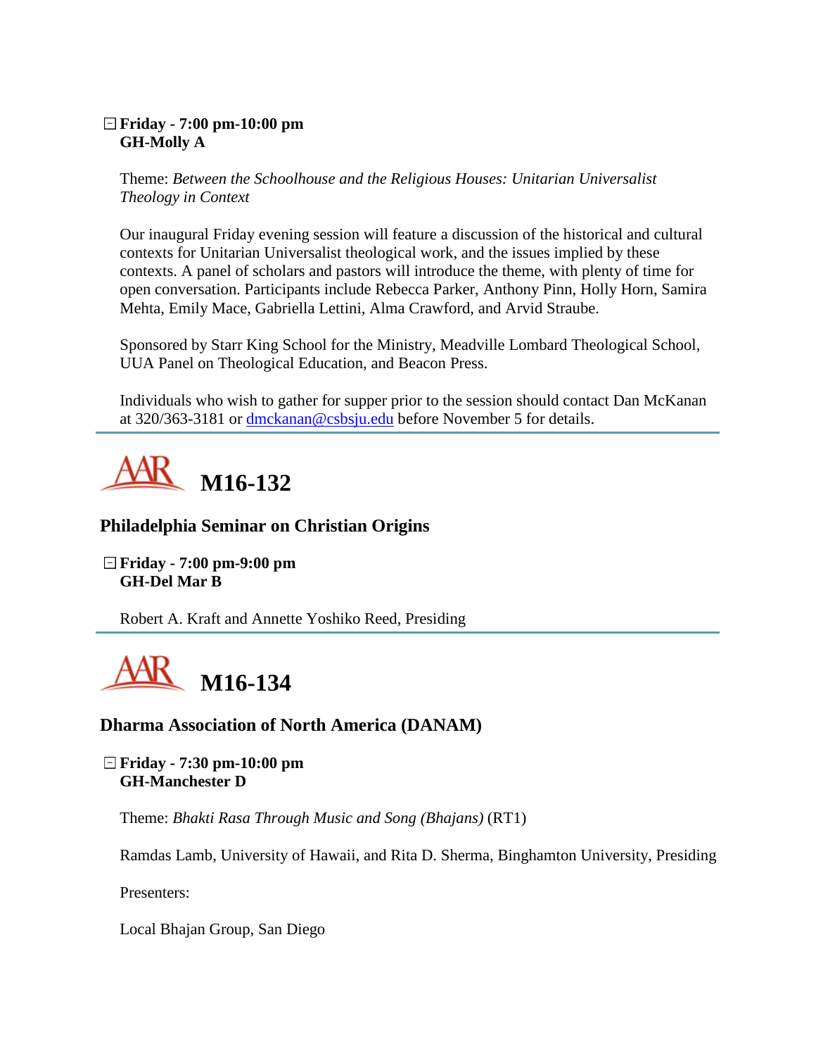**Friday - 7:00 pm-10:00 pm**
**GH-Molly A**

Theme: *Between the Schoolhouse and the Religious Houses: Unitarian Universalist Theology in Context*

Our inaugural Friday evening session will feature a discussion of the historical and cultural contexts for Unitarian Universalist theological work, and the issues implied by these contexts. A panel of scholars and pastors will introduce the theme, with plenty of time for open conversation. Participants include Rebecca Parker, Anthony Pinn, Holly Horn, Samira Mehta, Emily Mace, Gabriella Lettini, Alma Crawford, and Arvid Straube.

Sponsored by Starr King School for the Ministry, Meadville Lombard Theological School, UUA Panel on Theological Education, and Beacon Press.

Individuals who wish to gather for supper prior to the session should contact Dan McKanan at 320/363-3181 or dmckanan@csbsju.edu before November 5 for details.

---

# AAR M16-132

## Philadelphia Seminar on Christian Origins

**Friday - 7:00 pm-9:00 pm**
**GH-Del Mar B**

Robert A. Kraft and Annette Yoshiko Reed, Presiding

---

# AAR M16-134

## Dharma Association of North America (DANAM)

**Friday - 7:30 pm-10:00 pm**
**GH-Manchester D**

Theme: *Bhakti Rasa Through Music and Song (Bhajans)* (RT1)

Ramdas Lamb, University of Hawaii, and Rita D. Sherma, Binghamton University, Presiding

Presenters:

Local Bhajan Group, San Diego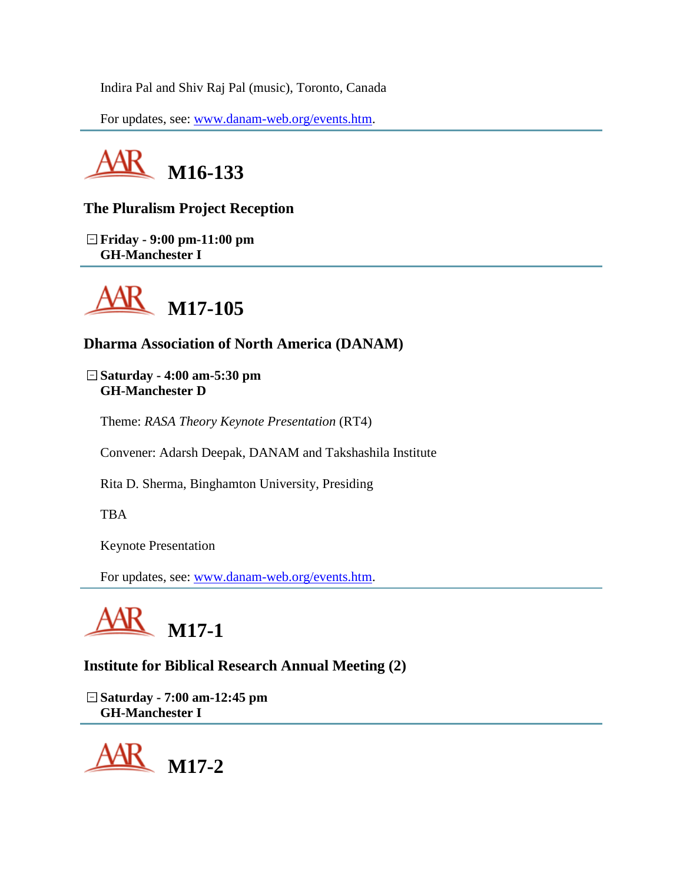Indira Pal and Shiv Raj Pal (music), Toronto, Canada

For updates, see: www.danam-web.org/events.htm.

## M16-133

### The Pluralism Project Reception

**Friday - 9:00 pm-11:00 pm**
**GH-Manchester I**

## M17-105

### Dharma Association of North America (DANAM)

**Saturday - 4:00 am-5:30 pm**
**GH-Manchester D**

Theme: *RASA Theory Keynote Presentation* (RT4)

Convener: Adarsh Deepak, DANAM and Takshashila Institute

Rita D. Sherma, Binghamton University, Presiding

TBA

Keynote Presentation

For updates, see: www.danam-web.org/events.htm.

## M17-1

### Institute for Biblical Research Annual Meeting (2)

**Saturday - 7:00 am-12:45 pm**
**GH-Manchester I**

## M17-2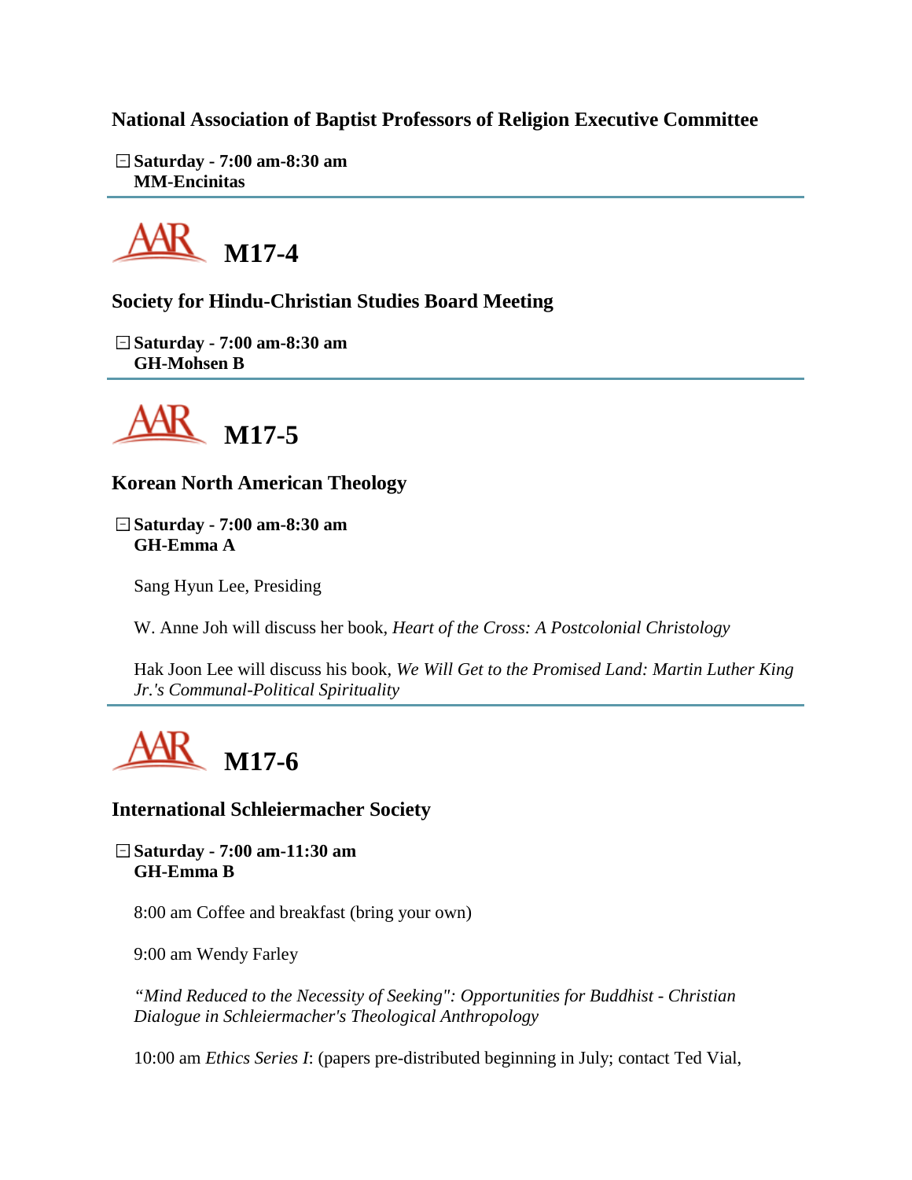### National Association of Baptist Professors of Religion Executive Committee

**Saturday - 7:00 am-8:30 am**
**MM-Encinitas**

---

## AAR M17-4

### Society for Hindu-Christian Studies Board Meeting

**Saturday - 7:00 am-8:30 am**
**GH-Mohsen B**

---

## AAR M17-5

### Korean North American Theology

**Saturday - 7:00 am-8:30 am**
**GH-Emma A**

Sang Hyun Lee, Presiding

W. Anne Joh will discuss her book, *Heart of the Cross: A Postcolonial Christology*

Hak Joon Lee will discuss his book, *We Will Get to the Promised Land: Martin Luther King Jr.'s Communal-Political Spirituality*

---

## AAR M17-6

### International Schleiermacher Society

**Saturday - 7:00 am-11:30 am**
**GH-Emma B**

8:00 am Coffee and breakfast (bring your own)

9:00 am Wendy Farley

*“Mind Reduced to the Necessity of Seeking": Opportunities for Buddhist - Christian Dialogue in Schleiermacher's Theological Anthropology*

10:00 am *Ethics Series I*: (papers pre-distributed beginning in July; contact Ted Vial,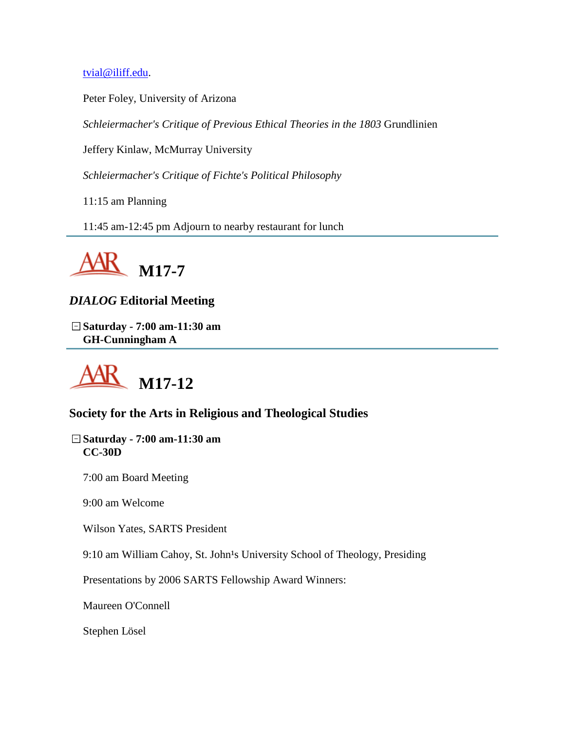tvial@iliff.edu.

Peter Foley, University of Arizona

*Schleiermacher's Critique of Previous Ethical Theories in the 1803* Grundlinien

Jeffery Kinlaw, McMurray University

*Schleiermacher's Critique of Fichte's Political Philosophy*

11:15 am Planning

11:45 am-12:45 pm Adjourn to nearby restaurant for lunch

---

## AAR M17-7

### *DIALOG* Editorial Meeting

**Saturday - 7:00 am-11:30 am**
**GH-Cunningham A**

---

## AAR M17-12

### Society for the Arts in Religious and Theological Studies

**Saturday - 7:00 am-11:30 am**
**CC-30D**

7:00 am Board Meeting

9:00 am Welcome

Wilson Yates, SARTS President

9:10 am William Cahoy, St. John¹s University School of Theology, Presiding

Presentations by 2006 SARTS Fellowship Award Winners:

Maureen O'Connell

Stephen Lösel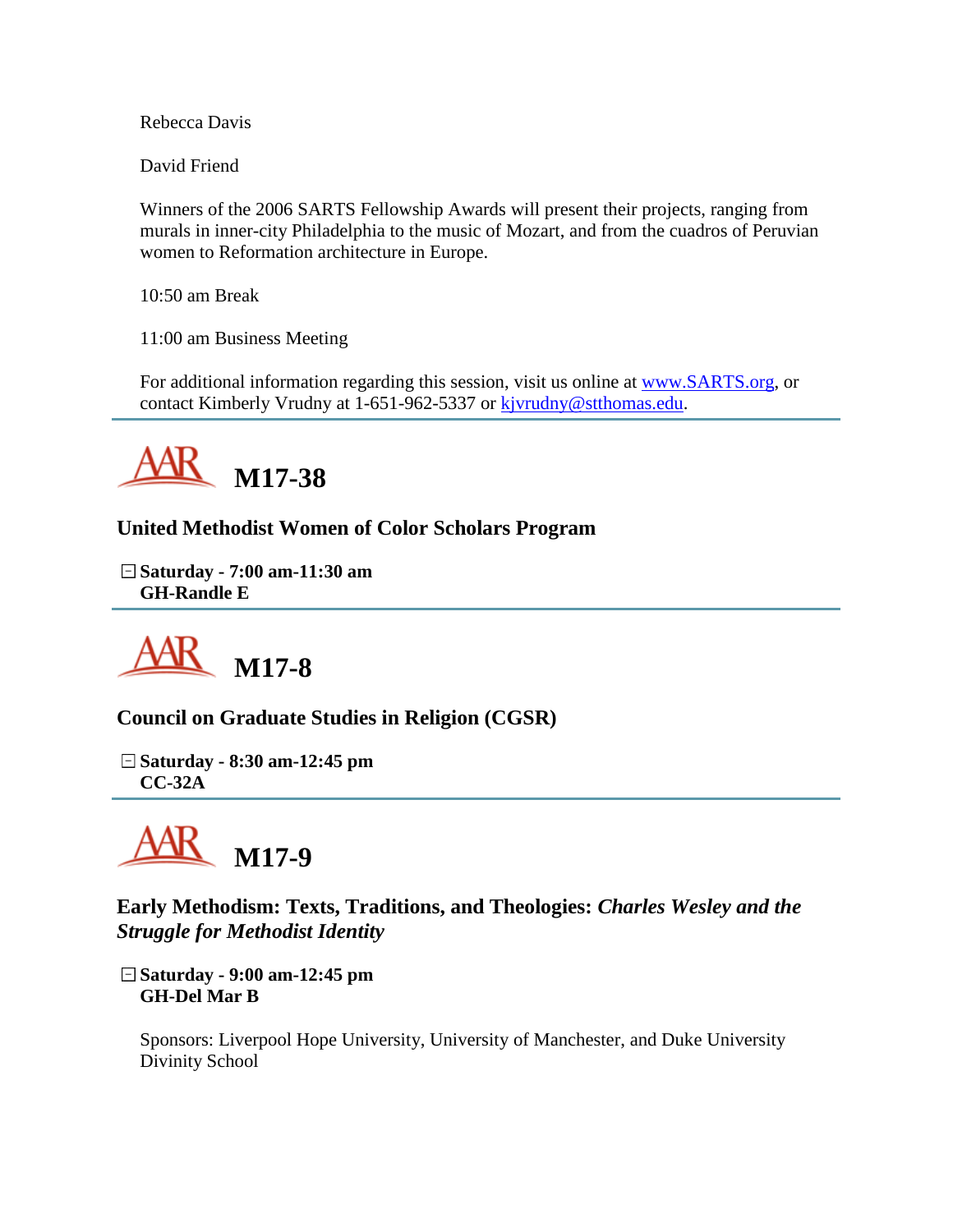Rebecca Davis

David Friend

Winners of the 2006 SARTS Fellowship Awards will present their projects, ranging from murals in inner-city Philadelphia to the music of Mozart, and from the cuadros of Peruvian women to Reformation architecture in Europe.

10:50 am Break

11:00 am Business Meeting

For additional information regarding this session, visit us online at www.SARTS.org, or contact Kimberly Vrudny at 1-651-962-5337 or kjvrudny@stthomas.edu.

---

## AAR M17-38

### United Methodist Women of Color Scholars Program

**Saturday - 7:00 am-11:30 am**
**GH-Randle E**

---

## AAR M17-8

### Council on Graduate Studies in Religion (CGSR)

**Saturday - 8:30 am-12:45 pm**
**CC-32A**

---

## AAR M17-9

### Early Methodism: Texts, Traditions, and Theologies: *Charles Wesley and the Struggle for Methodist Identity*

**Saturday - 9:00 am-12:45 pm**
**GH-Del Mar B**

Sponsors: Liverpool Hope University, University of Manchester, and Duke University Divinity School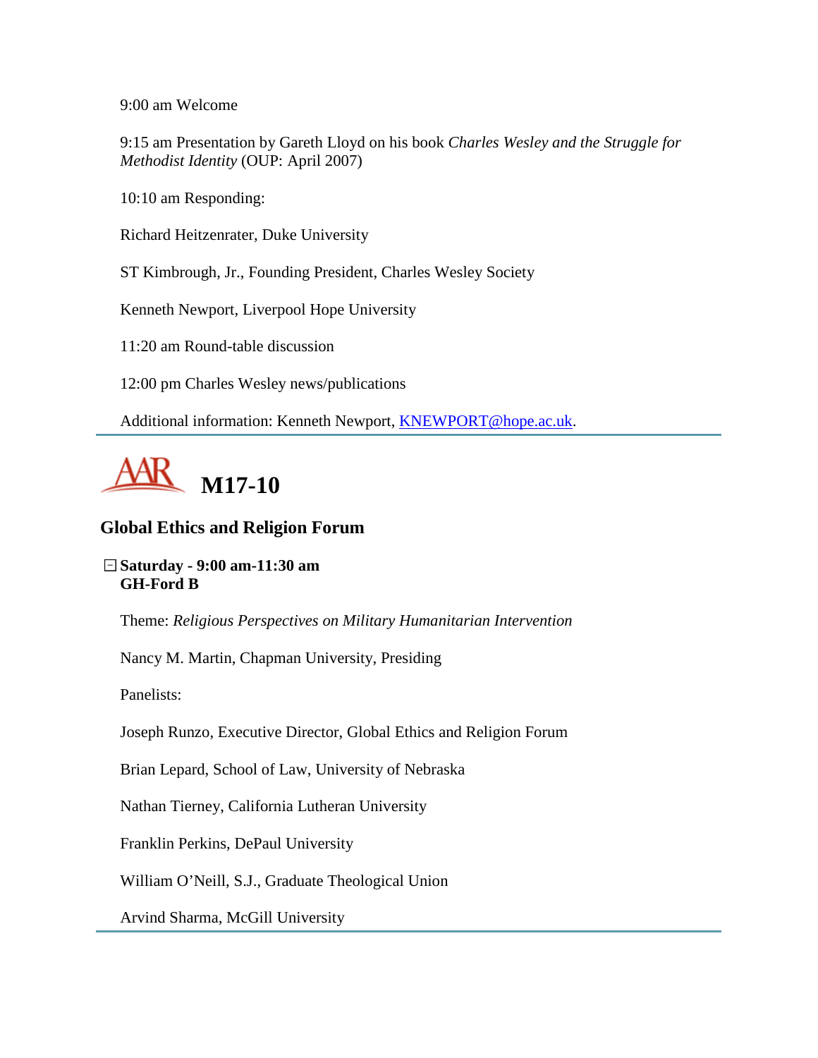9:00 am Welcome

9:15 am Presentation by Gareth Lloyd on his book *Charles Wesley and the Struggle for Methodist Identity* (OUP: April 2007)

10:10 am Responding:

Richard Heitzenrater, Duke University

ST Kimbrough, Jr., Founding President, Charles Wesley Society

Kenneth Newport, Liverpool Hope University

11:20 am Round-table discussion

12:00 pm Charles Wesley news/publications

Additional information: Kenneth Newport, [KNEWPORT@hope.ac.uk](mailto:KNEWPORT@hope.ac.uk).

---

# AAR M17-10

## Global Ethics and Religion Forum

**Saturday - 9:00 am-11:30 am**
**GH-Ford B**

Theme: *Religious Perspectives on Military Humanitarian Intervention*

Nancy M. Martin, Chapman University, Presiding

Panelists:

Joseph Runzo, Executive Director, Global Ethics and Religion Forum

Brian Lepard, School of Law, University of Nebraska

Nathan Tierney, California Lutheran University

Franklin Perkins, DePaul University

William O'Neill, S.J., Graduate Theological Union

Arvind Sharma, McGill University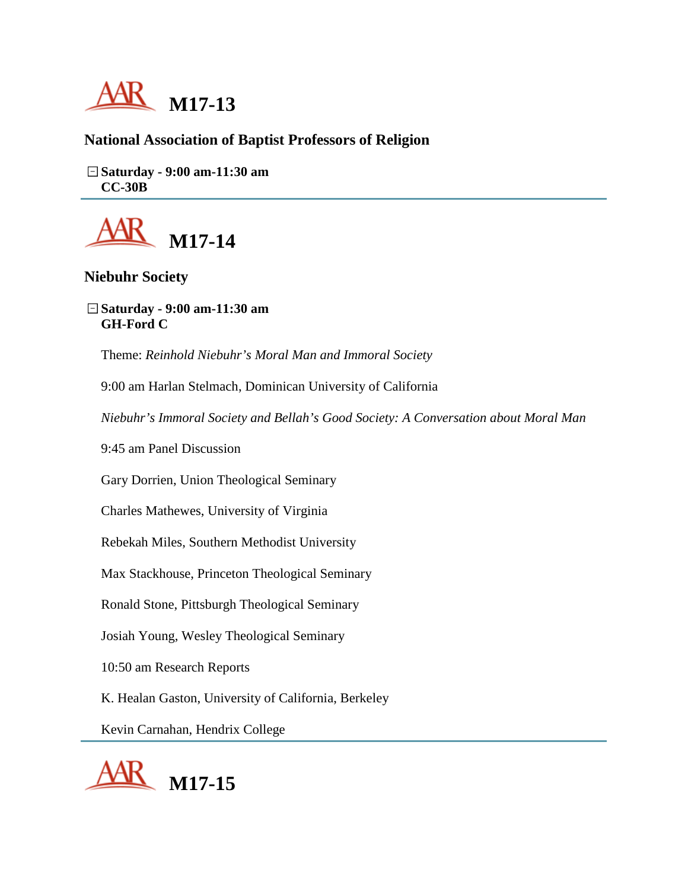# M17-13

## National Association of Baptist Professors of Religion

**Saturday - 9:00 am-11:30 am**
**CC-30B**

---

# M17-14

## Niebuhr Society

**Saturday - 9:00 am-11:30 am**
**GH-Ford C**

Theme: *Reinhold Niebuhr's Moral Man and Immoral Society*

9:00 am Harlan Stelmach, Dominican University of California

*Niebuhr's Immoral Society and Bellah's Good Society: A Conversation about Moral Man*

9:45 am Panel Discussion

Gary Dorrien, Union Theological Seminary

Charles Mathewes, University of Virginia

Rebekah Miles, Southern Methodist University

Max Stackhouse, Princeton Theological Seminary

Ronald Stone, Pittsburgh Theological Seminary

Josiah Young, Wesley Theological Seminary

10:50 am Research Reports

K. Healan Gaston, University of California, Berkeley

Kevin Carnahan, Hendrix College

---

# M17-15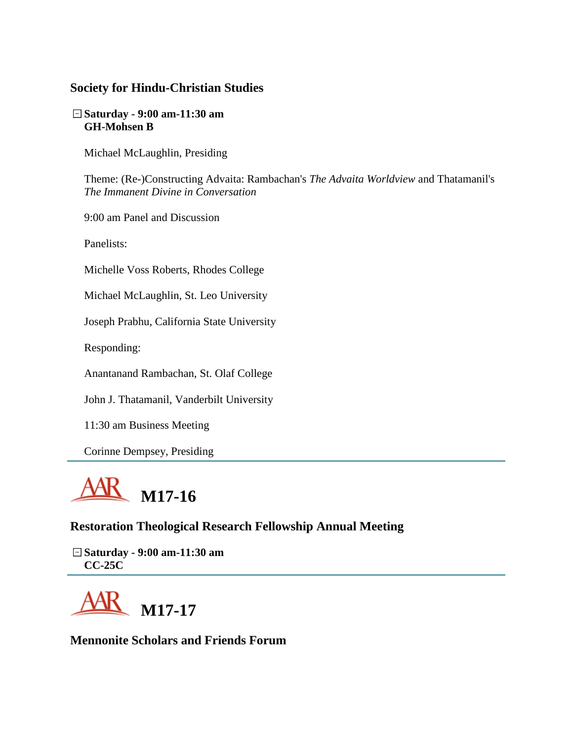### Society for Hindu-Christian Studies

**Saturday - 9:00 am-11:30 am**
**GH-Mohsen B**

Michael McLaughlin, Presiding

Theme: (Re-)Constructing Advaita: Rambachan's *The Advaita Worldview* and Thatamanil's *The Immanent Divine in Conversation*

9:00 am Panel and Discussion

Panelists:

Michelle Voss Roberts, Rhodes College

Michael McLaughlin, St. Leo University

Joseph Prabhu, California State University

Responding:

Anantanand Rambachan, St. Olaf College

John J. Thatamanil, Vanderbilt University

11:30 am Business Meeting

Corinne Dempsey, Presiding

---

## AAR M17-16

### Restoration Theological Research Fellowship Annual Meeting

**Saturday - 9:00 am-11:30 am**
**CC-25C**

---

## AAR M17-17

### Mennonite Scholars and Friends Forum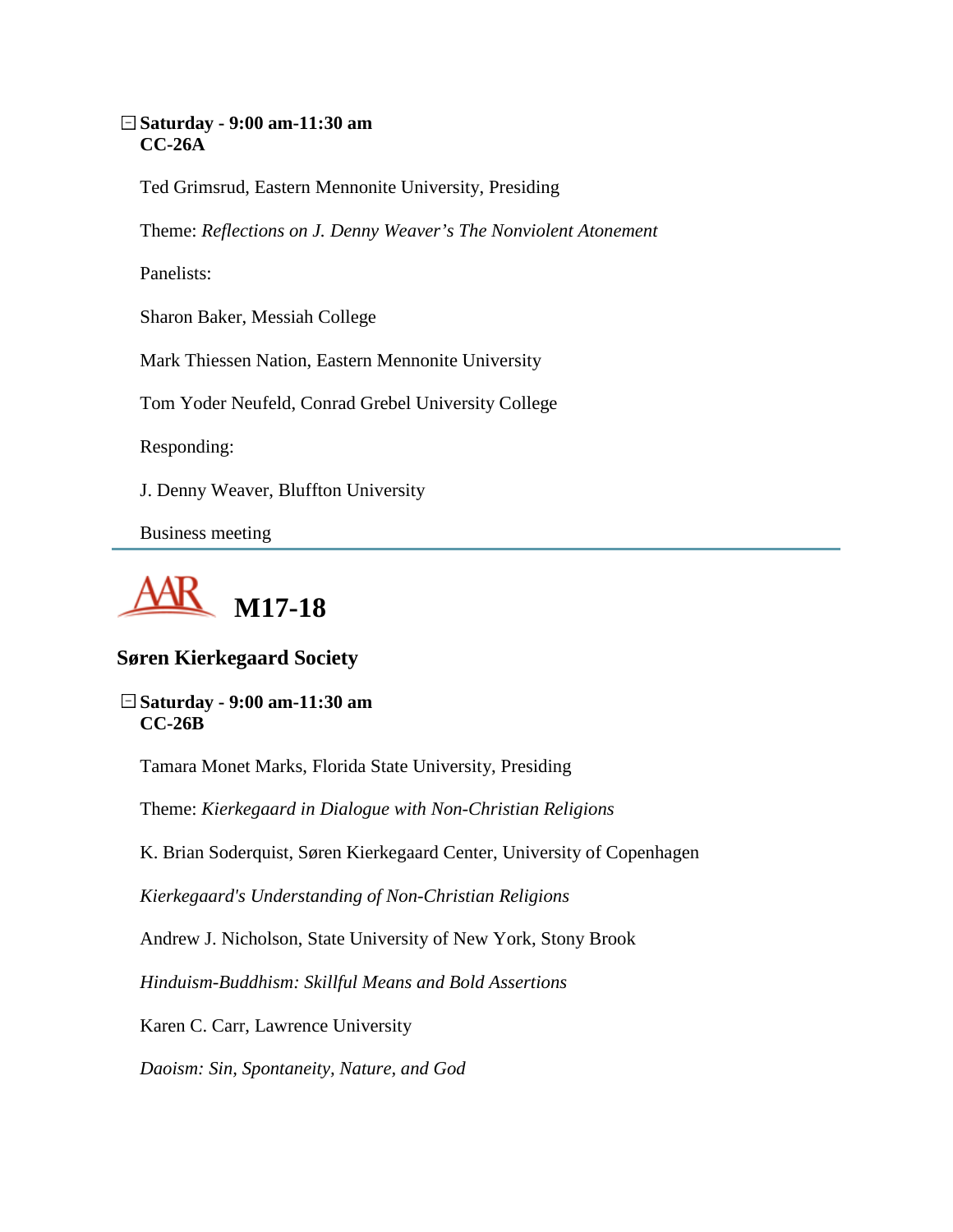**Saturday - 9:00 am-11:30 am**
**CC-26A**

Ted Grimsrud, Eastern Mennonite University, Presiding

Theme: *Reflections on J. Denny Weaver's The Nonviolent Atonement*

Panelists:

Sharon Baker, Messiah College

Mark Thiessen Nation, Eastern Mennonite University

Tom Yoder Neufeld, Conrad Grebel University College

Responding:

J. Denny Weaver, Bluffton University

Business meeting

---

## AAR M17-18

### Søren Kierkegaard Society

**Saturday - 9:00 am-11:30 am**
**CC-26B**

Tamara Monet Marks, Florida State University, Presiding

Theme: *Kierkegaard in Dialogue with Non-Christian Religions*

K. Brian Soderquist, Søren Kierkegaard Center, University of Copenhagen

*Kierkegaard's Understanding of Non-Christian Religions*

Andrew J. Nicholson, State University of New York, Stony Brook

*Hinduism-Buddhism: Skillful Means and Bold Assertions*

Karen C. Carr, Lawrence University

*Daoism: Sin, Spontaneity, Nature, and God*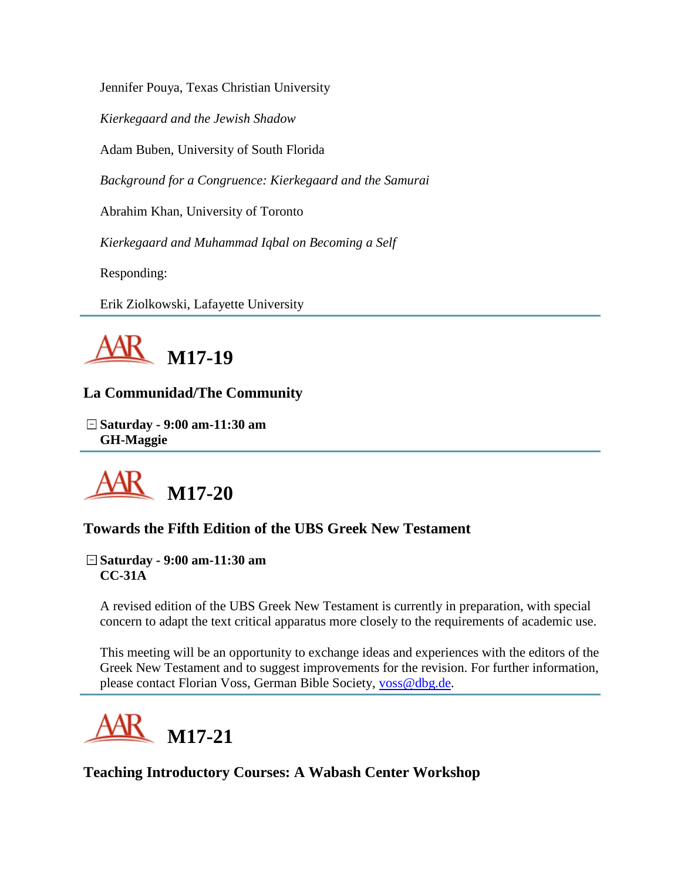Jennifer Pouya, Texas Christian University

*Kierkegaard and the Jewish Shadow*

Adam Buben, University of South Florida

*Background for a Congruence: Kierkegaard and the Samurai*

Abrahim Khan, University of Toronto

*Kierkegaard and Muhammad Iqbal on Becoming a Self*

Responding:

Erik Ziolkowski, Lafayette University

---

# M17-19

### La Communidad/The Community

**Saturday - 9:00 am-11:30 am**
**GH-Maggie**

---

# M17-20

### Towards the Fifth Edition of the UBS Greek New Testament

**Saturday - 9:00 am-11:30 am**
**CC-31A**

A revised edition of the UBS Greek New Testament is currently in preparation, with special concern to adapt the text critical apparatus more closely to the requirements of academic use.

This meeting will be an opportunity to exchange ideas and experiences with the editors of the Greek New Testament and to suggest improvements for the revision. For further information, please contact Florian Voss, German Bible Society, voss@dbg.de.

---

# M17-21

### Teaching Introductory Courses: A Wabash Center Workshop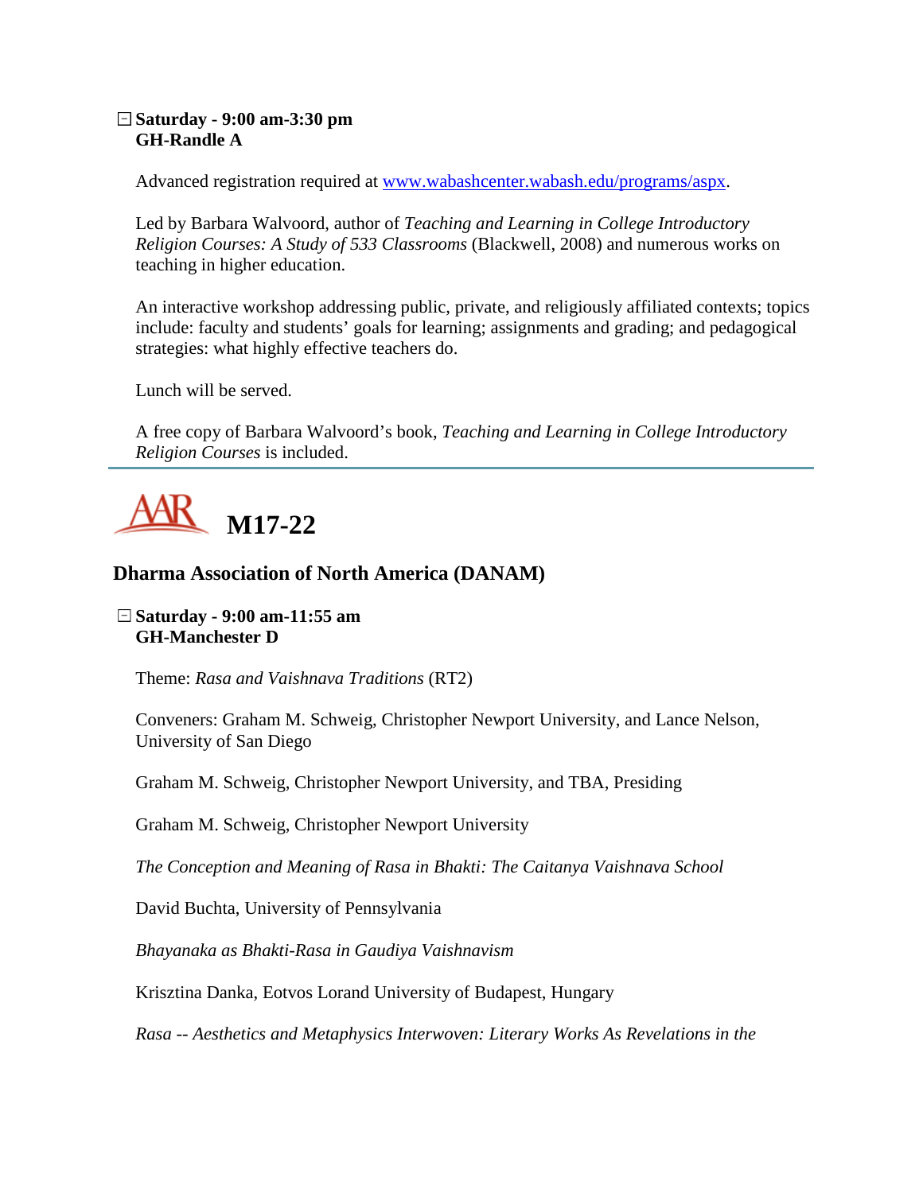**Saturday - 9:00 am-3:30 pm**
**GH-Randle A**

Advanced registration required at [www.wabashcenter.wabash.edu/programs/aspx](www.wabashcenter.wabash.edu/programs/aspx).

Led by Barbara Walvoord, author of *Teaching and Learning in College Introductory Religion Courses: A Study of 533 Classrooms* (Blackwell, 2008) and numerous works on teaching in higher education.

An interactive workshop addressing public, private, and religiously affiliated contexts; topics include: faculty and students' goals for learning; assignments and grading; and pedagogical strategies: what highly effective teachers do.

Lunch will be served.

A free copy of Barbara Walvoord's book, *Teaching and Learning in College Introductory Religion Courses* is included.

---

# AAR M17-22

## Dharma Association of North America (DANAM)

**Saturday - 9:00 am-11:55 am**
**GH-Manchester D**

Theme: *Rasa and Vaishnava Traditions* (RT2)

Conveners: Graham M. Schweig, Christopher Newport University, and Lance Nelson, University of San Diego

Graham M. Schweig, Christopher Newport University, and TBA, Presiding

Graham M. Schweig, Christopher Newport University

*The Conception and Meaning of Rasa in Bhakti: The Caitanya Vaishnava School*

David Buchta, University of Pennsylvania

*Bhayanaka as Bhakti-Rasa in Gaudiya Vaishnavism*

Krisztina Danka, Eotvos Lorand University of Budapest, Hungary

*Rasa -- Aesthetics and Metaphysics Interwoven: Literary Works As Revelations in the*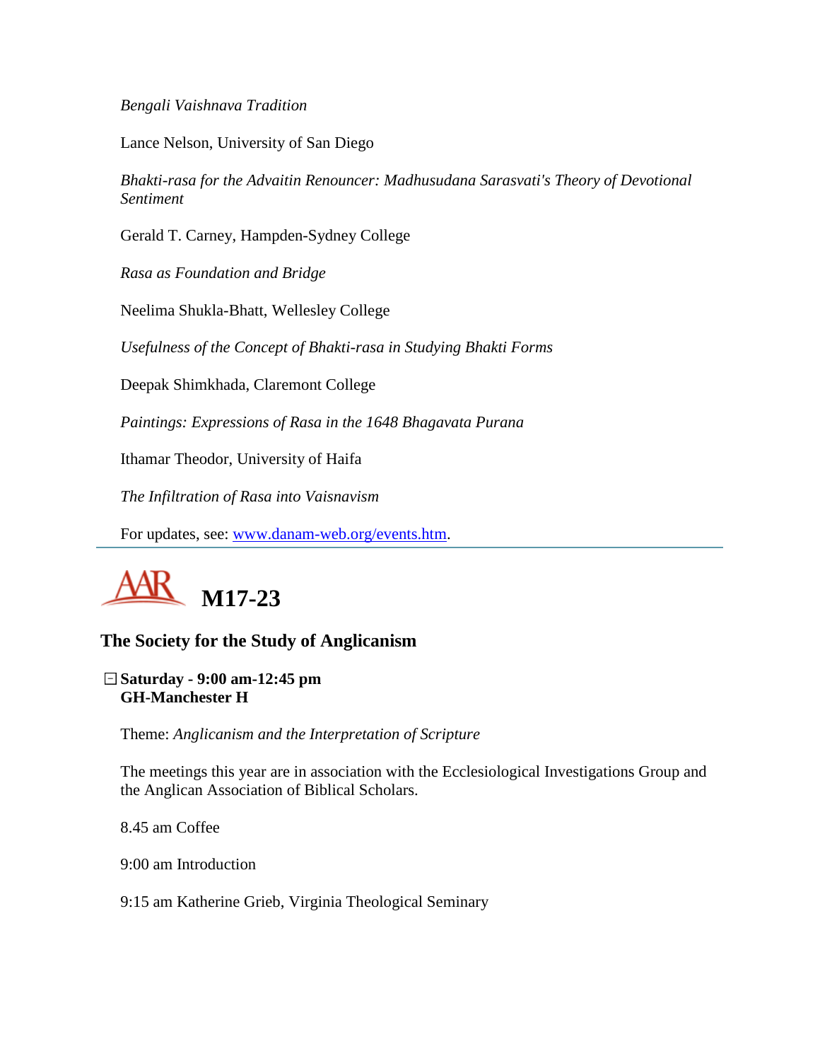*Bengali Vaishnava Tradition*

Lance Nelson, University of San Diego

*Bhakti-rasa for the Advaitin Renouncer: Madhusudana Sarasvati's Theory of Devotional Sentiment*

Gerald T. Carney, Hampden-Sydney College

*Rasa as Foundation and Bridge*

Neelima Shukla-Bhatt, Wellesley College

*Usefulness of the Concept of Bhakti-rasa in Studying Bhakti Forms*

Deepak Shimkhada, Claremont College

*Paintings: Expressions of Rasa in the 1648 Bhagavata Purana*

Ithamar Theodor, University of Haifa

*The Infiltration of Rasa into Vaisnavism*

For updates, see: www.danam-web.org/events.htm.

---

# AAR M17-23

## The Society for the Study of Anglicanism

**Saturday - 9:00 am-12:45 pm**
**GH-Manchester H**

Theme: *Anglicanism and the Interpretation of Scripture*

The meetings this year are in association with the Ecclesiological Investigations Group and the Anglican Association of Biblical Scholars.

8.45 am Coffee

9:00 am Introduction

9:15 am Katherine Grieb, Virginia Theological Seminary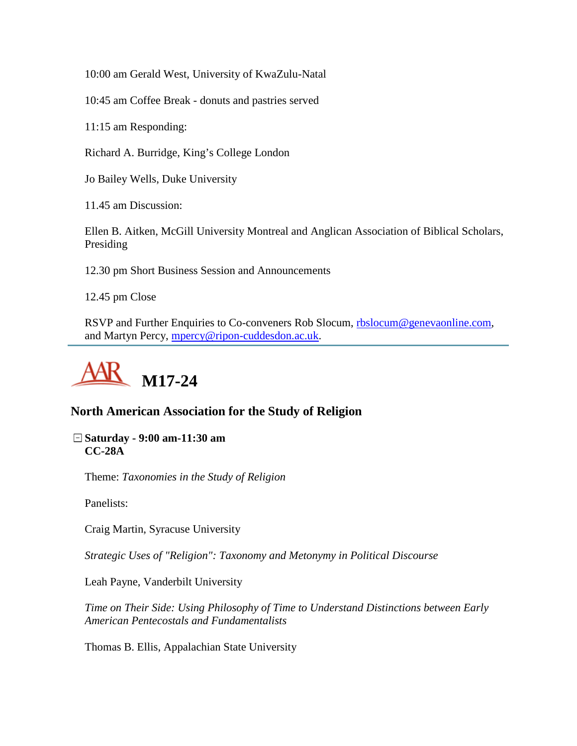10:00 am Gerald West, University of KwaZulu-Natal

10:45 am Coffee Break - donuts and pastries served

11:15 am Responding:

Richard A. Burridge, King's College London

Jo Bailey Wells, Duke University

11.45 am Discussion:

Ellen B. Aitken, McGill University Montreal and Anglican Association of Biblical Scholars, Presiding

12.30 pm Short Business Session and Announcements

12.45 pm Close

RSVP and Further Enquiries to Co-conveners Rob Slocum, rbslocum@genevaonline.com, and Martyn Percy, mpercy@ripon-cuddesdon.ac.uk.

---

# AAR M17-24

## North American Association for the Study of Religion

**Saturday - 9:00 am-11:30 am**
**CC-28A**

Theme: *Taxonomies in the Study of Religion*

Panelists:

Craig Martin, Syracuse University

*Strategic Uses of "Religion": Taxonomy and Metonymy in Political Discourse*

Leah Payne, Vanderbilt University

*Time on Their Side: Using Philosophy of Time to Understand Distinctions between Early American Pentecostals and Fundamentalists*

Thomas B. Ellis, Appalachian State University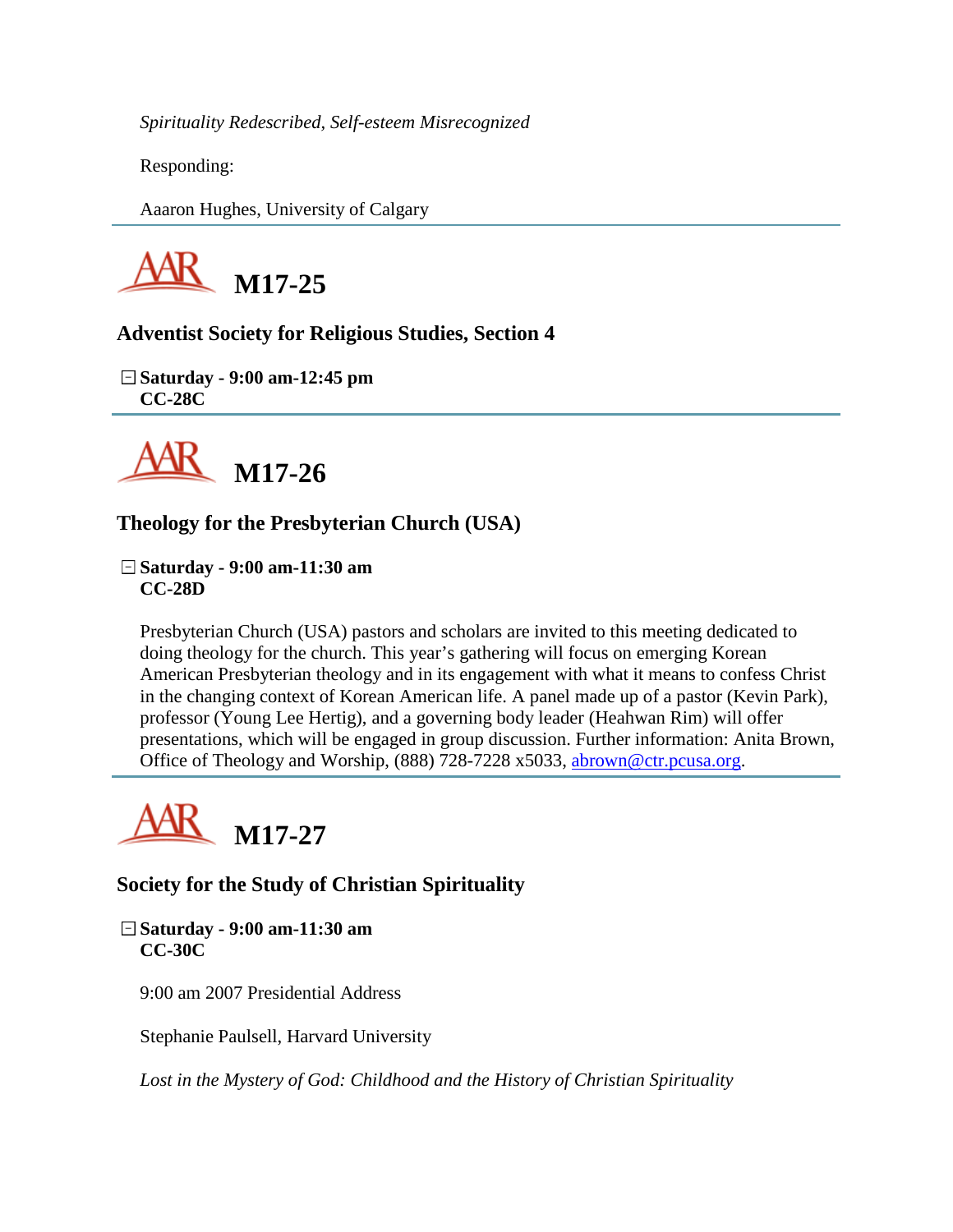*Spirituality Redescribed, Self-esteem Misrecognized*

Responding:

Aaaron Hughes, University of Calgary

---

## AAR M17-25

### Adventist Society for Religious Studies, Section 4

**Saturday - 9:00 am-12:45 pm**
**CC-28C**

---

## AAR M17-26

### Theology for the Presbyterian Church (USA)

**Saturday - 9:00 am-11:30 am**
**CC-28D**

Presbyterian Church (USA) pastors and scholars are invited to this meeting dedicated to doing theology for the church. This year's gathering will focus on emerging Korean American Presbyterian theology and in its engagement with what it means to confess Christ in the changing context of Korean American life. A panel made up of a pastor (Kevin Park), professor (Young Lee Hertig), and a governing body leader (Heahwan Rim) will offer presentations, which will be engaged in group discussion. Further information: Anita Brown, Office of Theology and Worship, (888) 728-7228 x5033, abrown@ctr.pcusa.org.

---

## AAR M17-27

### Society for the Study of Christian Spirituality

**Saturday - 9:00 am-11:30 am**
**CC-30C**

9:00 am 2007 Presidential Address

Stephanie Paulsell, Harvard University

*Lost in the Mystery of God: Childhood and the History of Christian Spirituality*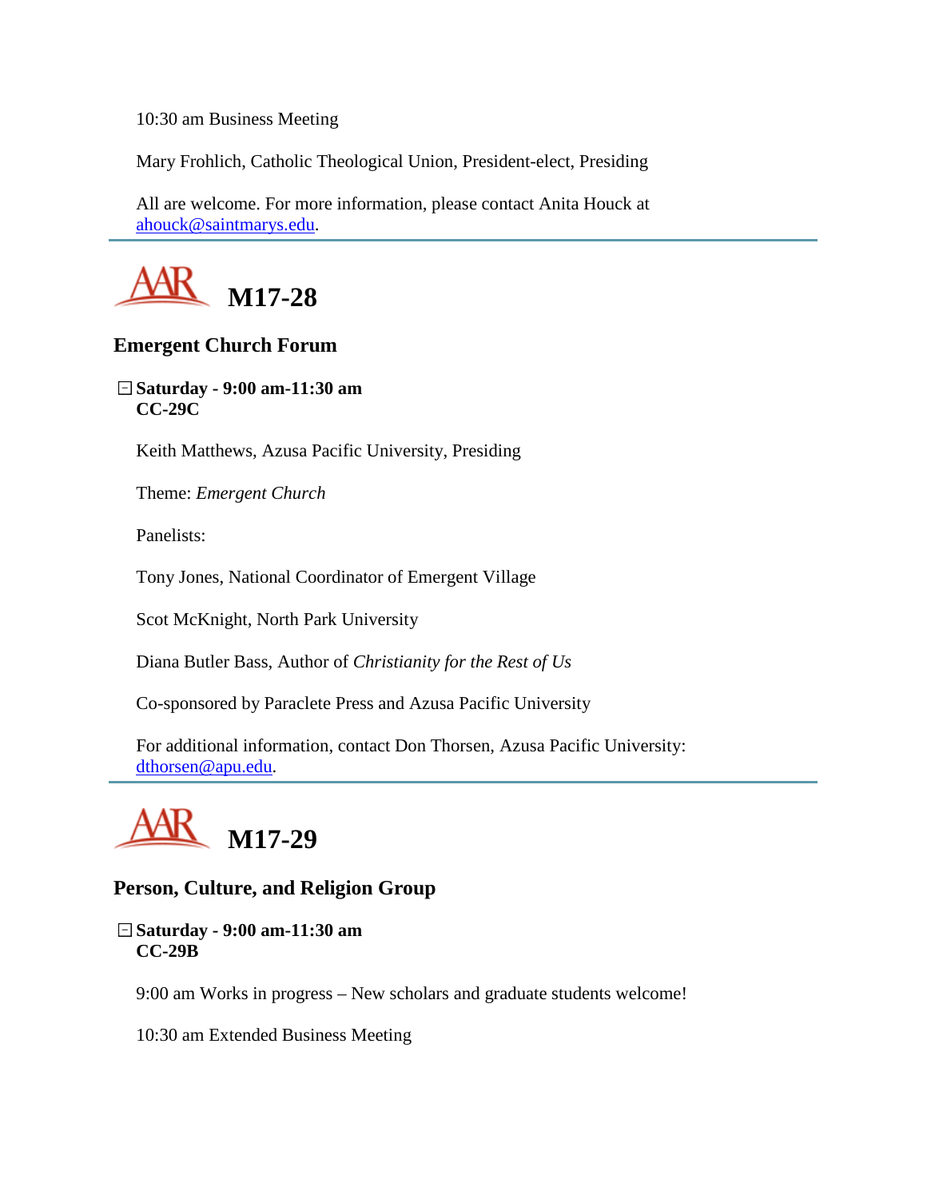10:30 am Business Meeting

Mary Frohlich, Catholic Theological Union, President-elect, Presiding

All are welcome. For more information, please contact Anita Houck at ahouck@saintmarys.edu.

---

# M17-28

## Emergent Church Forum

**Saturday - 9:00 am-11:30 am**
**CC-29C**

Keith Matthews, Azusa Pacific University, Presiding

Theme: *Emergent Church*

Panelists:

Tony Jones, National Coordinator of Emergent Village

Scot McKnight, North Park University

Diana Butler Bass, Author of *Christianity for the Rest of Us*

Co-sponsored by Paraclete Press and Azusa Pacific University

For additional information, contact Don Thorsen, Azusa Pacific University: dthorsen@apu.edu.

---

# M17-29

## Person, Culture, and Religion Group

**Saturday - 9:00 am-11:30 am**
**CC-29B**

9:00 am Works in progress – New scholars and graduate students welcome!

10:30 am Extended Business Meeting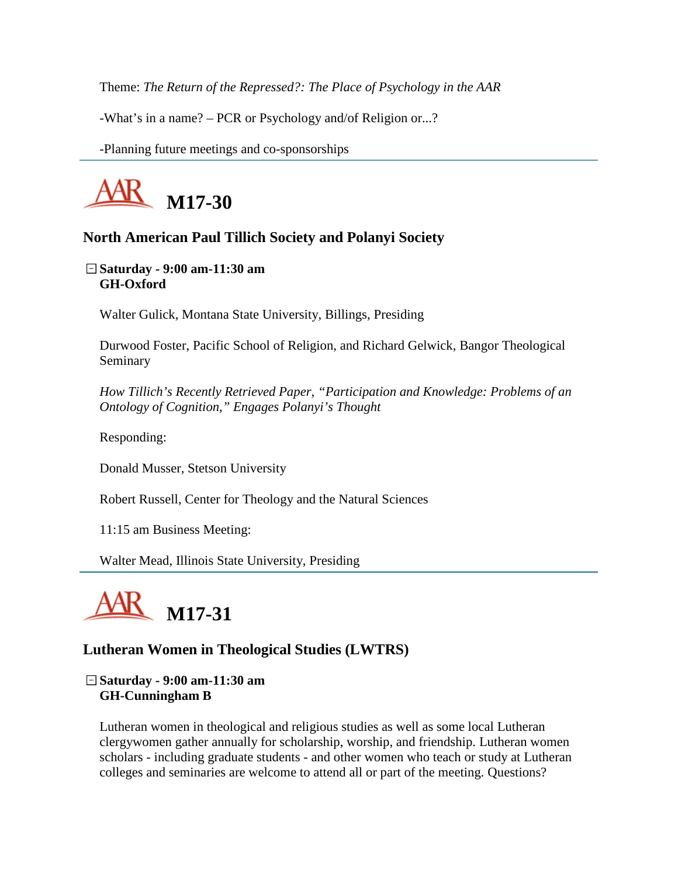Theme: *The Return of the Repressed?: The Place of Psychology in the AAR*

-What's in a name? – PCR or Psychology and/of Religion or...?

-Planning future meetings and co-sponsorships

---

## M17-30

### North American Paul Tillich Society and Polanyi Society

**Saturday - 9:00 am-11:30 am**
**GH-Oxford**

Walter Gulick, Montana State University, Billings, Presiding

Durwood Foster, Pacific School of Religion, and Richard Gelwick, Bangor Theological Seminary

*How Tillich's Recently Retrieved Paper, "Participation and Knowledge: Problems of an Ontology of Cognition," Engages Polanyi's Thought*

Responding:

Donald Musser, Stetson University

Robert Russell, Center for Theology and the Natural Sciences

11:15 am Business Meeting:

Walter Mead, Illinois State University, Presiding

---

## M17-31

### Lutheran Women in Theological Studies (LWTRS)

**Saturday - 9:00 am-11:30 am**
**GH-Cunningham B**

Lutheran women in theological and religious studies as well as some local Lutheran clergywomen gather annually for scholarship, worship, and friendship. Lutheran women scholars - including graduate students - and other women who teach or study at Lutheran colleges and seminaries are welcome to attend all or part of the meeting. Questions?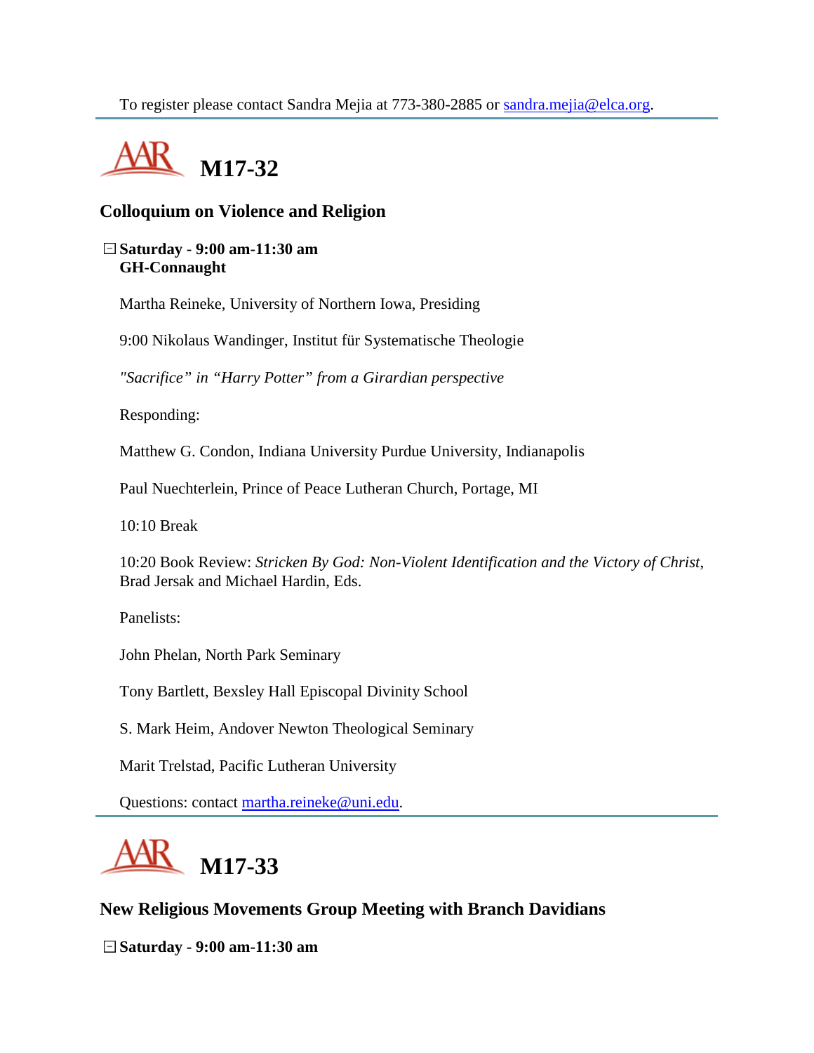To register please contact Sandra Mejia at 773-380-2885 or [sandra.mejia@elca.org](mailto:sandra.mejia@elca.org).

---

## AAR M17-32

### Colloquium on Violence and Religion

**Saturday - 9:00 am-11:30 am**
**GH-Connaught**

Martha Reineke, University of Northern Iowa, Presiding

9:00 Nikolaus Wandinger, Institut für Systematische Theologie

*"Sacrifice" in "Harry Potter" from a Girardian perspective*

Responding:

Matthew G. Condon, Indiana University Purdue University, Indianapolis

Paul Nuechterlein, Prince of Peace Lutheran Church, Portage, MI

10:10 Break

10:20 Book Review: *Stricken By God: Non-Violent Identification and the Victory of Christ*, Brad Jersak and Michael Hardin, Eds.

Panelists:

John Phelan, North Park Seminary

Tony Bartlett, Bexsley Hall Episcopal Divinity School

S. Mark Heim, Andover Newton Theological Seminary

Marit Trelstad, Pacific Lutheran University

Questions: contact [martha.reineke@uni.edu](mailto:martha.reineke@uni.edu).

---

## AAR M17-33

### New Religious Movements Group Meeting with Branch Davidians

**Saturday - 9:00 am-11:30 am**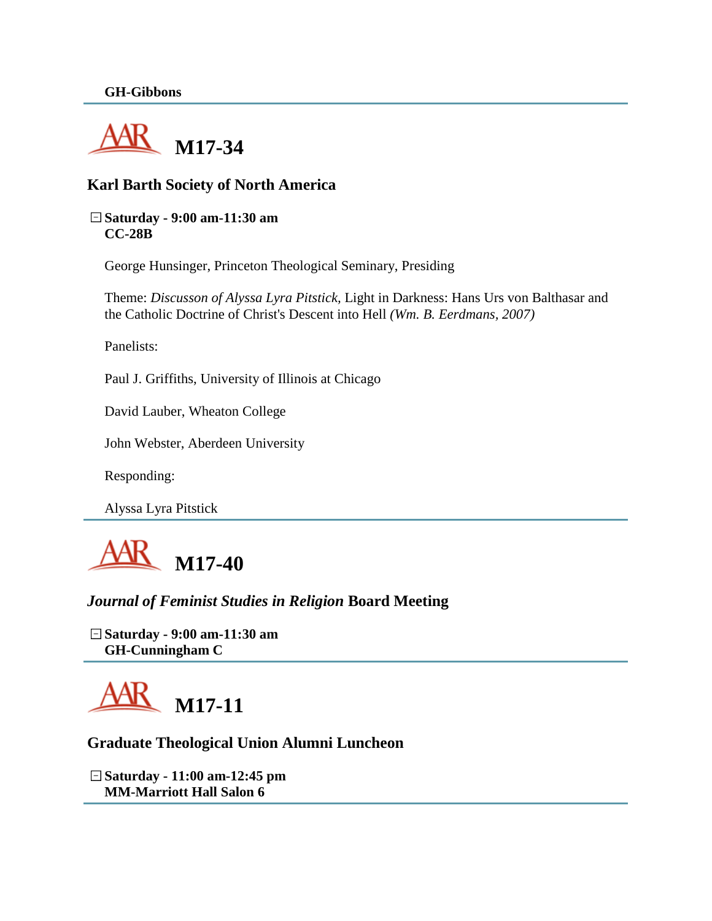**GH-Gibbons**

## M17-34

### Karl Barth Society of North America

**Saturday - 9:00 am-11:30 am**
**CC-28B**

George Hunsinger, Princeton Theological Seminary, Presiding

Theme: *Discusson of Alyssa Lyra Pitstick,* Light in Darkness: Hans Urs von Balthasar and the Catholic Doctrine of Christ's Descent into Hell *(Wm. B. Eerdmans, 2007)*

Panelists:

Paul J. Griffiths, University of Illinois at Chicago

David Lauber, Wheaton College

John Webster, Aberdeen University

Responding:

Alyssa Lyra Pitstick

## M17-40

### *Journal of Feminist Studies in Religion* Board Meeting

**Saturday - 9:00 am-11:30 am**
**GH-Cunningham C**

## M17-11

### Graduate Theological Union Alumni Luncheon

**Saturday - 11:00 am-12:45 pm**
**MM-Marriott Hall Salon 6**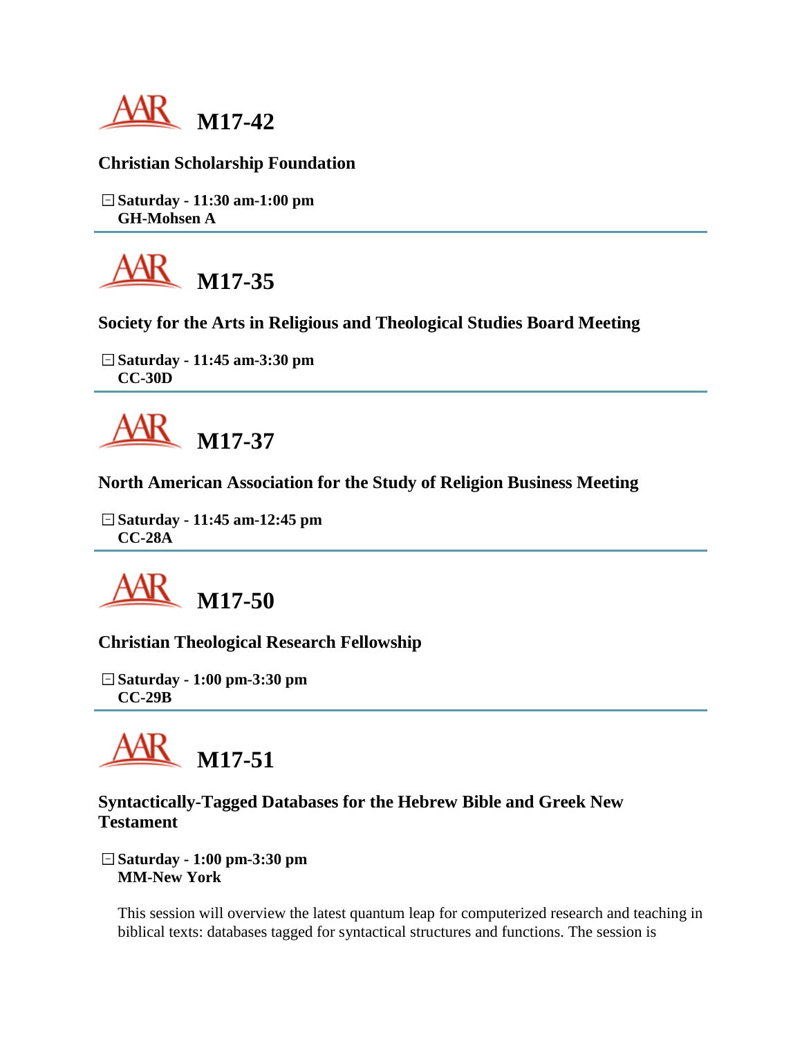## M17-42

### Christian Scholarship Foundation

**Saturday - 11:30 am-1:00 pm**
**GH-Mohsen A**

---

## M17-35

### Society for the Arts in Religious and Theological Studies Board Meeting

**Saturday - 11:45 am-3:30 pm**
**CC-30D**

---

## M17-37

### North American Association for the Study of Religion Business Meeting

**Saturday - 11:45 am-12:45 pm**
**CC-28A**

---

## M17-50

### Christian Theological Research Fellowship

**Saturday - 1:00 pm-3:30 pm**
**CC-29B**

---

## M17-51

### Syntactically-Tagged Databases for the Hebrew Bible and Greek New Testament

**Saturday - 1:00 pm-3:30 pm**
**MM-New York**

This session will overview the latest quantum leap for computerized research and teaching in biblical texts: databases tagged for syntactical structures and functions. The session is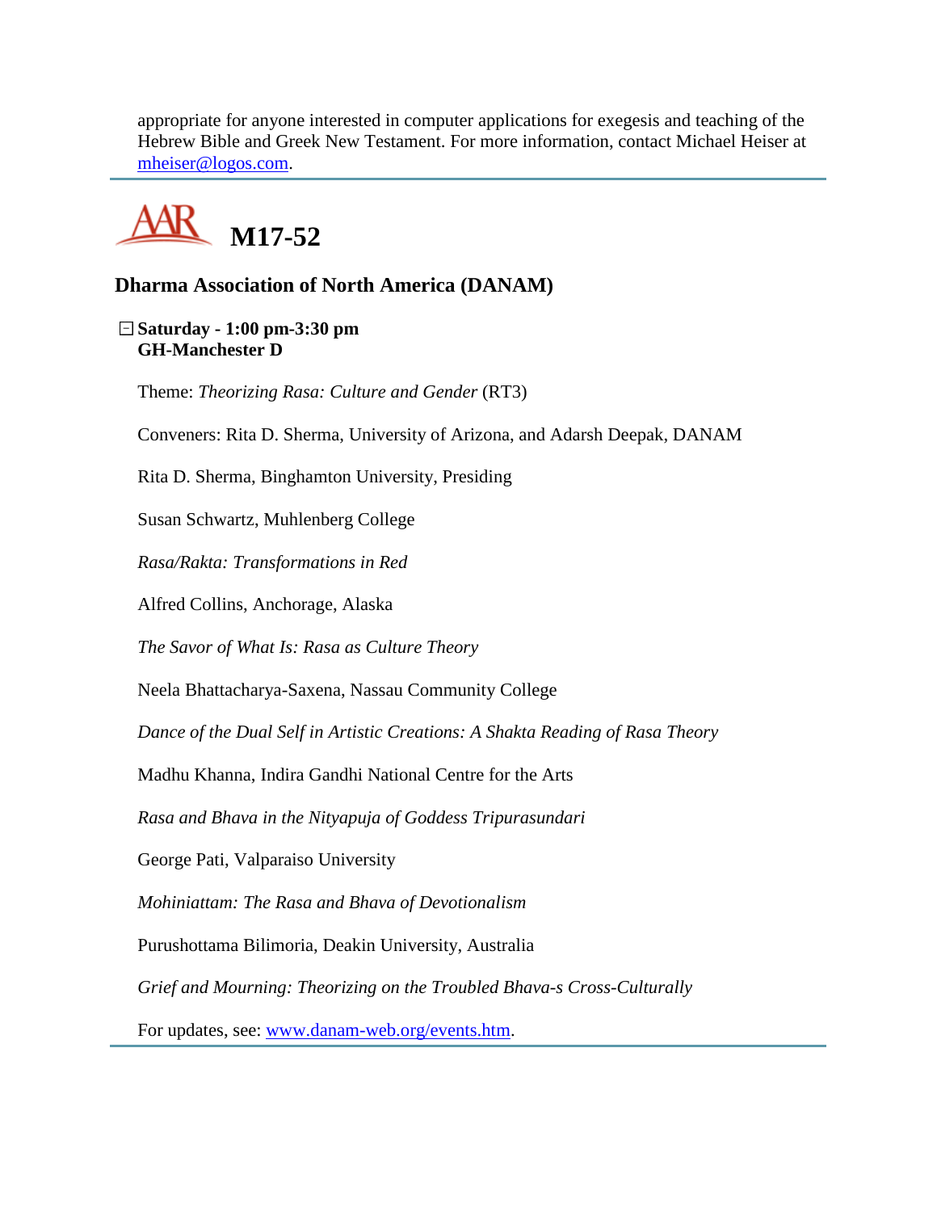appropriate for anyone interested in computer applications for exegesis and teaching of the Hebrew Bible and Greek New Testament. For more information, contact Michael Heiser at mheiser@logos.com.

---

## AAR M17-52

### Dharma Association of North America (DANAM)

**Saturday - 1:00 pm-3:30 pm**
**GH-Manchester D**

Theme: *Theorizing Rasa: Culture and Gender* (RT3)

Conveners: Rita D. Sherma, University of Arizona, and Adarsh Deepak, DANAM

Rita D. Sherma, Binghamton University, Presiding

Susan Schwartz, Muhlenberg College

*Rasa/Rakta: Transformations in Red*

Alfred Collins, Anchorage, Alaska

*The Savor of What Is: Rasa as Culture Theory*

Neela Bhattacharya-Saxena, Nassau Community College

*Dance of the Dual Self in Artistic Creations: A Shakta Reading of Rasa Theory*

Madhu Khanna, Indira Gandhi National Centre for the Arts

*Rasa and Bhava in the Nityapuja of Goddess Tripurasundari*

George Pati, Valparaiso University

*Mohiniattam: The Rasa and Bhava of Devotionalism*

Purushottama Bilimoria, Deakin University, Australia

*Grief and Mourning: Theorizing on the Troubled Bhava-s Cross-Culturally*

For updates, see: www.danam-web.org/events.htm.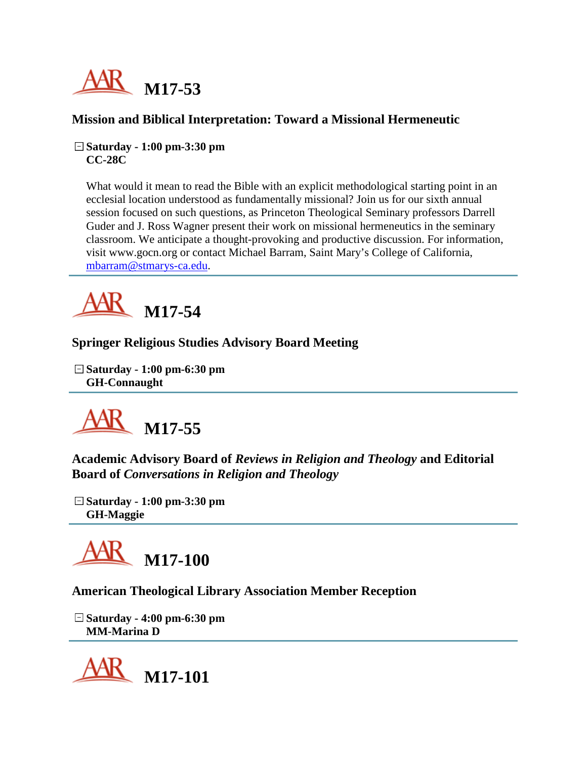# M17-53

### Mission and Biblical Interpretation: Toward a Missional Hermeneutic

**Saturday - 1:00 pm-3:30 pm**
**CC-28C**

What would it mean to read the Bible with an explicit methodological starting point in an ecclesial location understood as fundamentally missional? Join us for our sixth annual session focused on such questions, as Princeton Theological Seminary professors Darrell Guder and J. Ross Wagner present their work on missional hermeneutics in the seminary classroom. We anticipate a thought-provoking and productive discussion. For information, visit www.gocn.org or contact Michael Barram, Saint Mary's College of California, mbarram@stmarys-ca.edu.

---

# M17-54

### Springer Religious Studies Advisory Board Meeting

**Saturday - 1:00 pm-6:30 pm**
**GH-Connaught**

---

# M17-55

### Academic Advisory Board of *Reviews in Religion and Theology* and Editorial Board of *Conversations in Religion and Theology*

**Saturday - 1:00 pm-3:30 pm**
**GH-Maggie**

---

# M17-100

### American Theological Library Association Member Reception

**Saturday - 4:00 pm-6:30 pm**
**MM-Marina D**

---

# M17-101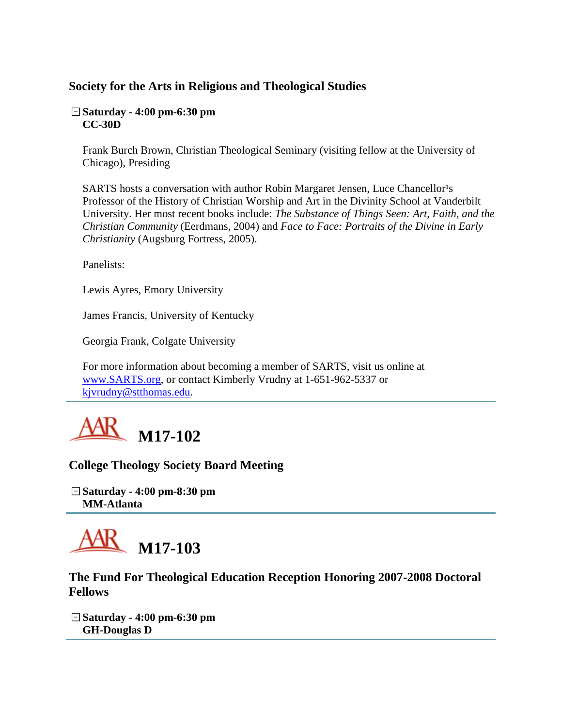### Society for the Arts in Religious and Theological Studies

**Saturday - 4:00 pm-6:30 pm**
**CC-30D**

Frank Burch Brown, Christian Theological Seminary (visiting fellow at the University of Chicago), Presiding

SARTS hosts a conversation with author Robin Margaret Jensen, Luce Chancellor¹s Professor of the History of Christian Worship and Art in the Divinity School at Vanderbilt University. Her most recent books include: *The Substance of Things Seen: Art, Faith, and the Christian Community* (Eerdmans, 2004) and *Face to Face: Portraits of the Divine in Early Christianity* (Augsburg Fortress, 2005).

Panelists:

Lewis Ayres, Emory University

James Francis, University of Kentucky

Georgia Frank, Colgate University

For more information about becoming a member of SARTS, visit us online at www.SARTS.org, or contact Kimberly Vrudny at 1-651-962-5337 or kjvrudny@stthomas.edu.

---

## AAR M17-102

### College Theology Society Board Meeting

**Saturday - 4:00 pm-8:30 pm**
**MM-Atlanta**

---

## AAR M17-103

### The Fund For Theological Education Reception Honoring 2007-2008 Doctoral Fellows

**Saturday - 4:00 pm-6:30 pm**
**GH-Douglas D**

---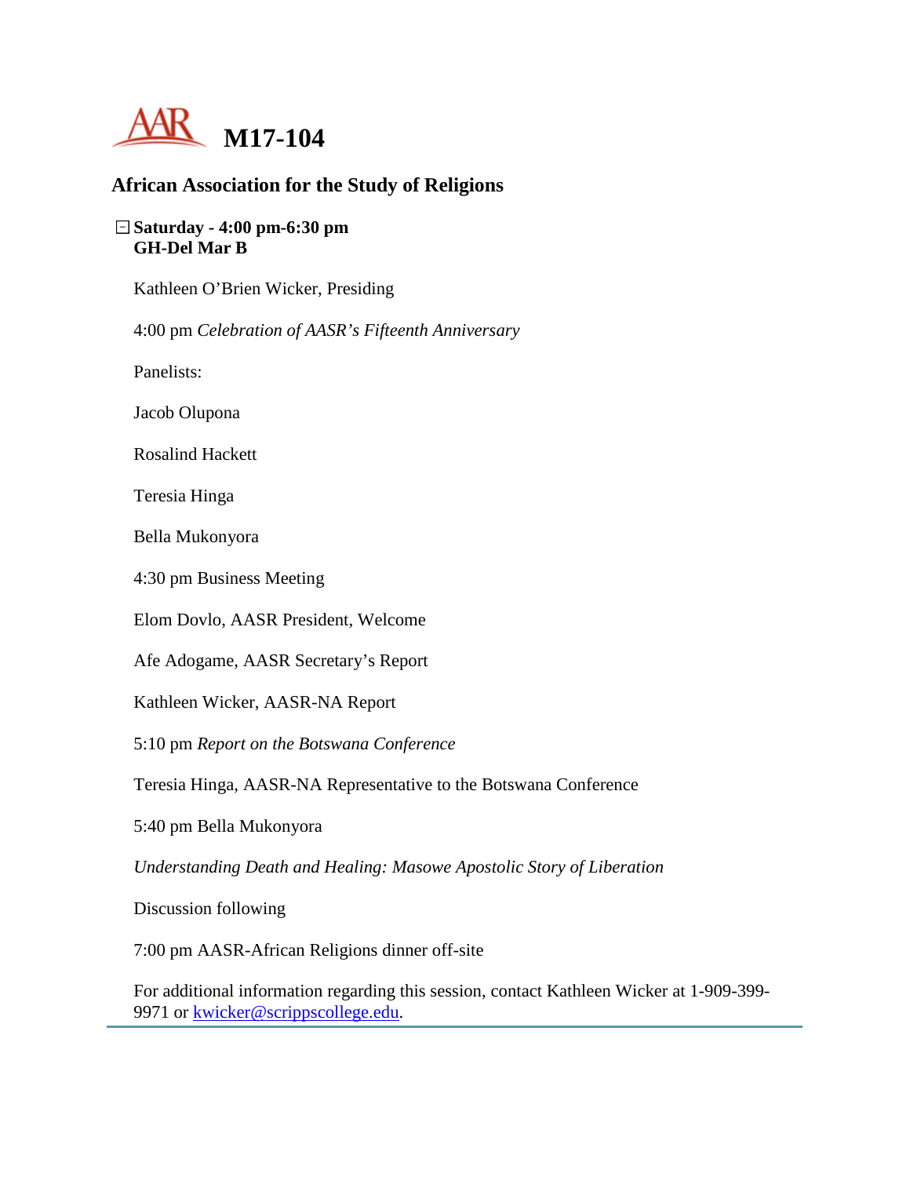# M17-104

## African Association for the Study of Religions

**Saturday - 4:00 pm-6:30 pm**
**GH-Del Mar B**

Kathleen O'Brien Wicker, Presiding

4:00 pm *Celebration of AASR's Fifteenth Anniversary*

Panelists:

Jacob Olupona

Rosalind Hackett

Teresia Hinga

Bella Mukonyora

4:30 pm Business Meeting

Elom Dovlo, AASR President, Welcome

Afe Adogame, AASR Secretary's Report

Kathleen Wicker, AASR-NA Report

5:10 pm *Report on the Botswana Conference*

Teresia Hinga, AASR-NA Representative to the Botswana Conference

5:40 pm Bella Mukonyora

*Understanding Death and Healing: Masowe Apostolic Story of Liberation*

Discussion following

7:00 pm AASR-African Religions dinner off-site

For additional information regarding this session, contact Kathleen Wicker at 1-909-399-9971 or kwicker@scrippscollege.edu.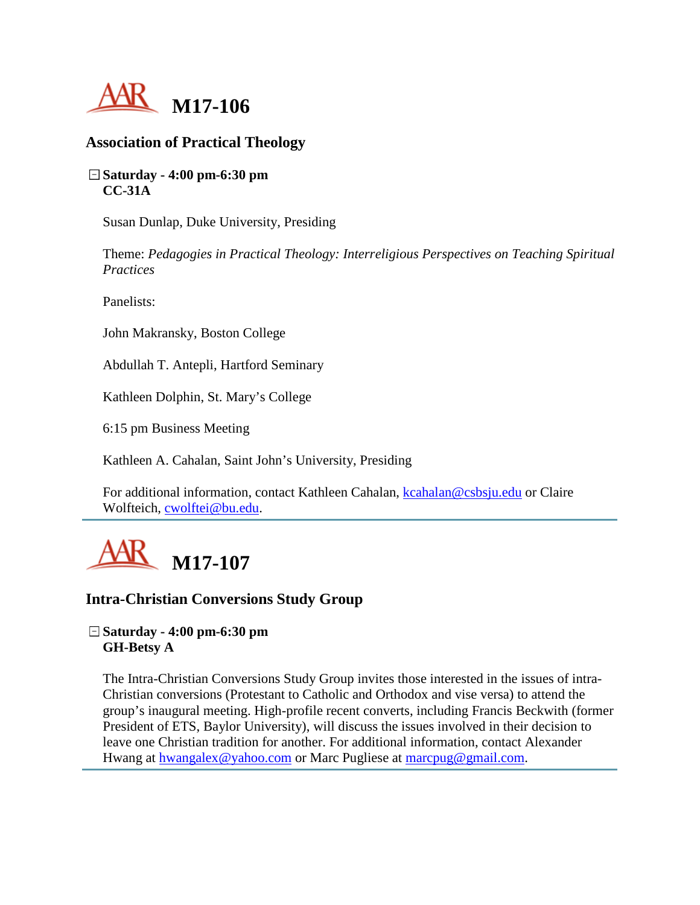# M17-106

## Association of Practical Theology

**Saturday - 4:00 pm-6:30 pm**
**CC-31A**

Susan Dunlap, Duke University, Presiding

Theme: *Pedagogies in Practical Theology: Interreligious Perspectives on Teaching Spiritual Practices*

Panelists:

John Makransky, Boston College

Abdullah T. Antepli, Hartford Seminary

Kathleen Dolphin, St. Mary's College

6:15 pm Business Meeting

Kathleen A. Cahalan, Saint John's University, Presiding

For additional information, contact Kathleen Cahalan, kcahalan@csbsju.edu or Claire Wolfteich, cwolftei@bu.edu.

---

# M17-107

## Intra-Christian Conversions Study Group

**Saturday - 4:00 pm-6:30 pm**
**GH-Betsy A**

The Intra-Christian Conversions Study Group invites those interested in the issues of intra-Christian conversions (Protestant to Catholic and Orthodox and vise versa) to attend the group's inaugural meeting. High-profile recent converts, including Francis Beckwith (former President of ETS, Baylor University), will discuss the issues involved in their decision to leave one Christian tradition for another. For additional information, contact Alexander Hwang at hwangalex@yahoo.com or Marc Pugliese at marcpug@gmail.com.

---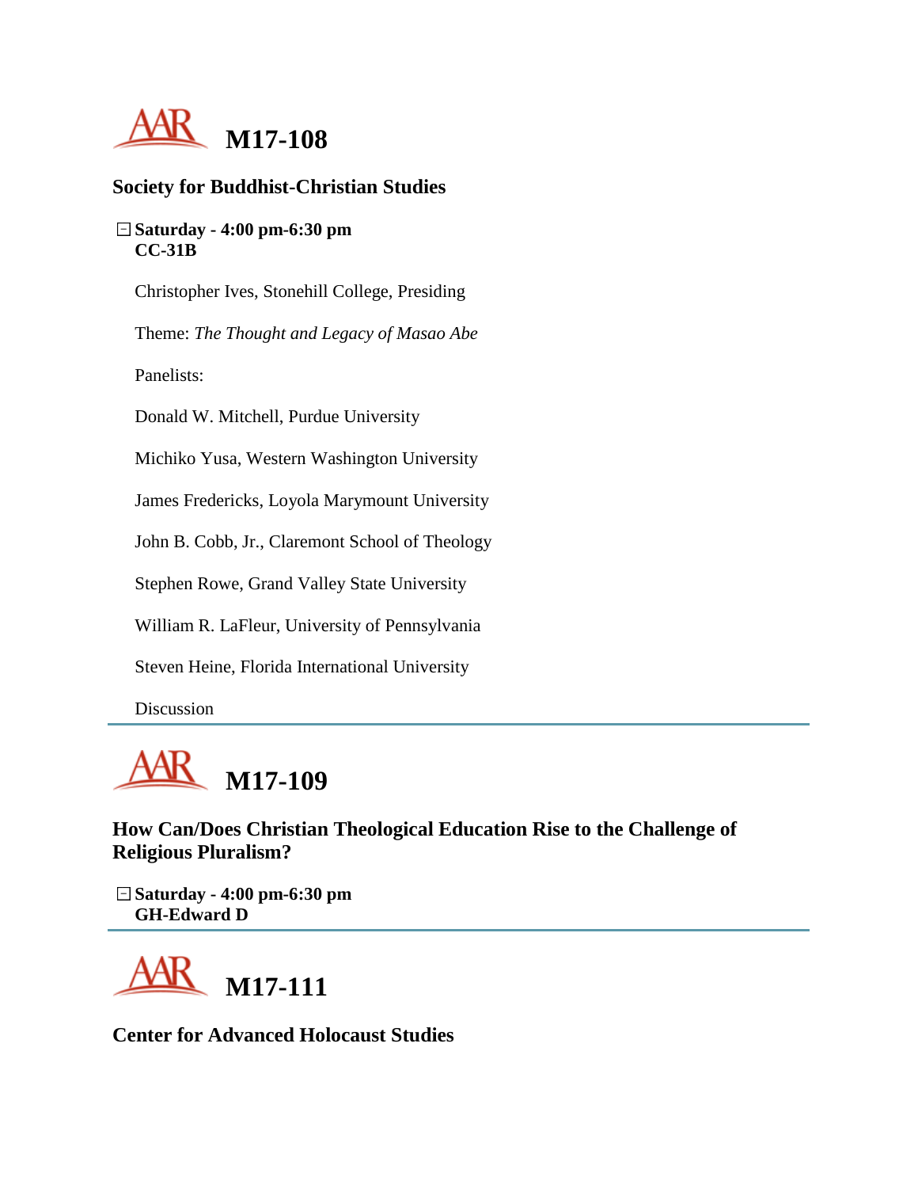# M17-108

## Society for Buddhist-Christian Studies

**Saturday - 4:00 pm-6:30 pm**
**CC-31B**

Christopher Ives, Stonehill College, Presiding

Theme: *The Thought and Legacy of Masao Abe*

Panelists:

Donald W. Mitchell, Purdue University

Michiko Yusa, Western Washington University

James Fredericks, Loyola Marymount University

John B. Cobb, Jr., Claremont School of Theology

Stephen Rowe, Grand Valley State University

William R. LaFleur, University of Pennsylvania

Steven Heine, Florida International University

Discussion

---

# M17-109

## How Can/Does Christian Theological Education Rise to the Challenge of Religious Pluralism?

**Saturday - 4:00 pm-6:30 pm**
**GH-Edward D**

---

# M17-111

## Center for Advanced Holocaust Studies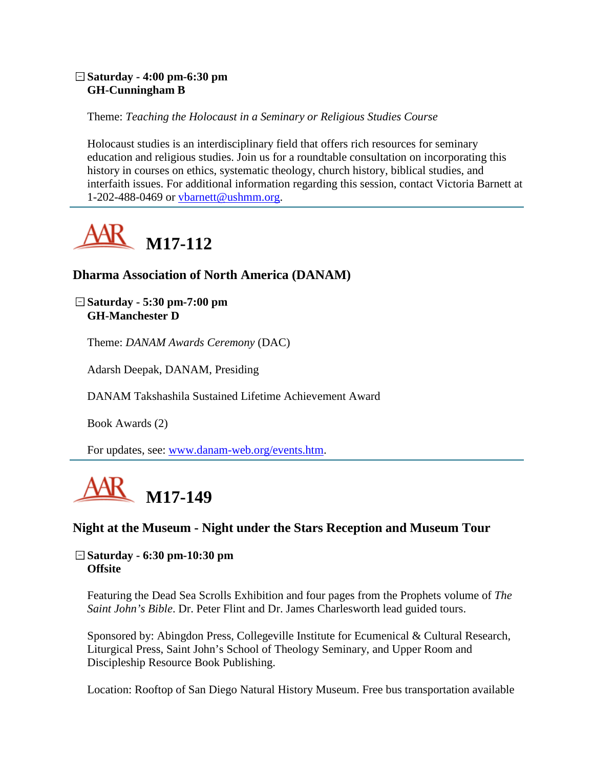**Saturday - 4:00 pm-6:30 pm**
**GH-Cunningham B**

Theme: *Teaching the Holocaust in a Seminary or Religious Studies Course*

Holocaust studies is an interdisciplinary field that offers rich resources for seminary education and religious studies. Join us for a roundtable consultation on incorporating this history in courses on ethics, systematic theology, church history, biblical studies, and interfaith issues. For additional information regarding this session, contact Victoria Barnett at 1-202-488-0469 or vbarnett@ushmm.org.

---

# AAR M17-112

## Dharma Association of North America (DANAM)

**Saturday - 5:30 pm-7:00 pm**
**GH-Manchester D**

Theme: *DANAM Awards Ceremony* (DAC)

Adarsh Deepak, DANAM, Presiding

DANAM Takshashila Sustained Lifetime Achievement Award

Book Awards (2)

For updates, see: www.danam-web.org/events.htm.

---

# AAR M17-149

## Night at the Museum - Night under the Stars Reception and Museum Tour

**Saturday - 6:30 pm-10:30 pm**
**Offsite**

Featuring the Dead Sea Scrolls Exhibition and four pages from the Prophets volume of *The Saint John's Bible*. Dr. Peter Flint and Dr. James Charlesworth lead guided tours.

Sponsored by: Abingdon Press, Collegeville Institute for Ecumenical & Cultural Research, Liturgical Press, Saint John's School of Theology Seminary, and Upper Room and Discipleship Resource Book Publishing.

Location: Rooftop of San Diego Natural History Museum. Free bus transportation available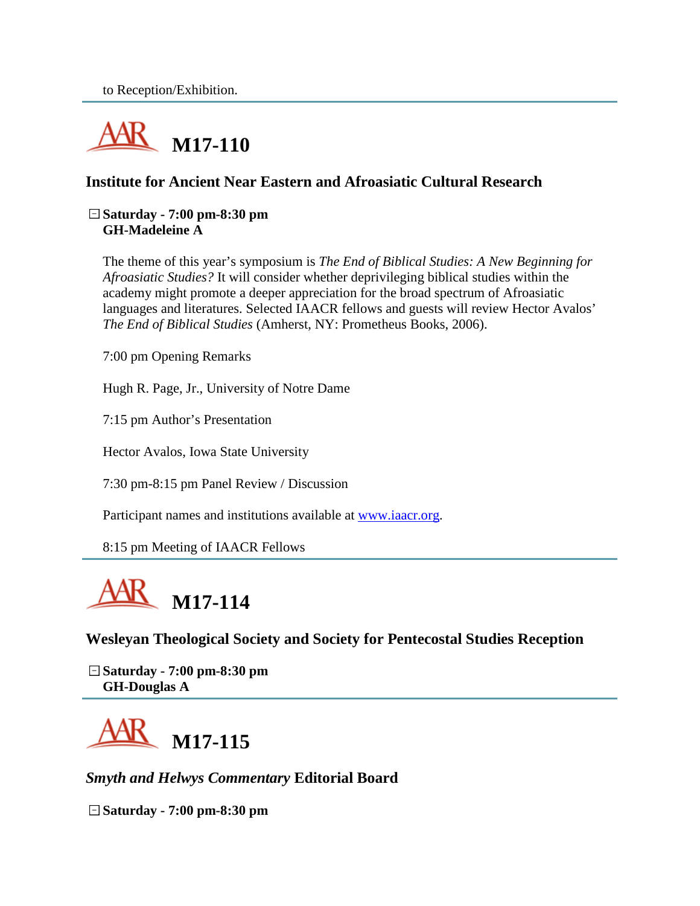to Reception/Exhibition.

---

# M17-110

## Institute for Ancient Near Eastern and Afroasiatic Cultural Research

**Saturday - 7:00 pm-8:30 pm**
**GH-Madeleine A**

The theme of this year's symposium is *The End of Biblical Studies: A New Beginning for Afroasiatic Studies?* It will consider whether deprivileging biblical studies within the academy might promote a deeper appreciation for the broad spectrum of Afroasiatic languages and literatures. Selected IAACR fellows and guests will review Hector Avalos' *The End of Biblical Studies* (Amherst, NY: Prometheus Books, 2006).

7:00 pm Opening Remarks

Hugh R. Page, Jr., University of Notre Dame

7:15 pm Author's Presentation

Hector Avalos, Iowa State University

7:30 pm-8:15 pm Panel Review / Discussion

Participant names and institutions available at [www.iaacr.org](www.iaacr.org).

8:15 pm Meeting of IAACR Fellows

---

# M17-114

## Wesleyan Theological Society and Society for Pentecostal Studies Reception

**Saturday - 7:00 pm-8:30 pm**
**GH-Douglas A**

---

# M17-115

## *Smyth and Helwys Commentary* Editorial Board

**Saturday - 7:00 pm-8:30 pm**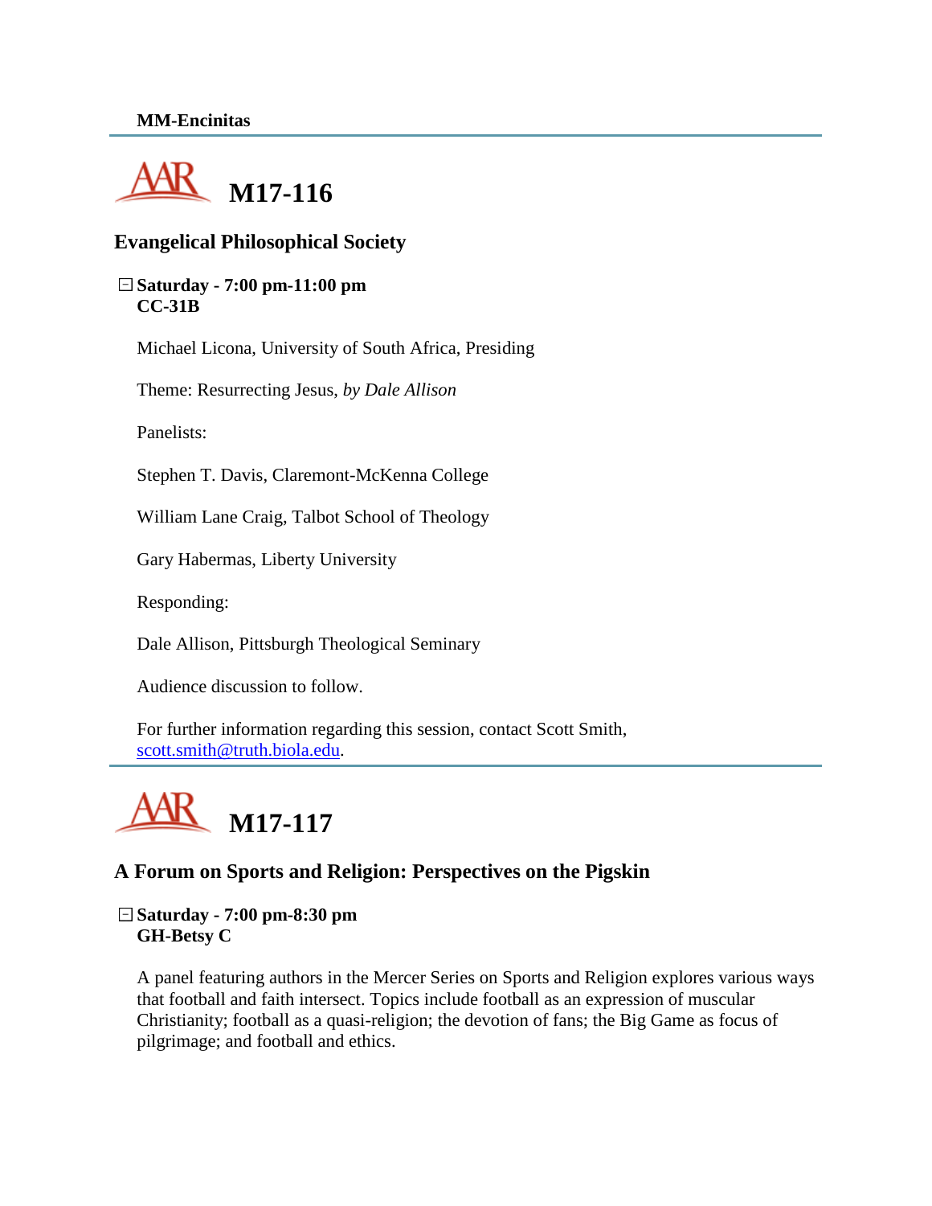**MM-Encinitas**

---

# M17-116

## Evangelical Philosophical Society

**Saturday - 7:00 pm-11:00 pm**
**CC-31B**

Michael Licona, University of South Africa, Presiding

Theme: Resurrecting Jesus, *by Dale Allison*

Panelists:

Stephen T. Davis, Claremont-McKenna College

William Lane Craig, Talbot School of Theology

Gary Habermas, Liberty University

Responding:

Dale Allison, Pittsburgh Theological Seminary

Audience discussion to follow.

For further information regarding this session, contact Scott Smith, scott.smith@truth.biola.edu.

---

# M17-117

## A Forum on Sports and Religion: Perspectives on the Pigskin

**Saturday - 7:00 pm-8:30 pm**
**GH-Betsy C**

A panel featuring authors in the Mercer Series on Sports and Religion explores various ways that football and faith intersect. Topics include football as an expression of muscular Christianity; football as a quasi-religion; the devotion of fans; the Big Game as focus of pilgrimage; and football and ethics.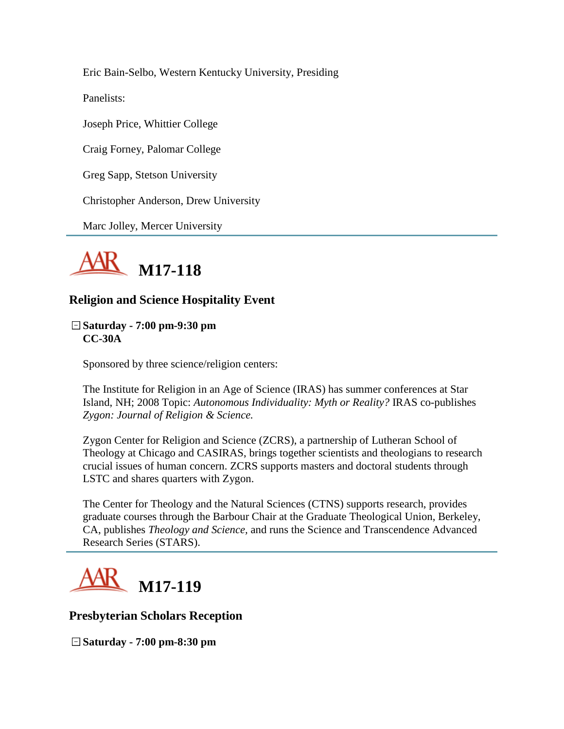Eric Bain-Selbo, Western Kentucky University, Presiding

Panelists:

Joseph Price, Whittier College

Craig Forney, Palomar College

Greg Sapp, Stetson University

Christopher Anderson, Drew University

Marc Jolley, Mercer University

---

## M17-118

### Religion and Science Hospitality Event

**Saturday - 7:00 pm-9:30 pm**
**CC-30A**

Sponsored by three science/religion centers:

The Institute for Religion in an Age of Science (IRAS) has summer conferences at Star Island, NH; 2008 Topic: *Autonomous Individuality: Myth or Reality?* IRAS co-publishes *Zygon: Journal of Religion & Science.*

Zygon Center for Religion and Science (ZCRS), a partnership of Lutheran School of Theology at Chicago and CASIRAS, brings together scientists and theologians to research crucial issues of human concern. ZCRS supports masters and doctoral students through LSTC and shares quarters with Zygon.

The Center for Theology and the Natural Sciences (CTNS) supports research, provides graduate courses through the Barbour Chair at the Graduate Theological Union, Berkeley, CA, publishes *Theology and Science,* and runs the Science and Transcendence Advanced Research Series (STARS).

---

## M17-119

### Presbyterian Scholars Reception

**Saturday - 7:00 pm-8:30 pm**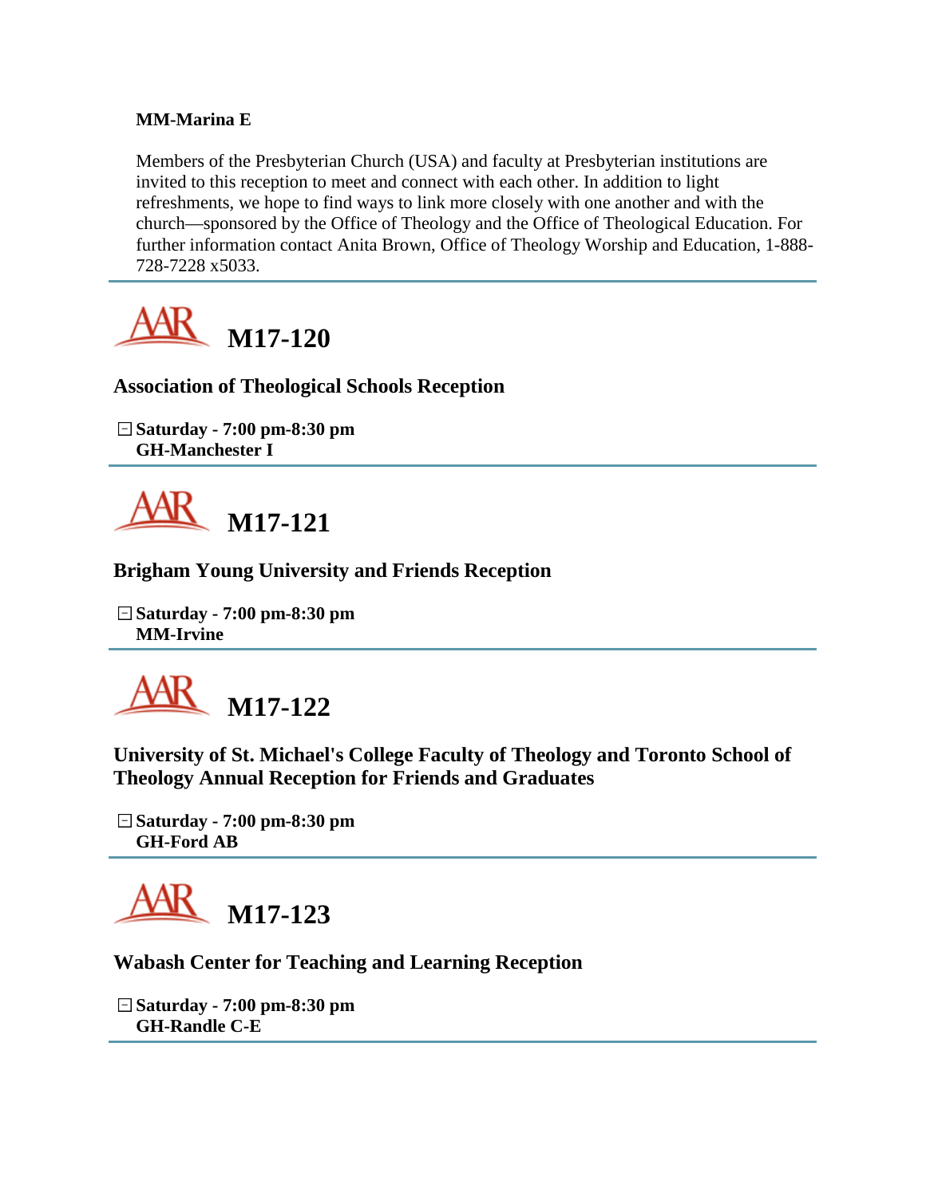**MM-Marina E**

Members of the Presbyterian Church (USA) and faculty at Presbyterian institutions are invited to this reception to meet and connect with each other. In addition to light refreshments, we hope to find ways to link more closely with one another and with the church—sponsored by the Office of Theology and the Office of Theological Education. For further information contact Anita Brown, Office of Theology Worship and Education, 1-888-728-7228 x5033.

---

# M17-120

### Association of Theological Schools Reception

**Saturday - 7:00 pm-8:30 pm**
**GH-Manchester I**

---

# M17-121

### Brigham Young University and Friends Reception

**Saturday - 7:00 pm-8:30 pm**
**MM-Irvine**

---

# M17-122

### University of St. Michael's College Faculty of Theology and Toronto School of Theology Annual Reception for Friends and Graduates

**Saturday - 7:00 pm-8:30 pm**
**GH-Ford AB**

---

# M17-123

### Wabash Center for Teaching and Learning Reception

**Saturday - 7:00 pm-8:30 pm**
**GH-Randle C-E**

---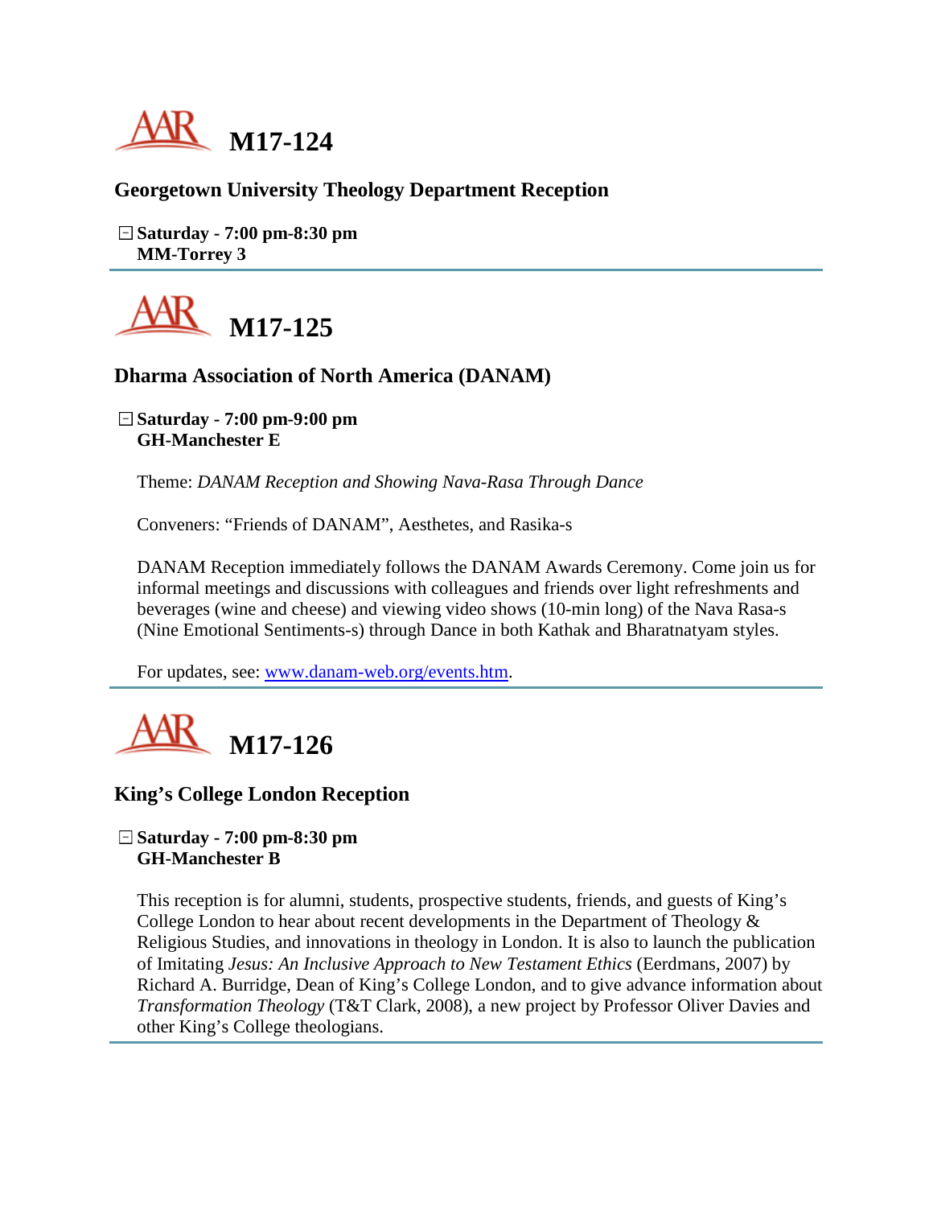# M17-124

## Georgetown University Theology Department Reception

**Saturday - 7:00 pm-8:30 pm**
**MM-Torrey 3**

---

# M17-125

## Dharma Association of North America (DANAM)

**Saturday - 7:00 pm-9:00 pm**
**GH-Manchester E**

Theme: *DANAM Reception and Showing Nava-Rasa Through Dance*

Conveners: "Friends of DANAM", Aesthetes, and Rasika-s

DANAM Reception immediately follows the DANAM Awards Ceremony. Come join us for informal meetings and discussions with colleagues and friends over light refreshments and beverages (wine and cheese) and viewing video shows (10-min long) of the Nava Rasa-s (Nine Emotional Sentiments-s) through Dance in both Kathak and Bharatnatyam styles.

For updates, see: [www.danam-web.org/events.htm](www.danam-web.org/events.htm).

---

# M17-126

## King's College London Reception

**Saturday - 7:00 pm-8:30 pm**
**GH-Manchester B**

This reception is for alumni, students, prospective students, friends, and guests of King's College London to hear about recent developments in the Department of Theology & Religious Studies, and innovations in theology in London. It is also to launch the publication of Imitating *Jesus: An Inclusive Approach to New Testament Ethics* (Eerdmans, 2007) by Richard A. Burridge, Dean of King's College London, and to give advance information about *Transformation Theology* (T&T Clark, 2008), a new project by Professor Oliver Davies and other King's College theologians.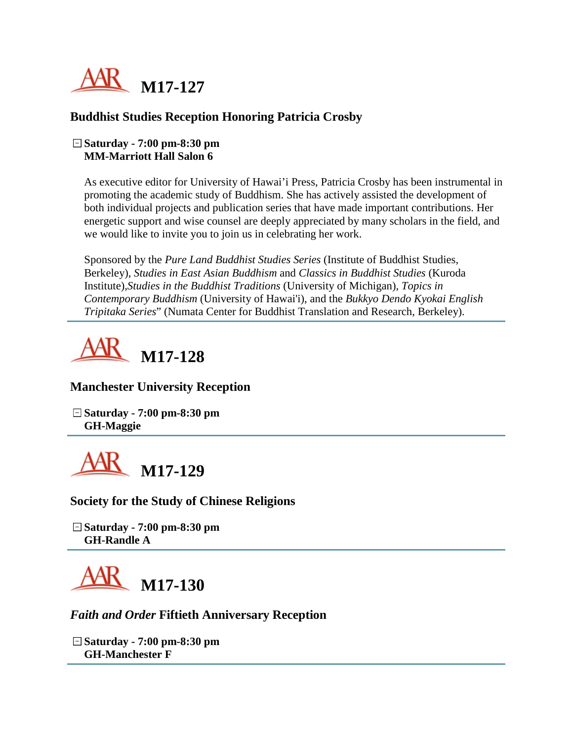# M17-127

## Buddhist Studies Reception Honoring Patricia Crosby

**Saturday - 7:00 pm-8:30 pm**
**MM-Marriott Hall Salon 6**

As executive editor for University of Hawai'i Press, Patricia Crosby has been instrumental in promoting the academic study of Buddhism. She has actively assisted the development of both individual projects and publication series that have made important contributions. Her energetic support and wise counsel are deeply appreciated by many scholars in the field, and we would like to invite you to join us in celebrating her work.

Sponsored by the *Pure Land Buddhist Studies Series* (Institute of Buddhist Studies, Berkeley), *Studies in East Asian Buddhism* and *Classics in Buddhist Studies* (Kuroda Institute),*Studies in the Buddhist Traditions* (University of Michigan), *Topics in Contemporary Buddhism* (University of Hawai'i), and the *Bukkyo Dendo Kyokai English Tripitaka Series*" (Numata Center for Buddhist Translation and Research, Berkeley).

---

# M17-128

## Manchester University Reception

**Saturday - 7:00 pm-8:30 pm**
**GH-Maggie**

---

# M17-129

## Society for the Study of Chinese Religions

**Saturday - 7:00 pm-8:30 pm**
**GH-Randle A**

---

# M17-130

## *Faith and Order* Fiftieth Anniversary Reception

**Saturday - 7:00 pm-8:30 pm**
**GH-Manchester F**

---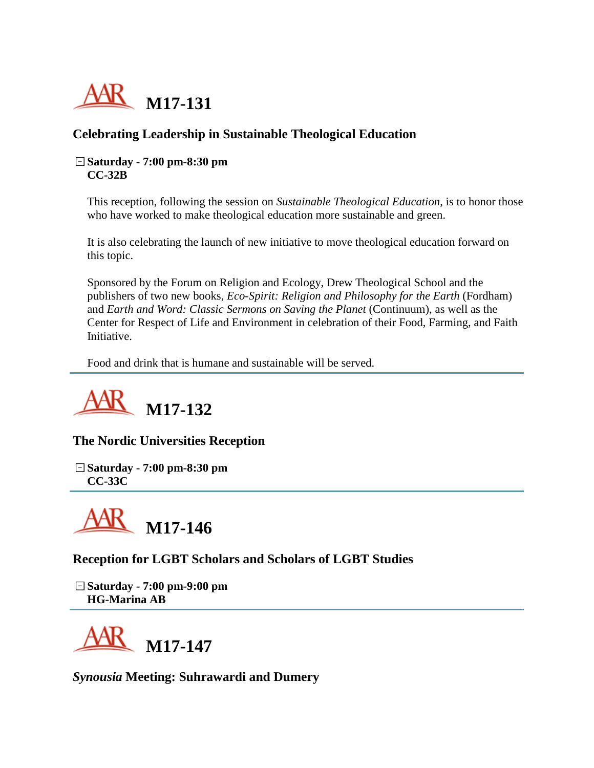# M17-131

## Celebrating Leadership in Sustainable Theological Education

**Saturday - 7:00 pm-8:30 pm**
**CC-32B**

This reception, following the session on *Sustainable Theological Education*, is to honor those who have worked to make theological education more sustainable and green.

It is also celebrating the launch of new initiative to move theological education forward on this topic.

Sponsored by the Forum on Religion and Ecology, Drew Theological School and the publishers of two new books, *Eco-Spirit: Religion and Philosophy for the Earth* (Fordham) and *Earth and Word: Classic Sermons on Saving the Planet* (Continuum), as well as the Center for Respect of Life and Environment in celebration of their Food, Farming, and Faith Initiative.

Food and drink that is humane and sustainable will be served.

---

# M17-132

## The Nordic Universities Reception

**Saturday - 7:00 pm-8:30 pm**
**CC-33C**

---

# M17-146

## Reception for LGBT Scholars and Scholars of LGBT Studies

**Saturday - 7:00 pm-9:00 pm**
**HG-Marina AB**

---

# M17-147

## *Synousia* Meeting: Suhrawardi and Dumery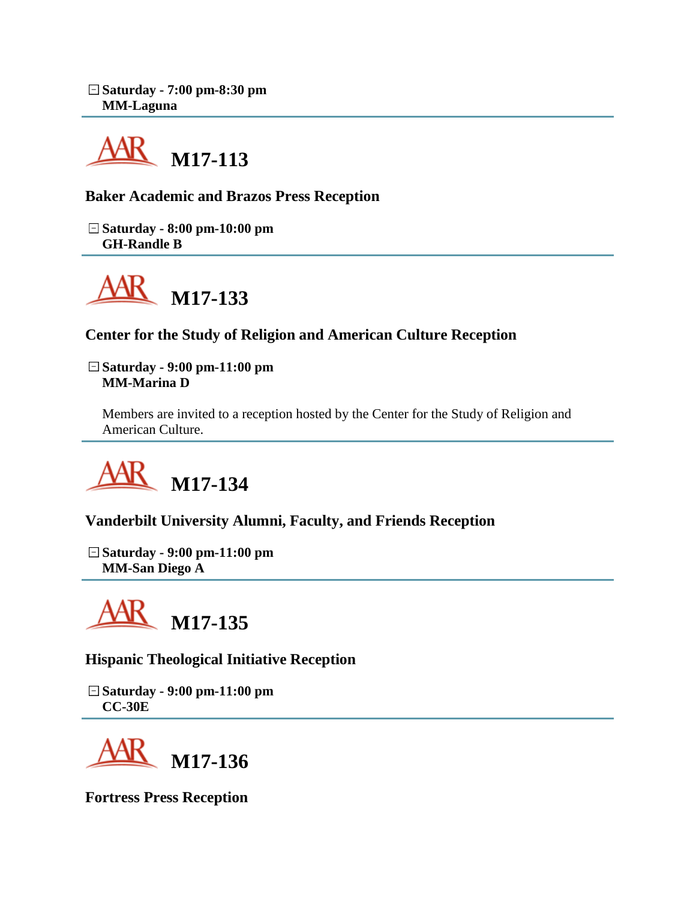**Saturday - 7:00 pm-8:30 pm**
**MM-Laguna**

---

## M17-113

### Baker Academic and Brazos Press Reception

**Saturday - 8:00 pm-10:00 pm**
**GH-Randle B**

---

## M17-133

### Center for the Study of Religion and American Culture Reception

**Saturday - 9:00 pm-11:00 pm**
**MM-Marina D**

Members are invited to a reception hosted by the Center for the Study of Religion and American Culture.

---

## M17-134

### Vanderbilt University Alumni, Faculty, and Friends Reception

**Saturday - 9:00 pm-11:00 pm**
**MM-San Diego A**

---

## M17-135

### Hispanic Theological Initiative Reception

**Saturday - 9:00 pm-11:00 pm**
**CC-30E**

---

## M17-136

### Fortress Press Reception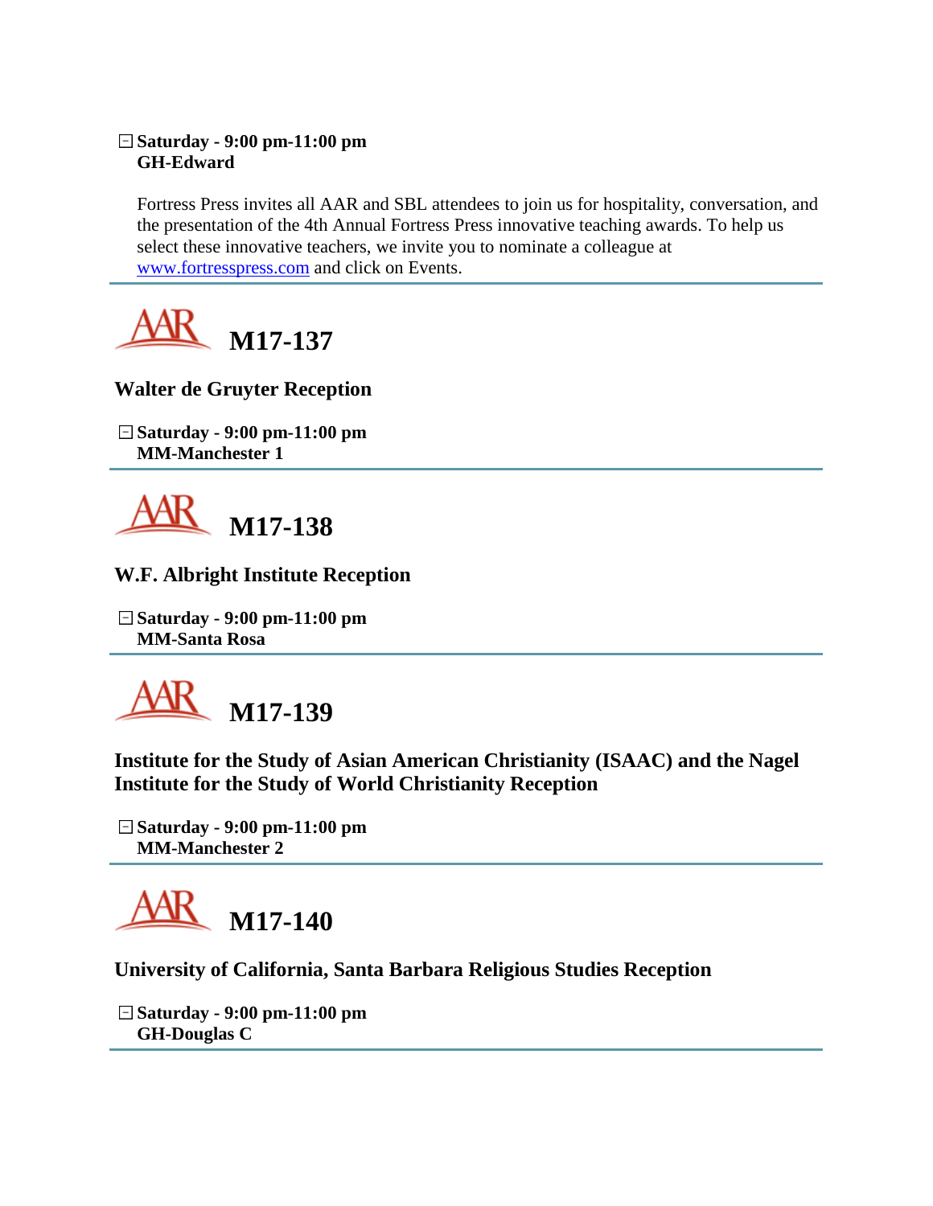**Saturday - 9:00 pm-11:00 pm**
**GH-Edward**

Fortress Press invites all AAR and SBL attendees to join us for hospitality, conversation, and the presentation of the 4th Annual Fortress Press innovative teaching awards. To help us select these innovative teachers, we invite you to nominate a colleague at www.fortresspress.com and click on Events.

---

## AAR M17-137

### Walter de Gruyter Reception

**Saturday - 9:00 pm-11:00 pm**
**MM-Manchester 1**

---

## AAR M17-138

### W.F. Albright Institute Reception

**Saturday - 9:00 pm-11:00 pm**
**MM-Santa Rosa**

---

## AAR M17-139

### Institute for the Study of Asian American Christianity (ISAAC) and the Nagel Institute for the Study of World Christianity Reception

**Saturday - 9:00 pm-11:00 pm**
**MM-Manchester 2**

---

## AAR M17-140

### University of California, Santa Barbara Religious Studies Reception

**Saturday - 9:00 pm-11:00 pm**
**GH-Douglas C**

---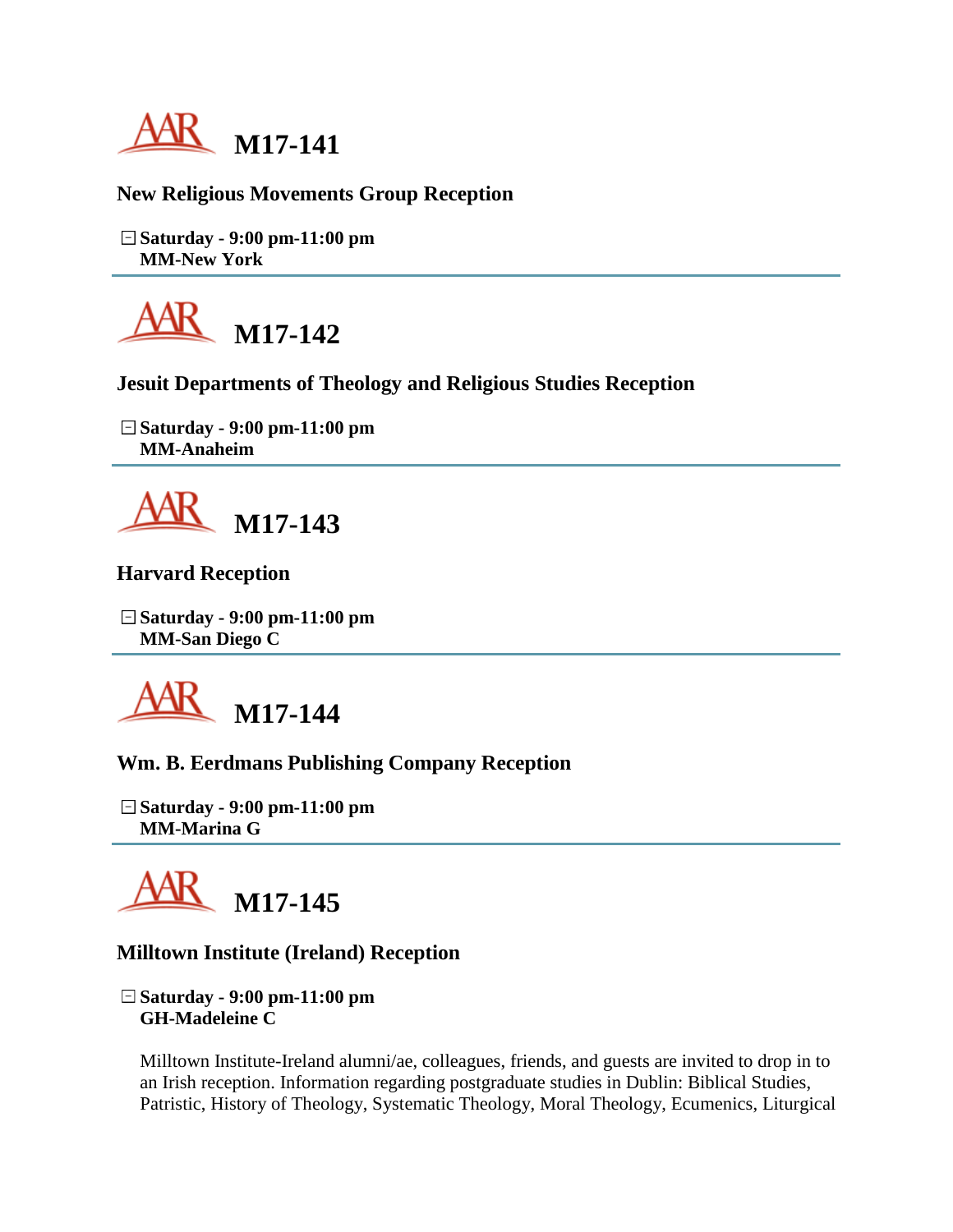# M17-141

### New Religious Movements Group Reception

**Saturday - 9:00 pm-11:00 pm**
**MM-New York**

---

# M17-142

### Jesuit Departments of Theology and Religious Studies Reception

**Saturday - 9:00 pm-11:00 pm**
**MM-Anaheim**

---

# M17-143

### Harvard Reception

**Saturday - 9:00 pm-11:00 pm**
**MM-San Diego C**

---

# M17-144

### Wm. B. Eerdmans Publishing Company Reception

**Saturday - 9:00 pm-11:00 pm**
**MM-Marina G**

---

# M17-145

### Milltown Institute (Ireland) Reception

**Saturday - 9:00 pm-11:00 pm**
**GH-Madeleine C**

Milltown Institute-Ireland alumni/ae, colleagues, friends, and guests are invited to drop in to an Irish reception. Information regarding postgraduate studies in Dublin: Biblical Studies, Patristic, History of Theology, Systematic Theology, Moral Theology, Ecumenics, Liturgical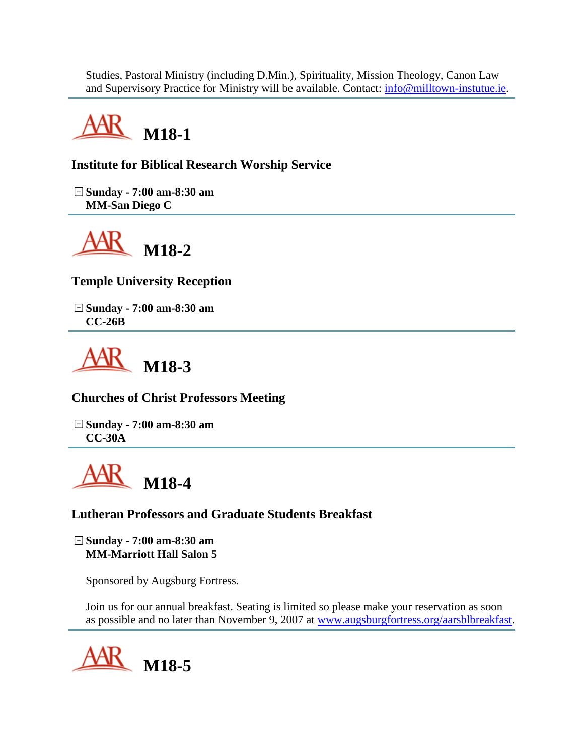Studies, Pastoral Ministry (including D.Min.), Spirituality, Mission Theology, Canon Law and Supervisory Practice for Ministry will be available. Contact: info@milltown-instutue.ie.

---

## AAR M18-1

### Institute for Biblical Research Worship Service

**Sunday - 7:00 am-8:30 am**
**MM-San Diego C**

---

## AAR M18-2

### Temple University Reception

**Sunday - 7:00 am-8:30 am**
**CC-26B**

---

## AAR M18-3

### Churches of Christ Professors Meeting

**Sunday - 7:00 am-8:30 am**
**CC-30A**

---

## AAR M18-4

### Lutheran Professors and Graduate Students Breakfast

**Sunday - 7:00 am-8:30 am**
**MM-Marriott Hall Salon 5**

Sponsored by Augsburg Fortress.

Join us for our annual breakfast. Seating is limited so please make your reservation as soon as possible and no later than November 9, 2007 at www.augsburgfortress.org/aarsblbreakfast.

---

## AAR M18-5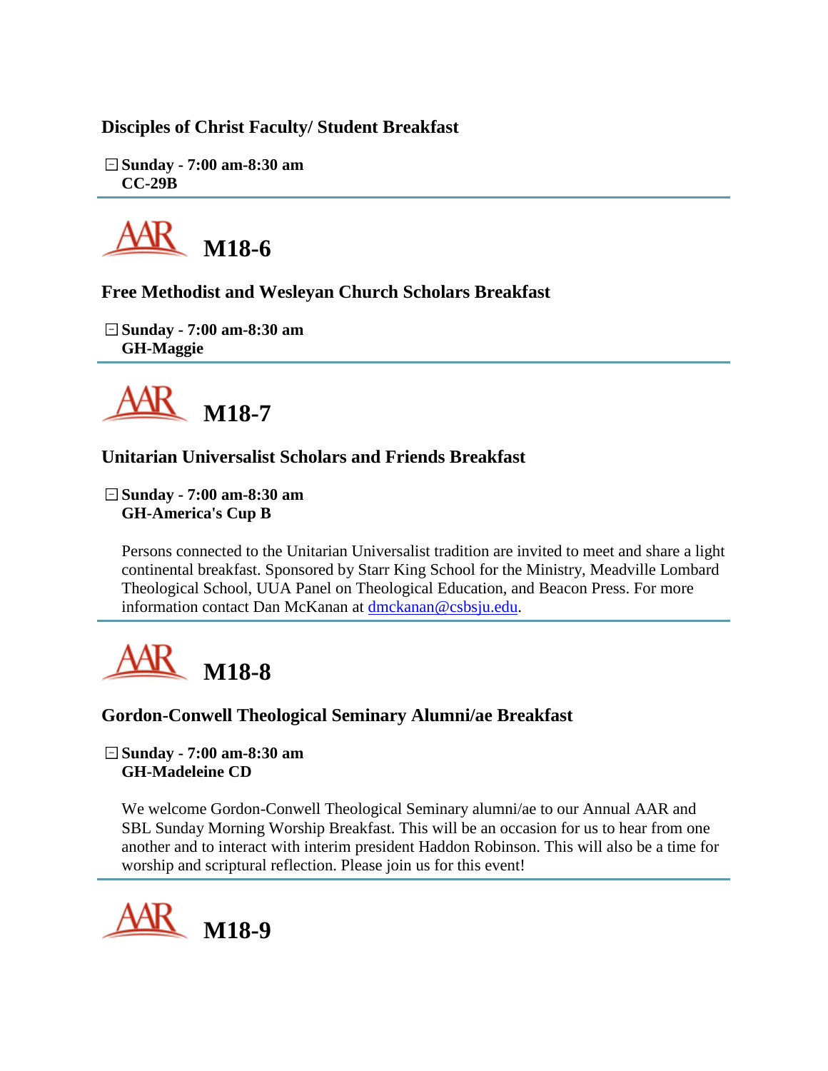### Disciples of Christ Faculty/ Student Breakfast

**Sunday - 7:00 am-8:30 am**
**CC-29B**

---

## AAR M18-6

### Free Methodist and Wesleyan Church Scholars Breakfast

**Sunday - 7:00 am-8:30 am**
**GH-Maggie**

---

## AAR M18-7

### Unitarian Universalist Scholars and Friends Breakfast

**Sunday - 7:00 am-8:30 am**
**GH-America's Cup B**

Persons connected to the Unitarian Universalist tradition are invited to meet and share a light continental breakfast. Sponsored by Starr King School for the Ministry, Meadville Lombard Theological School, UUA Panel on Theological Education, and Beacon Press. For more information contact Dan McKanan at dmckanan@csbsju.edu.

---

## AAR M18-8

### Gordon-Conwell Theological Seminary Alumni/ae Breakfast

**Sunday - 7:00 am-8:30 am**
**GH-Madeleine CD**

We welcome Gordon-Conwell Theological Seminary alumni/ae to our Annual AAR and SBL Sunday Morning Worship Breakfast. This will be an occasion for us to hear from one another and to interact with interim president Haddon Robinson. This will also be a time for worship and scriptural reflection. Please join us for this event!

---

## AAR M18-9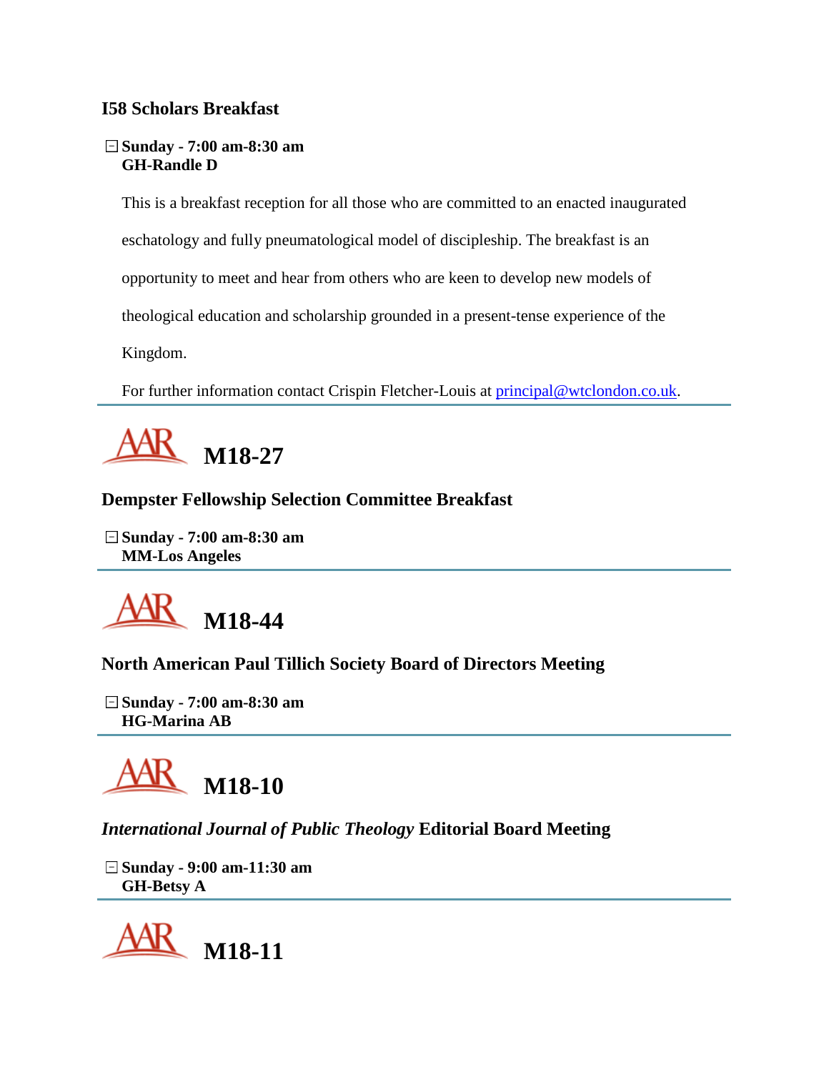### I58 Scholars Breakfast

**Sunday - 7:00 am-8:30 am**
**GH-Randle D**

This is a breakfast reception for all those who are committed to an enacted inaugurated eschatology and fully pneumatological model of discipleship. The breakfast is an opportunity to meet and hear from others who are keen to develop new models of theological education and scholarship grounded in a present-tense experience of the Kingdom.

For further information contact Crispin Fletcher-Louis at principal@wtclondon.co.uk.

---

## AAR M18-27

### Dempster Fellowship Selection Committee Breakfast

**Sunday - 7:00 am-8:30 am**
**MM-Los Angeles**

---

## AAR M18-44

### North American Paul Tillich Society Board of Directors Meeting

**Sunday - 7:00 am-8:30 am**
**HG-Marina AB**

---

## AAR M18-10

### *International Journal of Public Theology* Editorial Board Meeting

**Sunday - 9:00 am-11:30 am**
**GH-Betsy A**

---

## AAR M18-11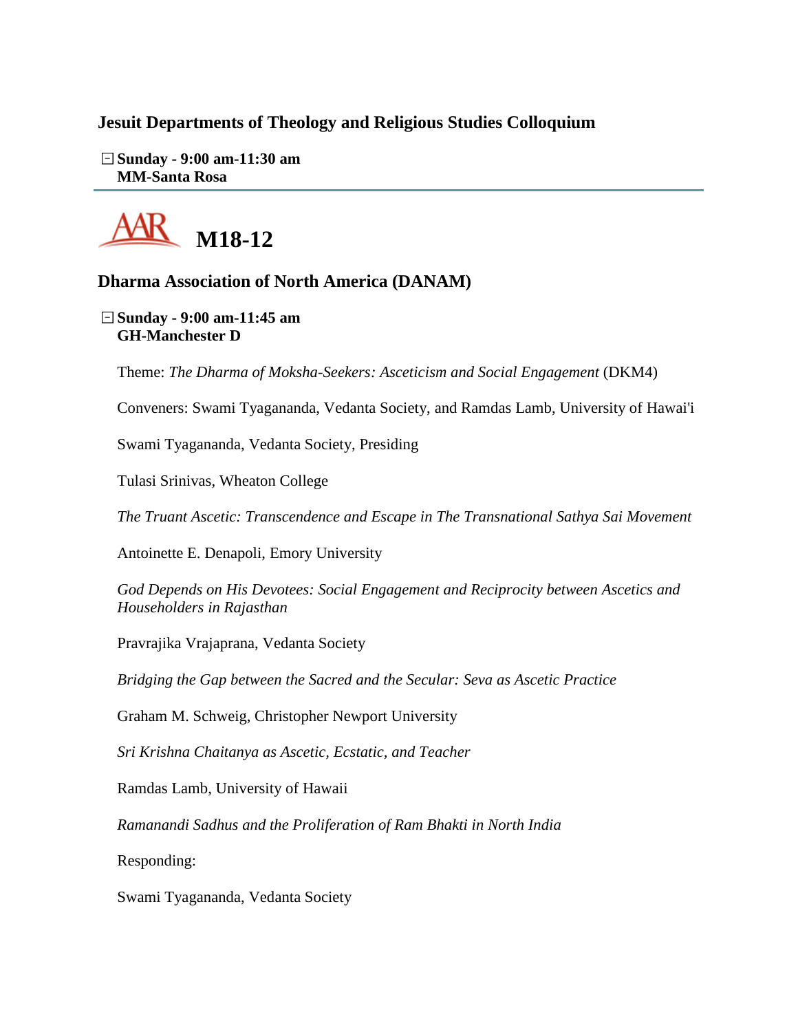### Jesuit Departments of Theology and Religious Studies Colloquium

**Sunday - 9:00 am-11:30 am**
**MM-Santa Rosa**

---

# M18-12

### Dharma Association of North America (DANAM)

**Sunday - 9:00 am-11:45 am**
**GH-Manchester D**

Theme: *The Dharma of Moksha-Seekers: Asceticism and Social Engagement* (DKM4)

Conveners: Swami Tyagananda, Vedanta Society, and Ramdas Lamb, University of Hawai'i

Swami Tyagananda, Vedanta Society, Presiding

Tulasi Srinivas, Wheaton College

*The Truant Ascetic: Transcendence and Escape in The Transnational Sathya Sai Movement*

Antoinette E. Denapoli, Emory University

*God Depends on His Devotees: Social Engagement and Reciprocity between Ascetics and Householders in Rajasthan*

Pravrajika Vrajaprana, Vedanta Society

*Bridging the Gap between the Sacred and the Secular: Seva as Ascetic Practice*

Graham M. Schweig, Christopher Newport University

*Sri Krishna Chaitanya as Ascetic, Ecstatic, and Teacher*

Ramdas Lamb, University of Hawaii

*Ramanandi Sadhus and the Proliferation of Ram Bhakti in North India*

Responding:

Swami Tyagananda, Vedanta Society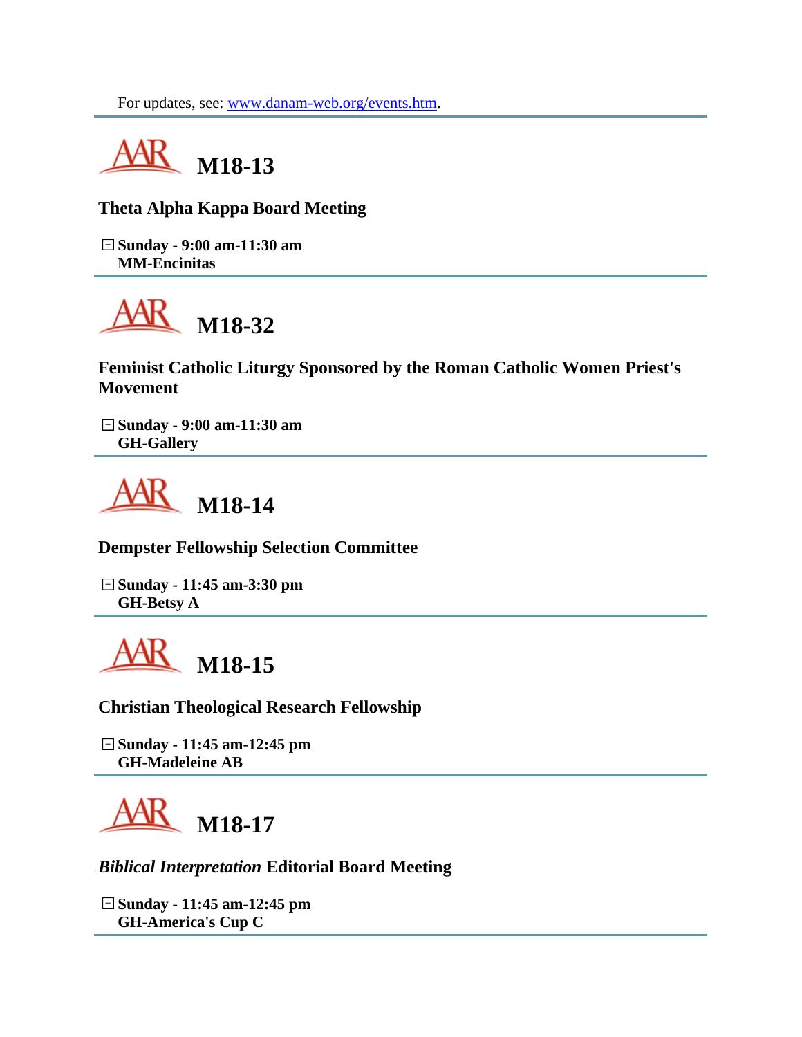For updates, see: [www.danam-web.org/events.htm](www.danam-web.org/events.htm).

---

## M18-13

### Theta Alpha Kappa Board Meeting

**Sunday - 9:00 am-11:30 am**
**MM-Encinitas**

---

## M18-32

### Feminist Catholic Liturgy Sponsored by the Roman Catholic Women Priest's Movement

**Sunday - 9:00 am-11:30 am**
**GH-Gallery**

---

## M18-14

### Dempster Fellowship Selection Committee

**Sunday - 11:45 am-3:30 pm**
**GH-Betsy A**

---

## M18-15

### Christian Theological Research Fellowship

**Sunday - 11:45 am-12:45 pm**
**GH-Madeleine AB**

---

## M18-17

### *Biblical Interpretation* Editorial Board Meeting

**Sunday - 11:45 am-12:45 pm**
**GH-America's Cup C**

---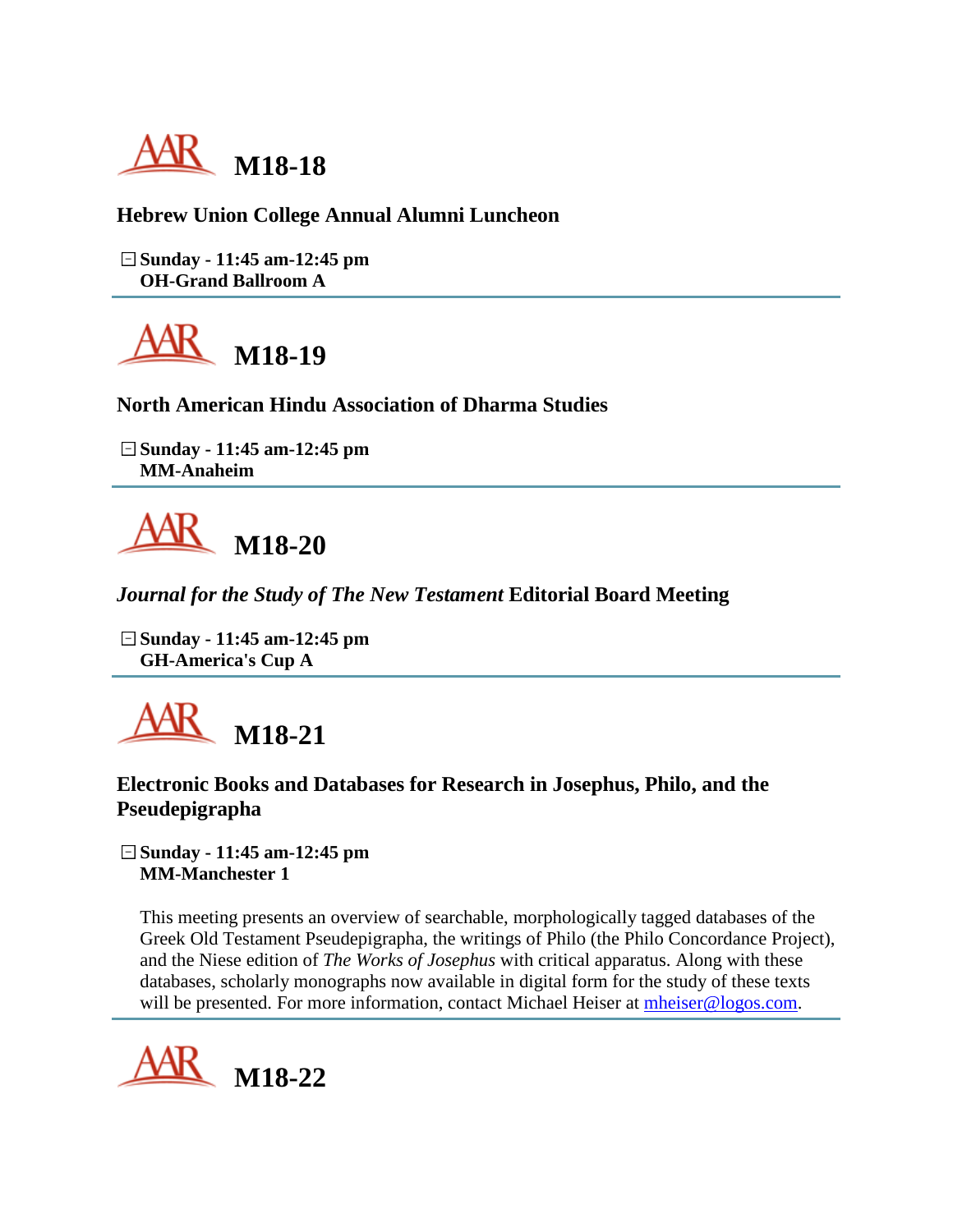## M18-18

### Hebrew Union College Annual Alumni Luncheon

**Sunday - 11:45 am-12:45 pm**
**OH-Grand Ballroom A**

---

## M18-19

### North American Hindu Association of Dharma Studies

**Sunday - 11:45 am-12:45 pm**
**MM-Anaheim**

---

## M18-20

### *Journal for the Study of The New Testament* Editorial Board Meeting

**Sunday - 11:45 am-12:45 pm**
**GH-America's Cup A**

---

## M18-21

### Electronic Books and Databases for Research in Josephus, Philo, and the Pseudepigrapha

**Sunday - 11:45 am-12:45 pm**
**MM-Manchester 1**

This meeting presents an overview of searchable, morphologically tagged databases of the Greek Old Testament Pseudepigrapha, the writings of Philo (the Philo Concordance Project), and the Niese edition of *The Works of Josephus* with critical apparatus. Along with these databases, scholarly monographs now available in digital form for the study of these texts will be presented. For more information, contact Michael Heiser at mheiser@logos.com.

---

## M18-22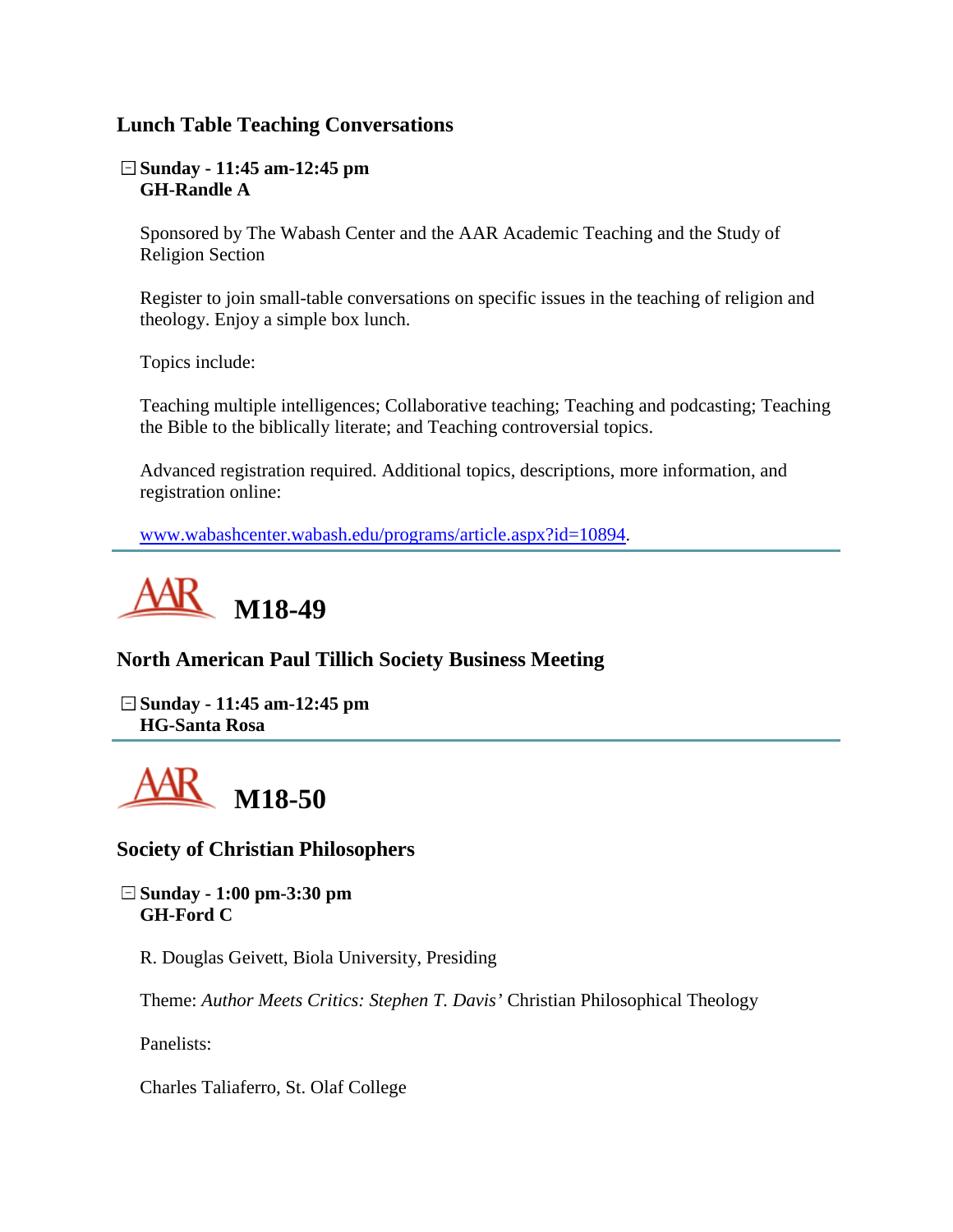### Lunch Table Teaching Conversations

**Sunday - 11:45 am-12:45 pm**
**GH-Randle A**

Sponsored by The Wabash Center and the AAR Academic Teaching and the Study of Religion Section

Register to join small-table conversations on specific issues in the teaching of religion and theology. Enjoy a simple box lunch.

Topics include:

Teaching multiple intelligences; Collaborative teaching; Teaching and podcasting; Teaching the Bible to the biblically literate; and Teaching controversial topics.

Advanced registration required. Additional topics, descriptions, more information, and registration online:

www.wabashcenter.wabash.edu/programs/article.aspx?id=10894.

---

## M18-49

### North American Paul Tillich Society Business Meeting

**Sunday - 11:45 am-12:45 pm**
**HG-Santa Rosa**

---

## M18-50

### Society of Christian Philosophers

**Sunday - 1:00 pm-3:30 pm**
**GH-Ford C**

R. Douglas Geivett, Biola University, Presiding

Theme: *Author Meets Critics: Stephen T. Davis'* Christian Philosophical Theology

Panelists:

Charles Taliaferro, St. Olaf College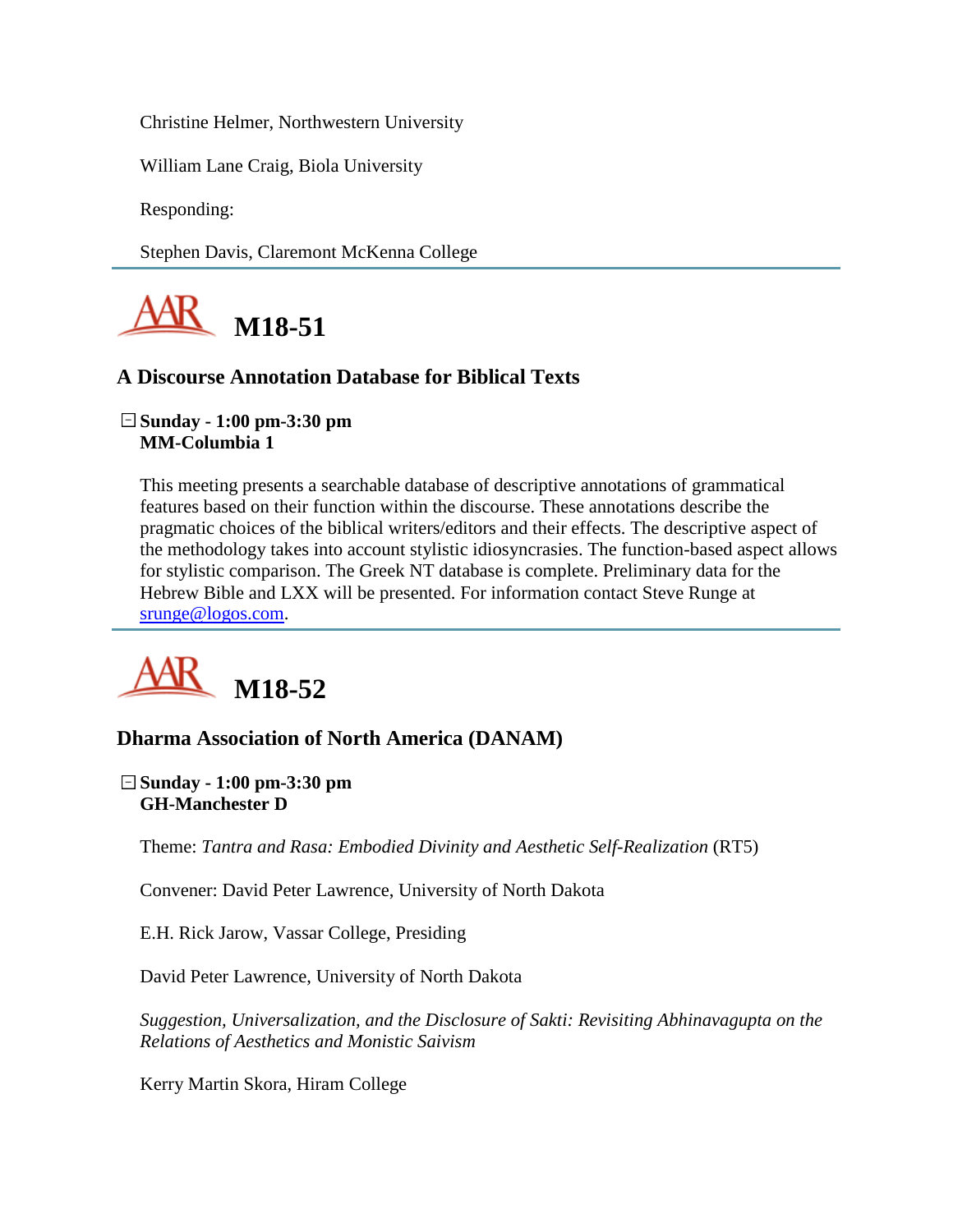Christine Helmer, Northwestern University

William Lane Craig, Biola University

Responding:

Stephen Davis, Claremont McKenna College

---

## AAR M18-51

### A Discourse Annotation Database for Biblical Texts

**Sunday - 1:00 pm-3:30 pm**
**MM-Columbia 1**

This meeting presents a searchable database of descriptive annotations of grammatical features based on their function within the discourse. These annotations describe the pragmatic choices of the biblical writers/editors and their effects. The descriptive aspect of the methodology takes into account stylistic idiosyncrasies. The function-based aspect allows for stylistic comparison. The Greek NT database is complete. Preliminary data for the Hebrew Bible and LXX will be presented. For information contact Steve Runge at srunge@logos.com.

---

## AAR M18-52

### Dharma Association of North America (DANAM)

**Sunday - 1:00 pm-3:30 pm**
**GH-Manchester D**

Theme: *Tantra and Rasa: Embodied Divinity and Aesthetic Self-Realization* (RT5)

Convener: David Peter Lawrence, University of North Dakota

E.H. Rick Jarow, Vassar College, Presiding

David Peter Lawrence, University of North Dakota

*Suggestion, Universalization, and the Disclosure of Sakti: Revisiting Abhinavagupta on the Relations of Aesthetics and Monistic Saivism*

Kerry Martin Skora, Hiram College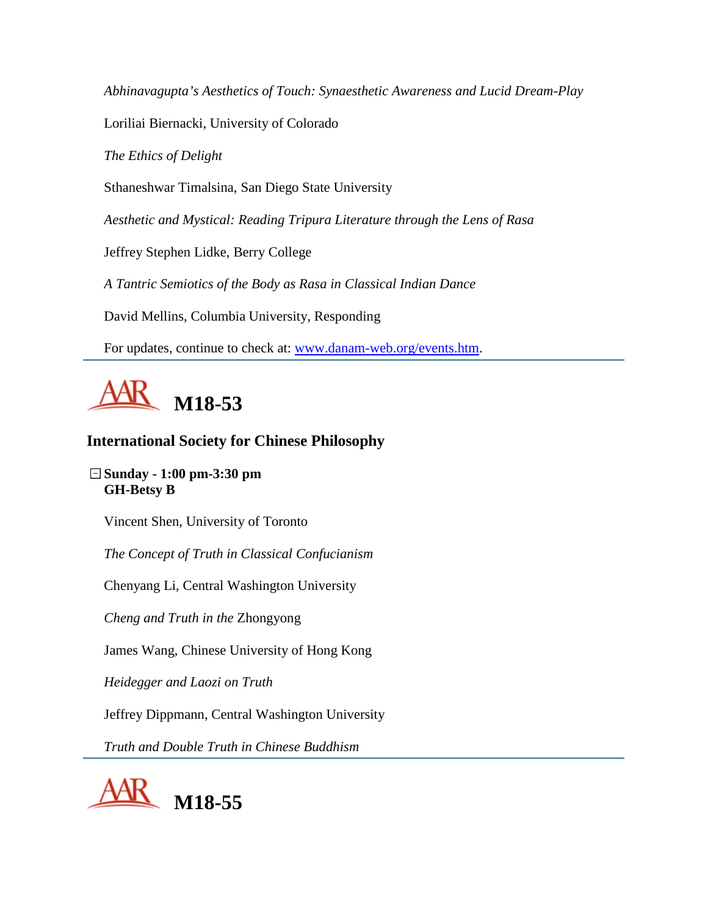*Abhinavagupta's Aesthetics of Touch: Synaesthetic Awareness and Lucid Dream-Play*

Loriliai Biernacki, University of Colorado

*The Ethics of Delight*

Sthaneshwar Timalsina, San Diego State University

*Aesthetic and Mystical: Reading Tripura Literature through the Lens of Rasa*

Jeffrey Stephen Lidke, Berry College

*A Tantric Semiotics of the Body as Rasa in Classical Indian Dance*

David Mellins, Columbia University, Responding

For updates, continue to check at: www.danam-web.org/events.htm.

---

# AAR M18-53

## International Society for Chinese Philosophy

**Sunday - 1:00 pm-3:30 pm**
**GH-Betsy B**

Vincent Shen, University of Toronto

*The Concept of Truth in Classical Confucianism*

Chenyang Li, Central Washington University

*Cheng and Truth in the* Zhongyong

James Wang, Chinese University of Hong Kong

*Heidegger and Laozi on Truth*

Jeffrey Dippmann, Central Washington University

*Truth and Double Truth in Chinese Buddhism*

---

# AAR M18-55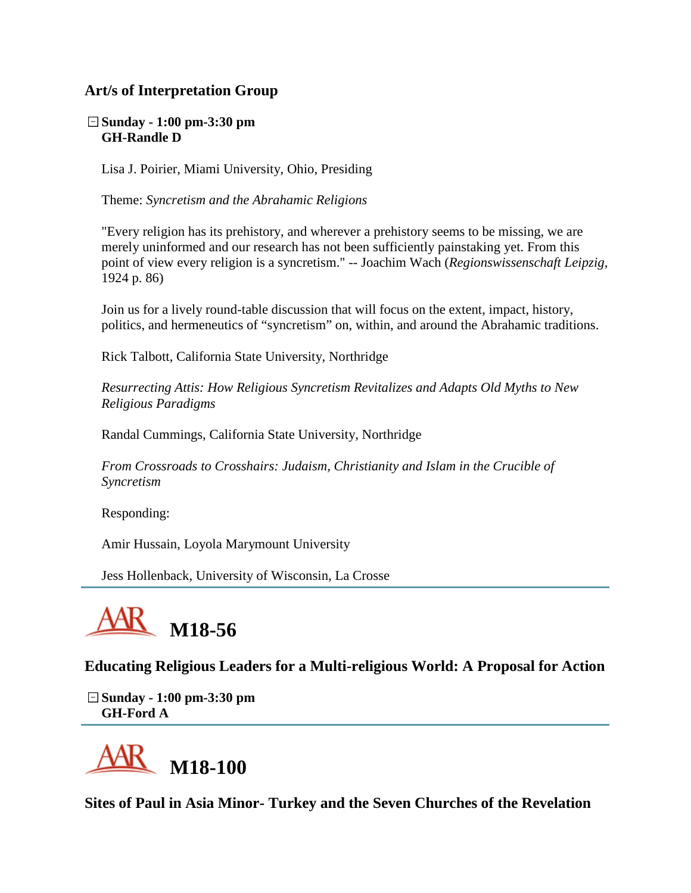### Art/s of Interpretation Group

**Sunday - 1:00 pm-3:30 pm**
**GH-Randle D**

Lisa J. Poirier, Miami University, Ohio, Presiding

Theme: *Syncretism and the Abrahamic Religions*

"Every religion has its prehistory, and wherever a prehistory seems to be missing, we are merely uninformed and our research has not been sufficiently painstaking yet. From this point of view every religion is a syncretism." -- Joachim Wach (*Regionswissenschaft Leipzig*, 1924 p. 86)

Join us for a lively round-table discussion that will focus on the extent, impact, history, politics, and hermeneutics of "syncretism" on, within, and around the Abrahamic traditions.

Rick Talbott, California State University, Northridge

*Resurrecting Attis: How Religious Syncretism Revitalizes and Adapts Old Myths to New Religious Paradigms*

Randal Cummings, California State University, Northridge

*From Crossroads to Crosshairs: Judaism, Christianity and Islam in the Crucible of Syncretism*

Responding:

Amir Hussain, Loyola Marymount University

Jess Hollenback, University of Wisconsin, La Crosse

---

## AAR M18-56

### Educating Religious Leaders for a Multi-religious World: A Proposal for Action

**Sunday - 1:00 pm-3:30 pm**
**GH-Ford A**

---

## AAR M18-100

### Sites of Paul in Asia Minor- Turkey and the Seven Churches of the Revelation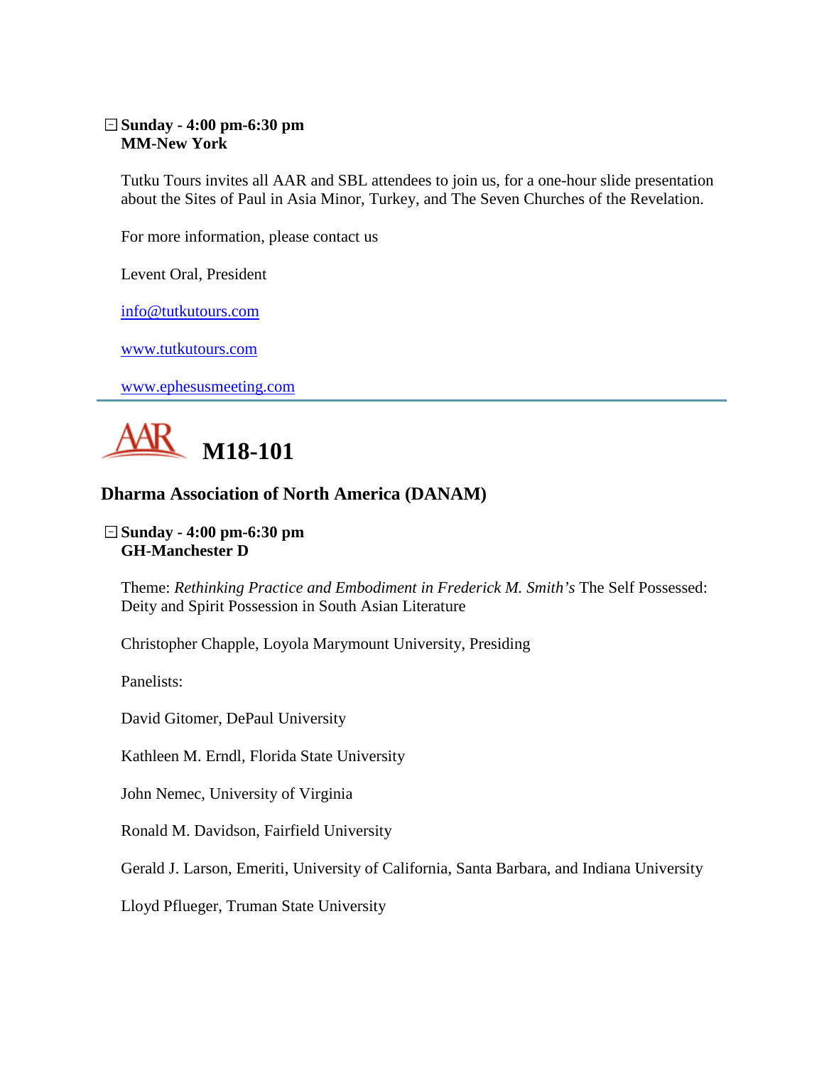**Sunday - 4:00 pm-6:30 pm**
**MM-New York**

Tutku Tours invites all AAR and SBL attendees to join us, for a one-hour slide presentation about the Sites of Paul in Asia Minor, Turkey, and The Seven Churches of the Revelation.

For more information, please contact us

Levent Oral, President

info@tutkutours.com

www.tutkutours.com

www.ephesusmeeting.com

---

# AAR M18-101

## Dharma Association of North America (DANAM)

**Sunday - 4:00 pm-6:30 pm**
**GH-Manchester D**

Theme: *Rethinking Practice and Embodiment in Frederick M. Smith's* The Self Possessed: Deity and Spirit Possession in South Asian Literature

Christopher Chapple, Loyola Marymount University, Presiding

Panelists:

David Gitomer, DePaul University

Kathleen M. Erndl, Florida State University

John Nemec, University of Virginia

Ronald M. Davidson, Fairfield University

Gerald J. Larson, Emeriti, University of California, Santa Barbara, and Indiana University

Lloyd Pflueger, Truman State University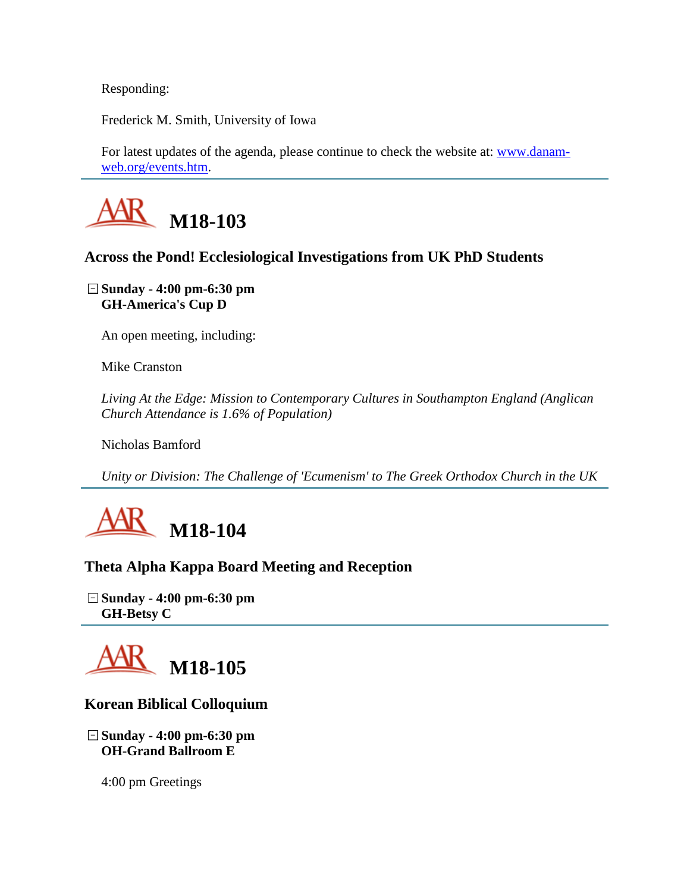Responding:

Frederick M. Smith, University of Iowa

For latest updates of the agenda, please continue to check the website at: www.danam-web.org/events.htm.

---

# M18-103

### Across the Pond! Ecclesiological Investigations from UK PhD Students

**Sunday - 4:00 pm-6:30 pm**
**GH-America's Cup D**

An open meeting, including:

Mike Cranston

*Living At the Edge: Mission to Contemporary Cultures in Southampton England (Anglican Church Attendance is 1.6% of Population)*

Nicholas Bamford

*Unity or Division: The Challenge of 'Ecumenism' to The Greek Orthodox Church in the UK*

---

# M18-104

### Theta Alpha Kappa Board Meeting and Reception

**Sunday - 4:00 pm-6:30 pm**
**GH-Betsy C**

---

# M18-105

### Korean Biblical Colloquium

**Sunday - 4:00 pm-6:30 pm**
**OH-Grand Ballroom E**

4:00 pm Greetings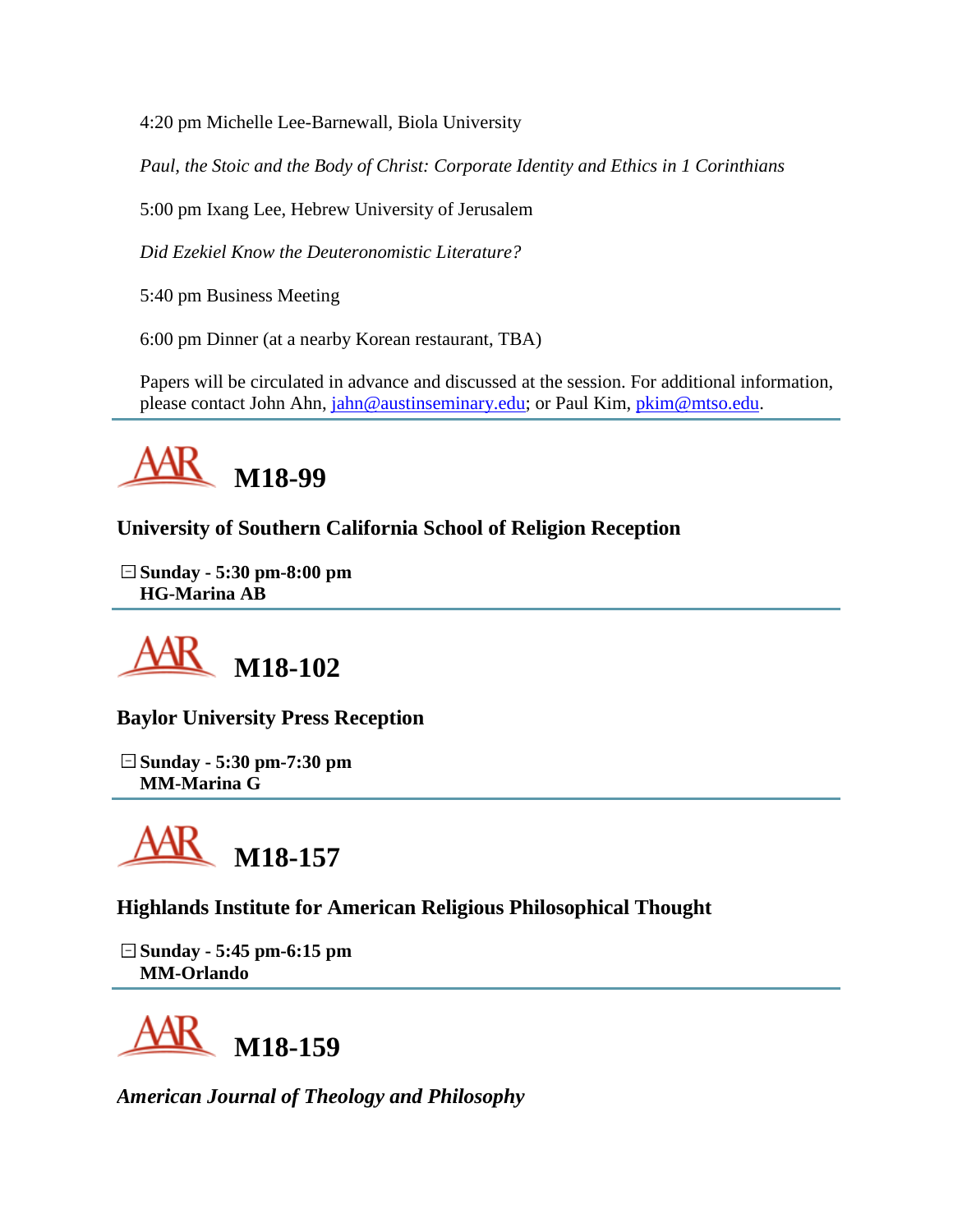4:20 pm Michelle Lee-Barnewall, Biola University

*Paul, the Stoic and the Body of Christ: Corporate Identity and Ethics in 1 Corinthians*

5:00 pm Ixang Lee, Hebrew University of Jerusalem

*Did Ezekiel Know the Deuteronomistic Literature?*

5:40 pm Business Meeting

6:00 pm Dinner (at a nearby Korean restaurant, TBA)

Papers will be circulated in advance and discussed at the session. For additional information, please contact John Ahn, jahn@austinseminary.edu; or Paul Kim, pkim@mtso.edu.

---

## AAR M18-99

**University of Southern California School of Religion Reception**

**Sunday - 5:30 pm-8:00 pm**
**HG-Marina AB**

---

## AAR M18-102

**Baylor University Press Reception**

**Sunday - 5:30 pm-7:30 pm**
**MM-Marina G**

---

## AAR M18-157

**Highlands Institute for American Religious Philosophical Thought**

**Sunday - 5:45 pm-6:15 pm**
**MM-Orlando**

---

## AAR M18-159

***American Journal of Theology and Philosophy***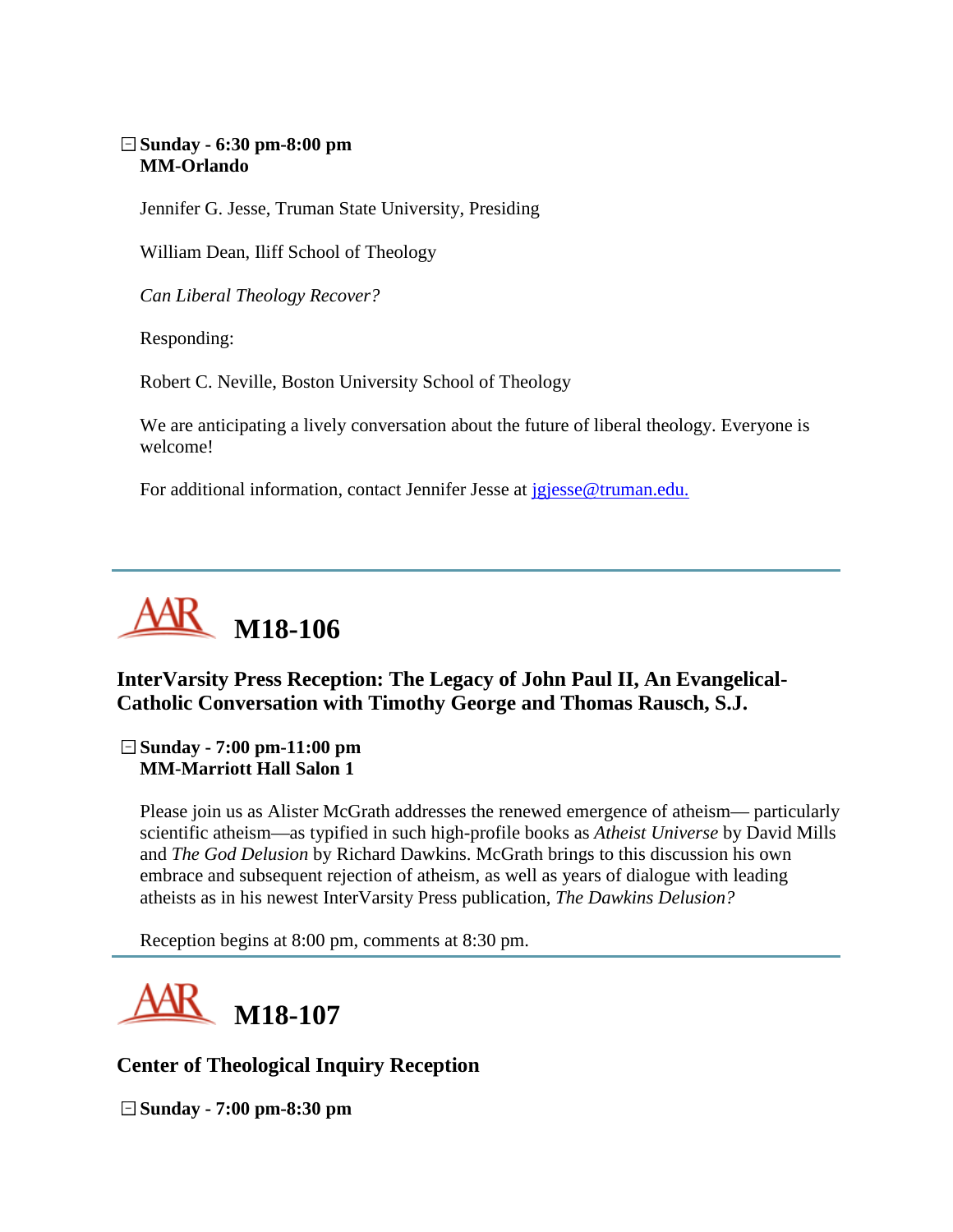**Sunday - 6:30 pm-8:00 pm**
**MM-Orlando**

Jennifer G. Jesse, Truman State University, Presiding

William Dean, Iliff School of Theology

*Can Liberal Theology Recover?*

Responding:

Robert C. Neville, Boston University School of Theology

We are anticipating a lively conversation about the future of liberal theology. Everyone is welcome!

For additional information, contact Jennifer Jesse at jgjesse@truman.edu.

---

# AAR M18-106

## InterVarsity Press Reception: The Legacy of John Paul II, An Evangelical-Catholic Conversation with Timothy George and Thomas Rausch, S.J.

**Sunday - 7:00 pm-11:00 pm**
**MM-Marriott Hall Salon 1**

Please join us as Alister McGrath addresses the renewed emergence of atheism— particularly scientific atheism—as typified in such high-profile books as *Atheist Universe* by David Mills and *The God Delusion* by Richard Dawkins. McGrath brings to this discussion his own embrace and subsequent rejection of atheism, as well as years of dialogue with leading atheists as in his newest InterVarsity Press publication, *The Dawkins Delusion?*

Reception begins at 8:00 pm, comments at 8:30 pm.

---

# AAR M18-107

## Center of Theological Inquiry Reception

**Sunday - 7:00 pm-8:30 pm**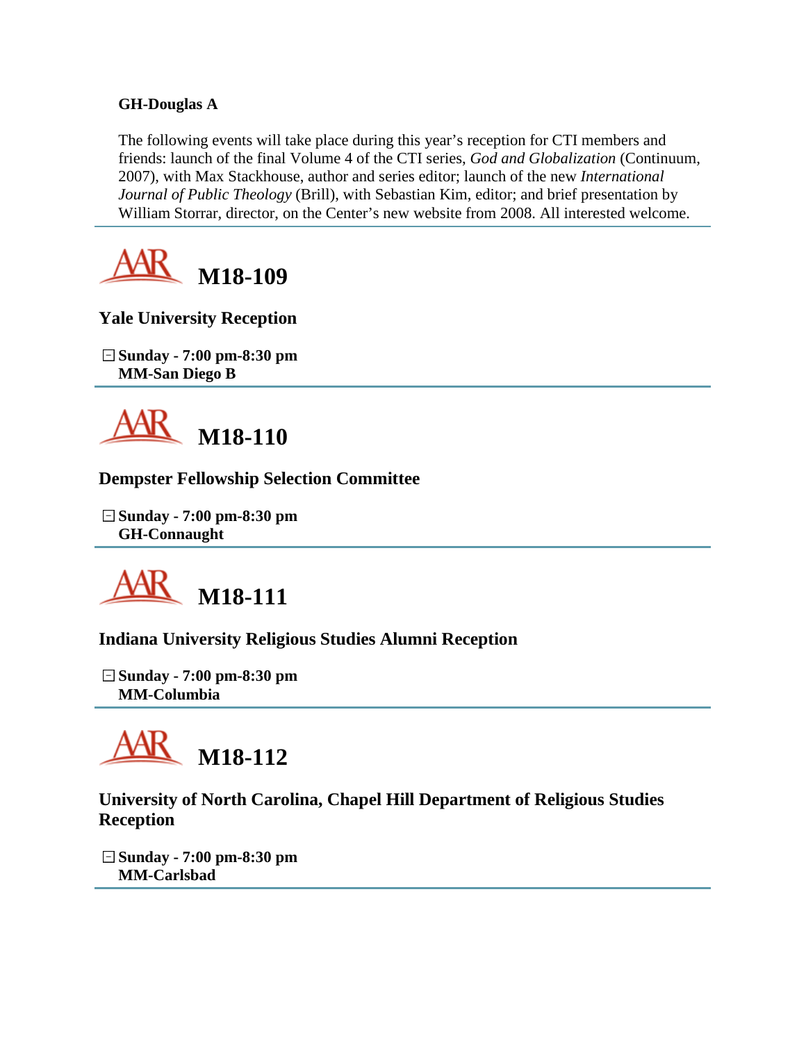**GH-Douglas A**

The following events will take place during this year's reception for CTI members and friends: launch of the final Volume 4 of the CTI series, *God and Globalization* (Continuum, 2007), with Max Stackhouse, author and series editor; launch of the new *International Journal of Public Theology* (Brill), with Sebastian Kim, editor; and brief presentation by William Storrar, director, on the Center's new website from 2008. All interested welcome.

---

## M18-109

### Yale University Reception

**Sunday - 7:00 pm-8:30 pm**
**MM-San Diego B**

---

## M18-110

### Dempster Fellowship Selection Committee

**Sunday - 7:00 pm-8:30 pm**
**GH-Connaught**

---

## M18-111

### Indiana University Religious Studies Alumni Reception

**Sunday - 7:00 pm-8:30 pm**
**MM-Columbia**

---

## M18-112

### University of North Carolina, Chapel Hill Department of Religious Studies Reception

**Sunday - 7:00 pm-8:30 pm**
**MM-Carlsbad**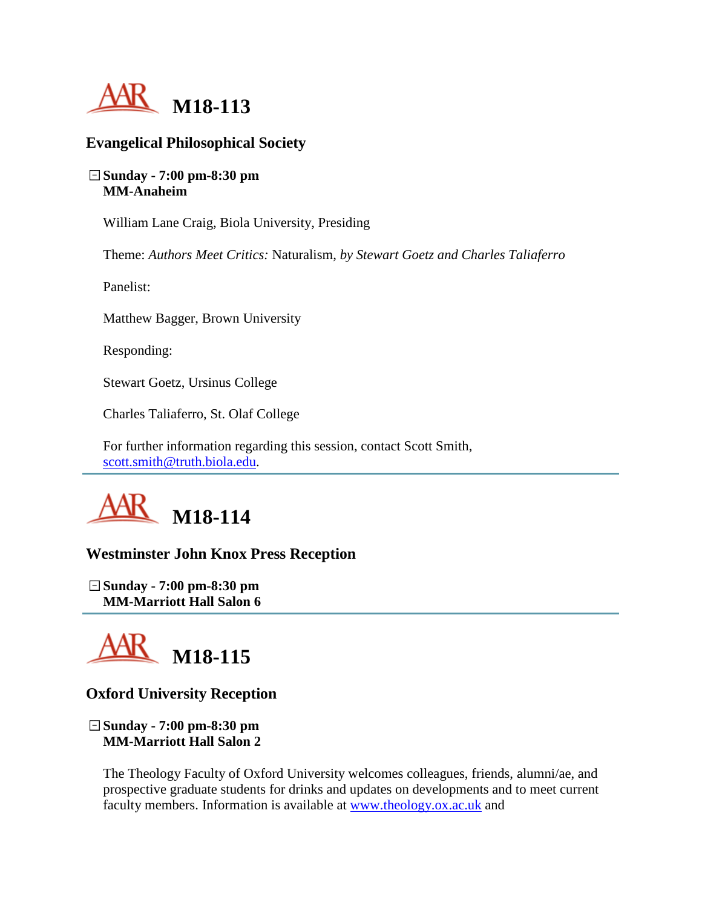# M18-113

### Evangelical Philosophical Society

**Sunday - 7:00 pm-8:30 pm**
**MM-Anaheim**

William Lane Craig, Biola University, Presiding

Theme: *Authors Meet Critics:* Naturalism, *by Stewart Goetz and Charles Taliaferro*

Panelist:

Matthew Bagger, Brown University

Responding:

Stewart Goetz, Ursinus College

Charles Taliaferro, St. Olaf College

For further information regarding this session, contact Scott Smith, scott.smith@truth.biola.edu.

---

# M18-114

### Westminster John Knox Press Reception

**Sunday - 7:00 pm-8:30 pm**
**MM-Marriott Hall Salon 6**

---

# M18-115

### Oxford University Reception

**Sunday - 7:00 pm-8:30 pm**
**MM-Marriott Hall Salon 2**

The Theology Faculty of Oxford University welcomes colleagues, friends, alumni/ae, and prospective graduate students for drinks and updates on developments and to meet current faculty members. Information is available at www.theology.ox.ac.uk and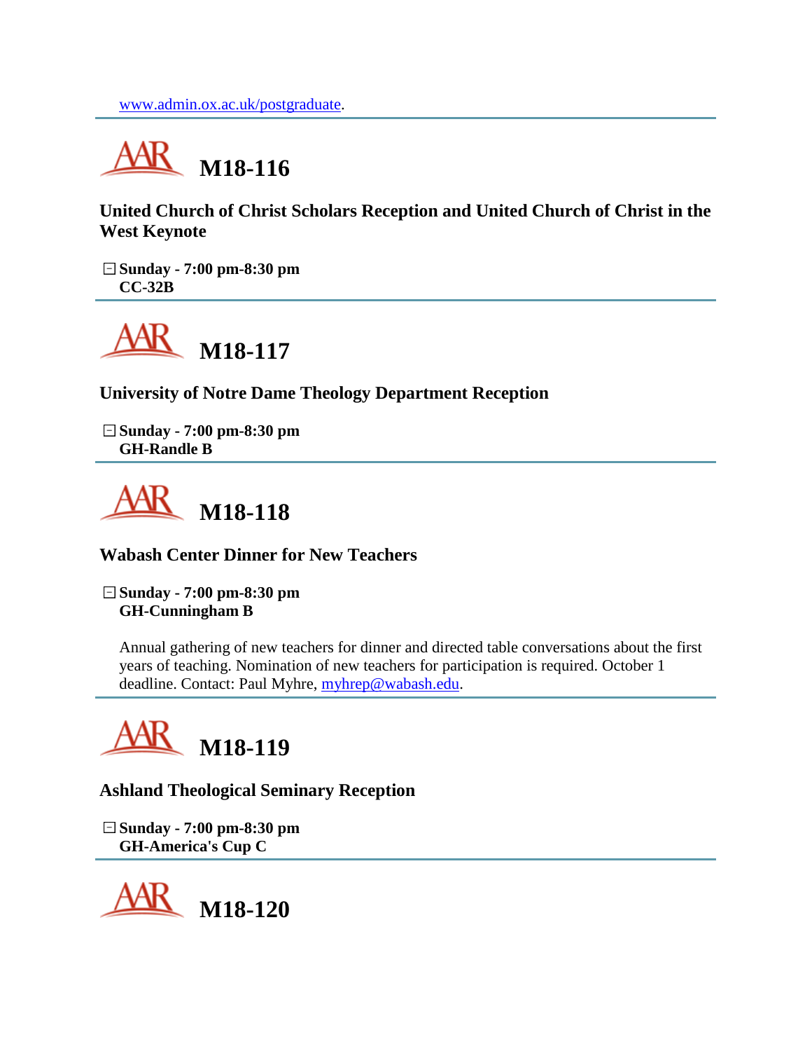www.admin.ox.ac.uk/postgraduate.

---

## M18-116

### United Church of Christ Scholars Reception and United Church of Christ in the West Keynote

**Sunday - 7:00 pm-8:30 pm**
**CC-32B**

---

## M18-117

### University of Notre Dame Theology Department Reception

**Sunday - 7:00 pm-8:30 pm**
**GH-Randle B**

---

## M18-118

### Wabash Center Dinner for New Teachers

**Sunday - 7:00 pm-8:30 pm**
**GH-Cunningham B**

Annual gathering of new teachers for dinner and directed table conversations about the first years of teaching. Nomination of new teachers for participation is required. October 1 deadline. Contact: Paul Myhre, myhrep@wabash.edu.

---

## M18-119

### Ashland Theological Seminary Reception

**Sunday - 7:00 pm-8:30 pm**
**GH-America's Cup C**

---

## M18-120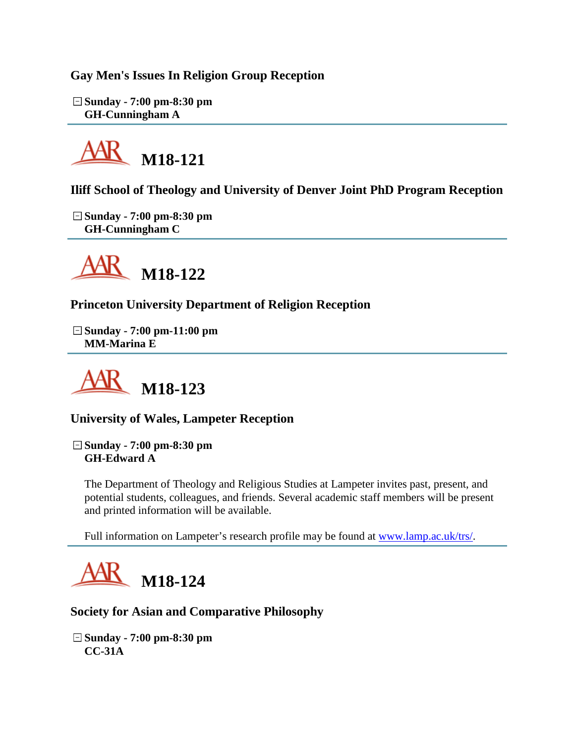### Gay Men's Issues In Religion Group Reception

**Sunday - 7:00 pm-8:30 pm**
**GH-Cunningham A**

---

## M18-121

### Iliff School of Theology and University of Denver Joint PhD Program Reception

**Sunday - 7:00 pm-8:30 pm**
**GH-Cunningham C**

---

## M18-122

### Princeton University Department of Religion Reception

**Sunday - 7:00 pm-11:00 pm**
**MM-Marina E**

---

## M18-123

### University of Wales, Lampeter Reception

**Sunday - 7:00 pm-8:30 pm**
**GH-Edward A**

The Department of Theology and Religious Studies at Lampeter invites past, present, and potential students, colleagues, and friends. Several academic staff members will be present and printed information will be available.

Full information on Lampeter's research profile may be found at www.lamp.ac.uk/trs/.

---

## M18-124

### Society for Asian and Comparative Philosophy

**Sunday - 7:00 pm-8:30 pm**
**CC-31A**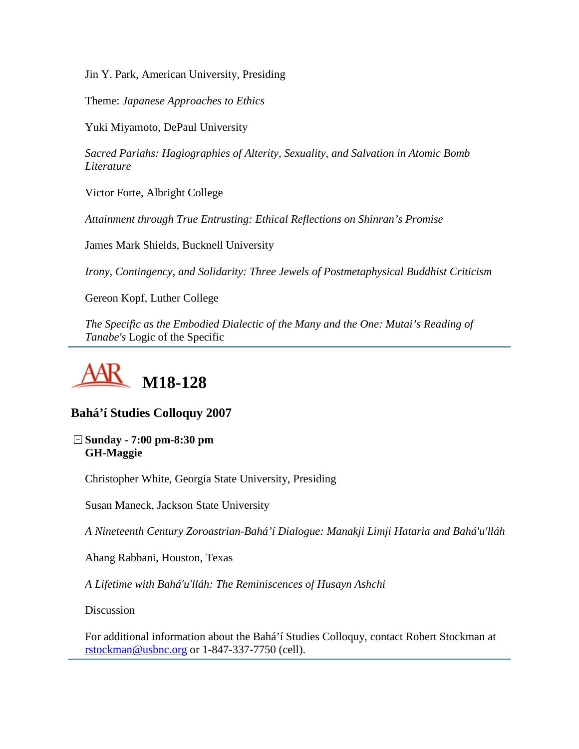Jin Y. Park, American University, Presiding

Theme: *Japanese Approaches to Ethics*

Yuki Miyamoto, DePaul University

*Sacred Pariahs: Hagiographies of Alterity, Sexuality, and Salvation in Atomic Bomb Literature*

Victor Forte, Albright College

*Attainment through True Entrusting: Ethical Reflections on Shinran's Promise*

James Mark Shields, Bucknell University

*Irony, Contingency, and Solidarity: Three Jewels of Postmetaphysical Buddhist Criticism*

Gereon Kopf, Luther College

*The Specific as the Embodied Dialectic of the Many and the One: Mutai's Reading of Tanabe's* Logic of the Specific

---

# M18-128

## Bahá'í Studies Colloquy 2007

**Sunday - 7:00 pm-8:30 pm**
**GH-Maggie**

Christopher White, Georgia State University, Presiding

Susan Maneck, Jackson State University

*A Nineteenth Century Zoroastrian-Bahá'í Dialogue: Manakji Limji Hataria and Bahá'u'lláh*

Ahang Rabbani, Houston, Texas

*A Lifetime with Bahá'u'lláh: The Reminiscences of Husayn Ashchi*

Discussion

For additional information about the Bahá'í Studies Colloquy, contact Robert Stockman at rstockman@usbnc.org or 1-847-337-7750 (cell).

---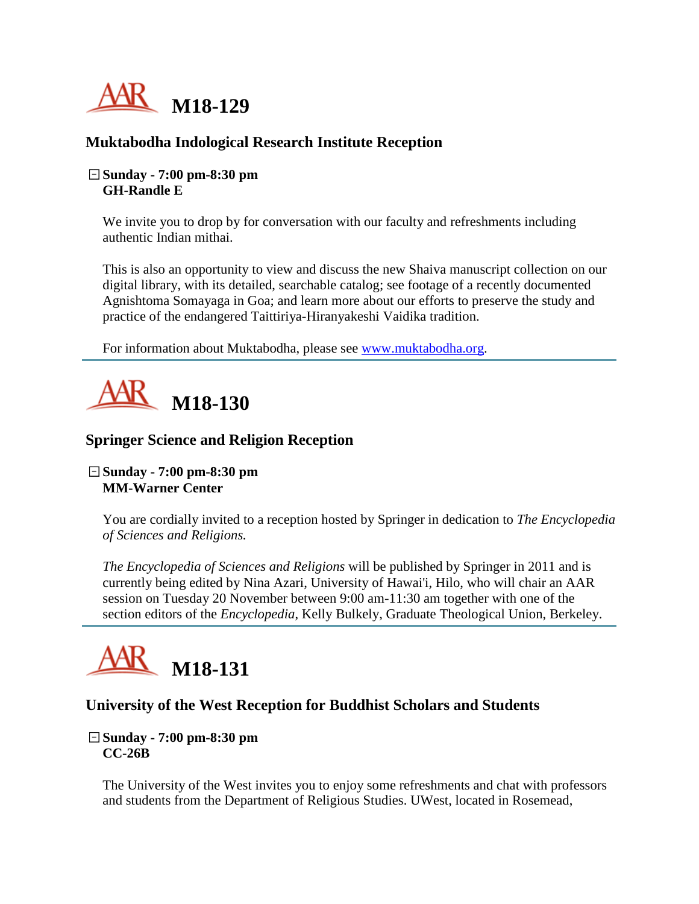# M18-129

## Muktabodha Indological Research Institute Reception

**Sunday - 7:00 pm-8:30 pm**
**GH-Randle E**

We invite you to drop by for conversation with our faculty and refreshments including authentic Indian mithai.

This is also an opportunity to view and discuss the new Shaiva manuscript collection on our digital library, with its detailed, searchable catalog; see footage of a recently documented Agnishtoma Somayaga in Goa; and learn more about our efforts to preserve the study and practice of the endangered Taittiriya-Hiranyakeshi Vaidika tradition.

For information about Muktabodha, please see [www.muktabodha.org](http://www.muktabodha.org).

---

# M18-130

## Springer Science and Religion Reception

**Sunday - 7:00 pm-8:30 pm**
**MM-Warner Center**

You are cordially invited to a reception hosted by Springer in dedication to *The Encyclopedia of Sciences and Religions.*

*The Encyclopedia of Sciences and Religions* will be published by Springer in 2011 and is currently being edited by Nina Azari, University of Hawai'i, Hilo, who will chair an AAR session on Tuesday 20 November between 9:00 am-11:30 am together with one of the section editors of the *Encyclopedia*, Kelly Bulkely, Graduate Theological Union, Berkeley.

---

# M18-131

## University of the West Reception for Buddhist Scholars and Students

**Sunday - 7:00 pm-8:30 pm**
**CC-26B**

The University of the West invites you to enjoy some refreshments and chat with professors and students from the Department of Religious Studies. UWest, located in Rosemead,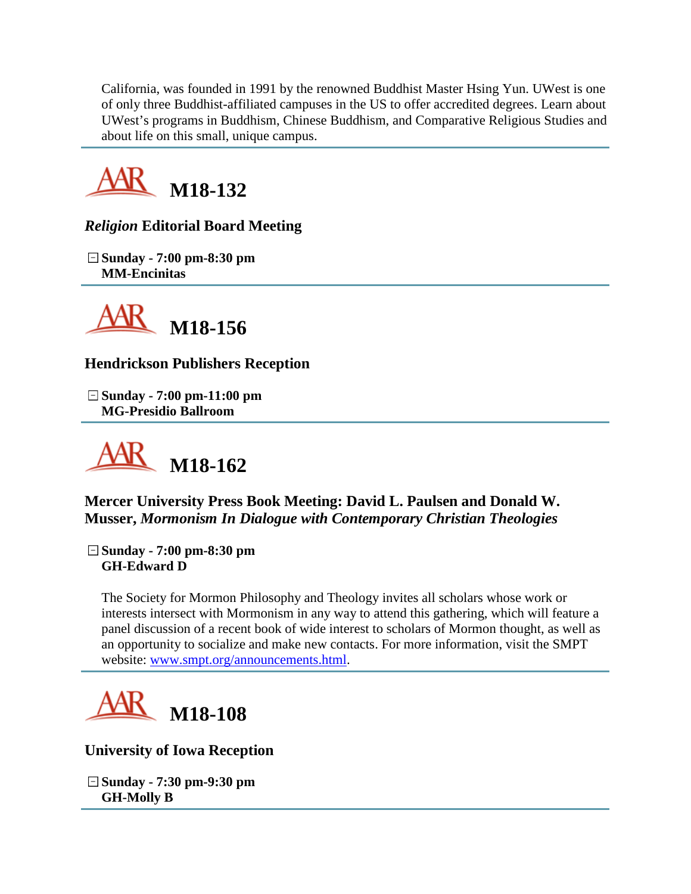California, was founded in 1991 by the renowned Buddhist Master Hsing Yun. UWest is one of only three Buddhist-affiliated campuses in the US to offer accredited degrees. Learn about UWest's programs in Buddhism, Chinese Buddhism, and Comparative Religious Studies and about life on this small, unique campus.

---

## AAR M18-132

### *Religion* Editorial Board Meeting

**Sunday - 7:00 pm-8:30 pm**
**MM-Encinitas**

---

## AAR M18-156

### Hendrickson Publishers Reception

**Sunday - 7:00 pm-11:00 pm**
**MG-Presidio Ballroom**

---

## AAR M18-162

### Mercer University Press Book Meeting: David L. Paulsen and Donald W. Musser, *Mormonism In Dialogue with Contemporary Christian Theologies*

**Sunday - 7:00 pm-8:30 pm**
**GH-Edward D**

The Society for Mormon Philosophy and Theology invites all scholars whose work or interests intersect with Mormonism in any way to attend this gathering, which will feature a panel discussion of a recent book of wide interest to scholars of Mormon thought, as well as an opportunity to socialize and make new contacts. For more information, visit the SMPT website: www.smpt.org/announcements.html.

---

## AAR M18-108

### University of Iowa Reception

**Sunday - 7:30 pm-9:30 pm**
**GH-Molly B**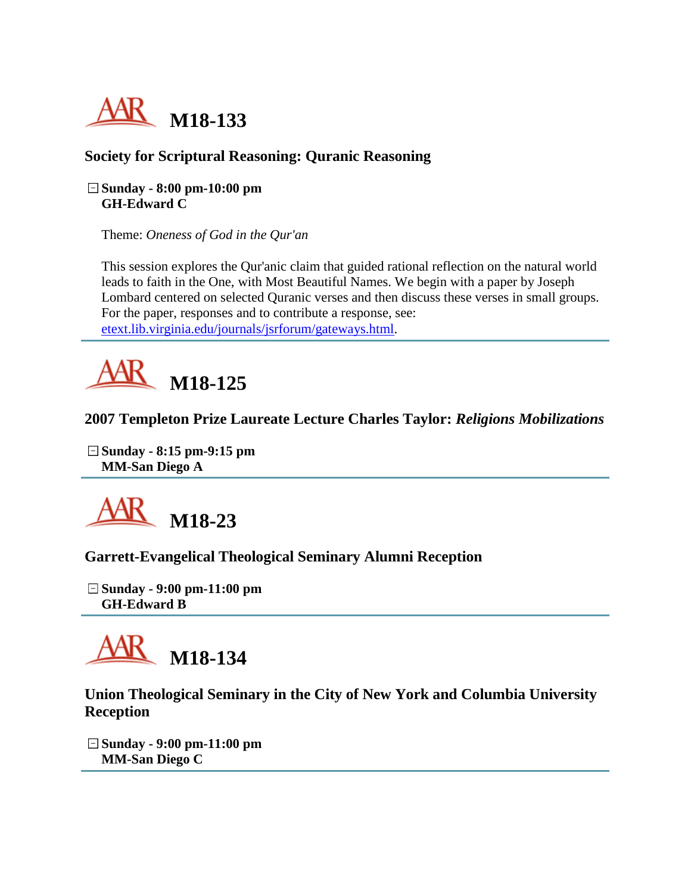## M18-133

### Society for Scriptural Reasoning: Quranic Reasoning

**Sunday - 8:00 pm-10:00 pm**
**GH-Edward C**

Theme: *Oneness of God in the Qur'an*

This session explores the Qur'anic claim that guided rational reflection on the natural world leads to faith in the One, with Most Beautiful Names. We begin with a paper by Joseph Lombard centered on selected Quranic verses and then discuss these verses in small groups. For the paper, responses and to contribute a response, see: etext.lib.virginia.edu/journals/jsrforum/gateways.html.

---

## M18-125

### 2007 Templeton Prize Laureate Lecture Charles Taylor: *Religions Mobilizations*

**Sunday - 8:15 pm-9:15 pm**
**MM-San Diego A**

---

## M18-23

### Garrett-Evangelical Theological Seminary Alumni Reception

**Sunday - 9:00 pm-11:00 pm**
**GH-Edward B**

---

## M18-134

### Union Theological Seminary in the City of New York and Columbia University Reception

**Sunday - 9:00 pm-11:00 pm**
**MM-San Diego C**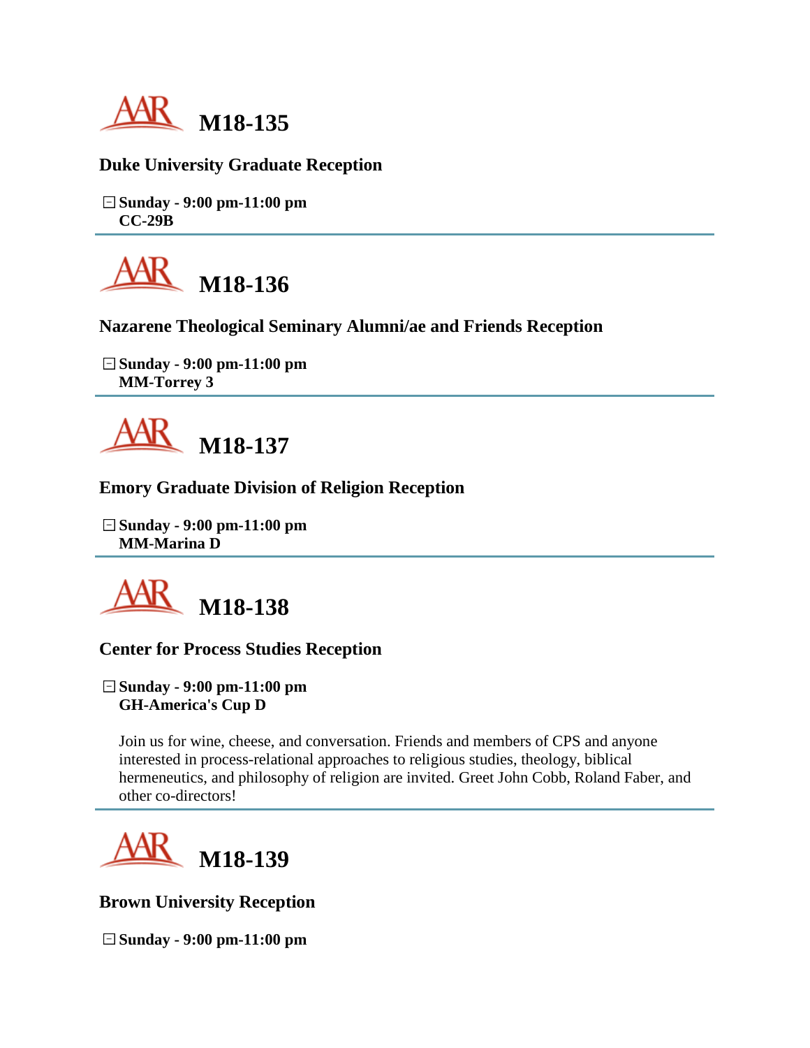# M18-135

**Duke University Graduate Reception**

**Sunday - 9:00 pm-11:00 pm**
**CC-29B**

---

# M18-136

**Nazarene Theological Seminary Alumni/ae and Friends Reception**

**Sunday - 9:00 pm-11:00 pm**
**MM-Torrey 3**

---

# M18-137

**Emory Graduate Division of Religion Reception**

**Sunday - 9:00 pm-11:00 pm**
**MM-Marina D**

---

# M18-138

**Center for Process Studies Reception**

**Sunday - 9:00 pm-11:00 pm**
**GH-America's Cup D**

Join us for wine, cheese, and conversation. Friends and members of CPS and anyone interested in process-relational approaches to religious studies, theology, biblical hermeneutics, and philosophy of religion are invited. Greet John Cobb, Roland Faber, and other co-directors!

---

# M18-139

**Brown University Reception**

**Sunday - 9:00 pm-11:00 pm**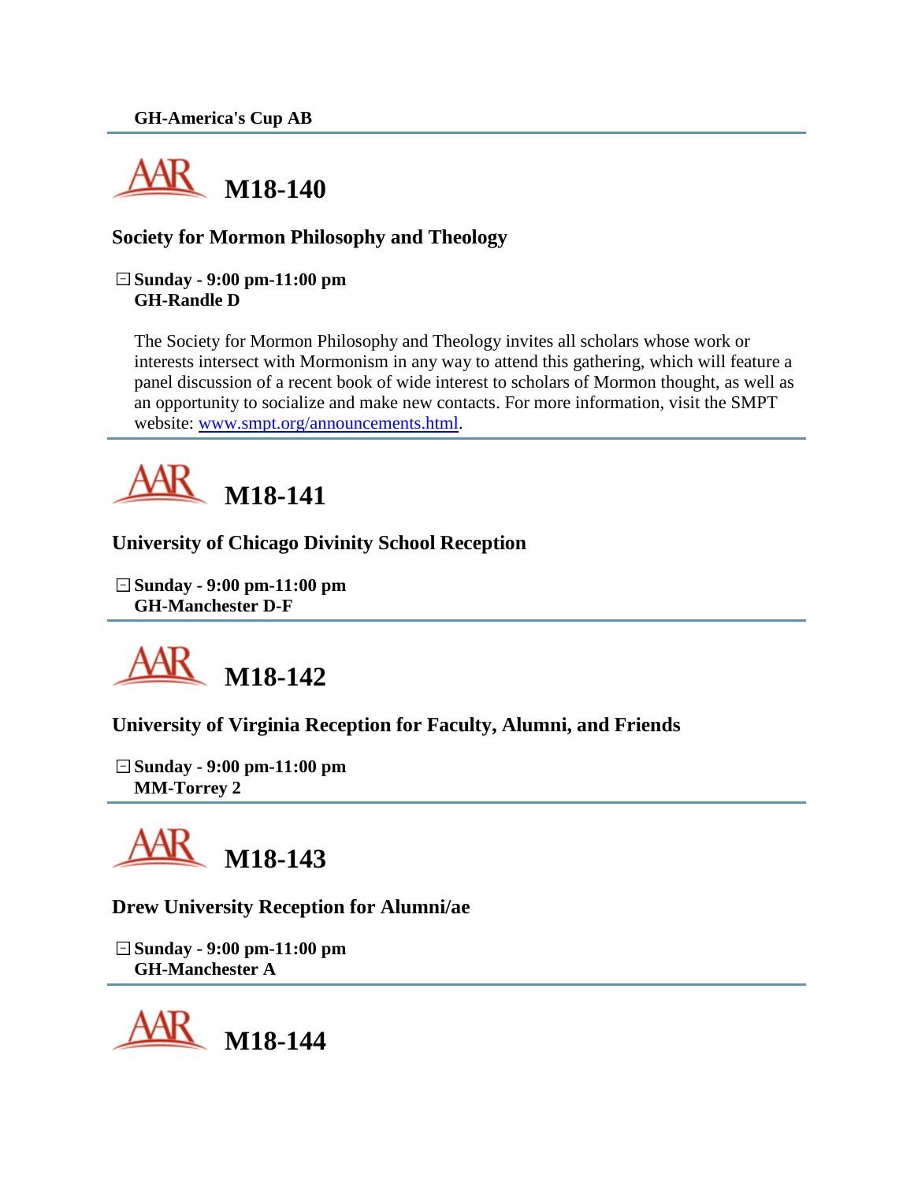**GH-America's Cup AB**

---

## M18-140

### Society for Mormon Philosophy and Theology

**Sunday - 9:00 pm-11:00 pm**
**GH-Randle D**

The Society for Mormon Philosophy and Theology invites all scholars whose work or interests intersect with Mormonism in any way to attend this gathering, which will feature a panel discussion of a recent book of wide interest to scholars of Mormon thought, as well as an opportunity to socialize and make new contacts. For more information, visit the SMPT website: [www.smpt.org/announcements.html](www.smpt.org/announcements.html).

---

## M18-141

### University of Chicago Divinity School Reception

**Sunday - 9:00 pm-11:00 pm**
**GH-Manchester D-F**

---

## M18-142

### University of Virginia Reception for Faculty, Alumni, and Friends

**Sunday - 9:00 pm-11:00 pm**
**MM-Torrey 2**

---

## M18-143

### Drew University Reception for Alumni/ae

**Sunday - 9:00 pm-11:00 pm**
**GH-Manchester A**

---

## M18-144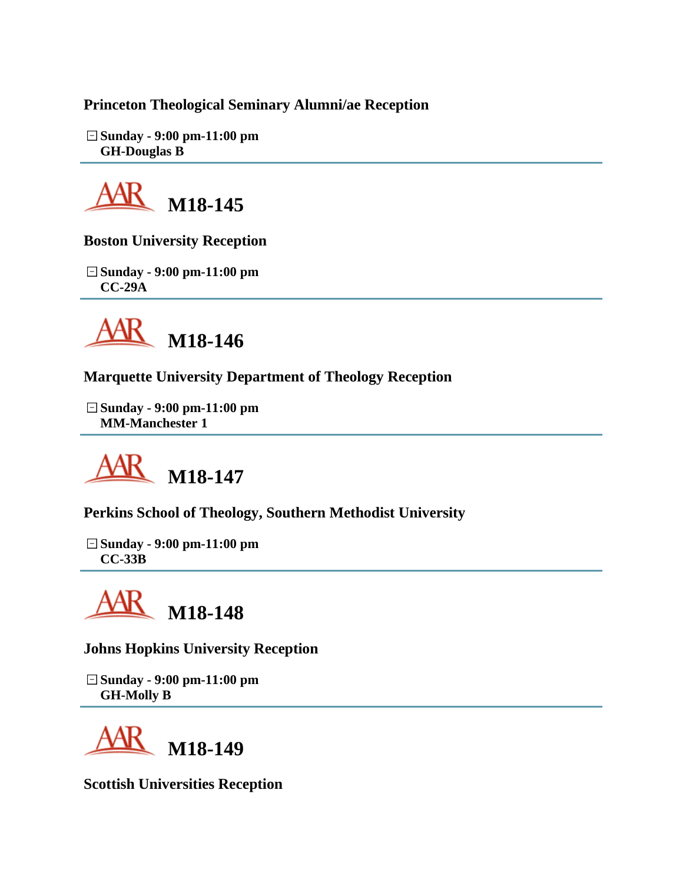**Princeton Theological Seminary Alumni/ae Reception**

**Sunday - 9:00 pm-11:00 pm**
**GH-Douglas B**

---

## AAR M18-145

**Boston University Reception**

**Sunday - 9:00 pm-11:00 pm**
**CC-29A**

---

## AAR M18-146

**Marquette University Department of Theology Reception**

**Sunday - 9:00 pm-11:00 pm**
**MM-Manchester 1**

---

## AAR M18-147

**Perkins School of Theology, Southern Methodist University**

**Sunday - 9:00 pm-11:00 pm**
**CC-33B**

---

## AAR M18-148

**Johns Hopkins University Reception**

**Sunday - 9:00 pm-11:00 pm**
**GH-Molly B**

---

## AAR M18-149

**Scottish Universities Reception**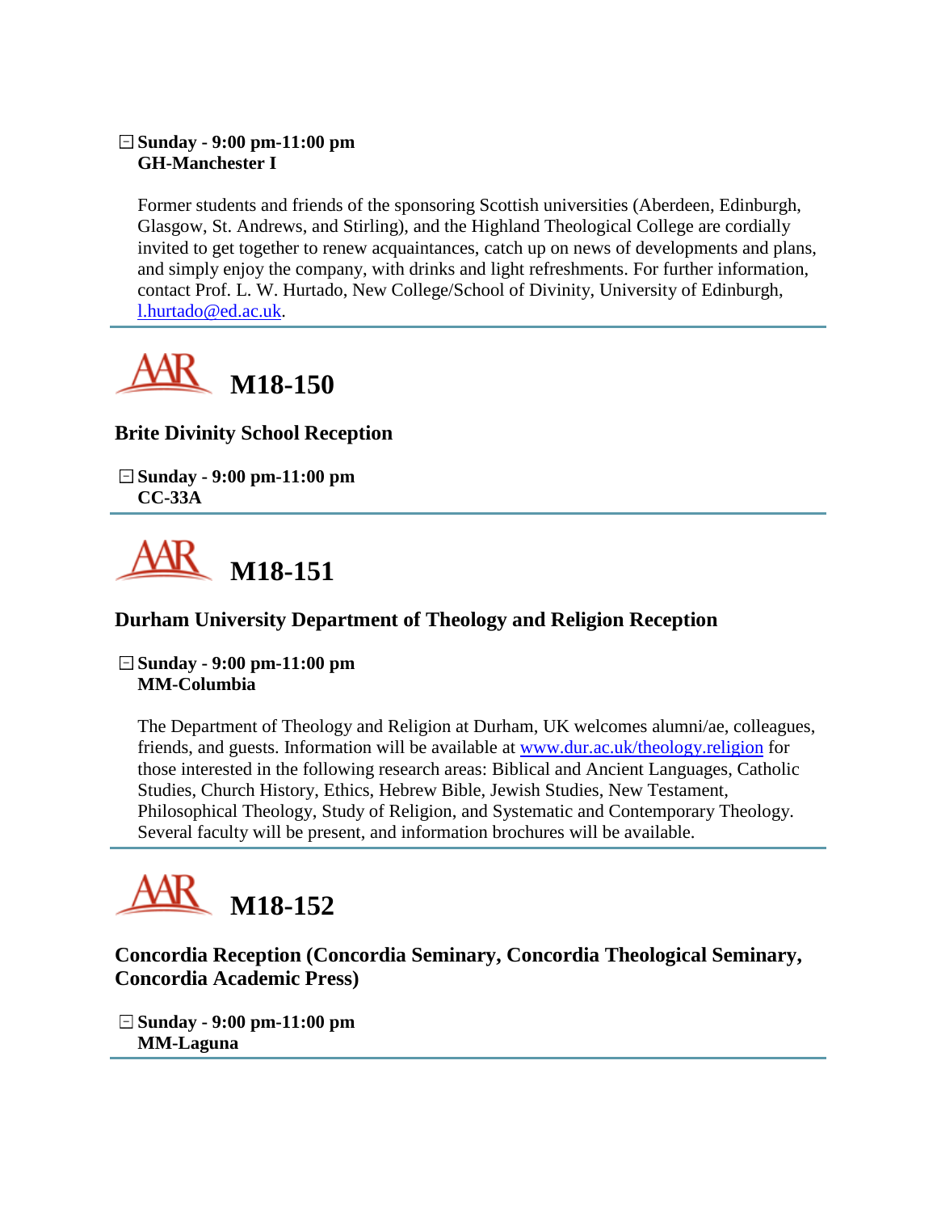**Sunday - 9:00 pm-11:00 pm**
**GH-Manchester I**

Former students and friends of the sponsoring Scottish universities (Aberdeen, Edinburgh, Glasgow, St. Andrews, and Stirling), and the Highland Theological College are cordially invited to get together to renew acquaintances, catch up on news of developments and plans, and simply enjoy the company, with drinks and light refreshments. For further information, contact Prof. L. W. Hurtado, New College/School of Divinity, University of Edinburgh, l.hurtado@ed.ac.uk.

---

# AAR M18-150

### Brite Divinity School Reception

**Sunday - 9:00 pm-11:00 pm**
**CC-33A**

---

# AAR M18-151

### Durham University Department of Theology and Religion Reception

**Sunday - 9:00 pm-11:00 pm**
**MM-Columbia**

The Department of Theology and Religion at Durham, UK welcomes alumni/ae, colleagues, friends, and guests. Information will be available at www.dur.ac.uk/theology.religion for those interested in the following research areas: Biblical and Ancient Languages, Catholic Studies, Church History, Ethics, Hebrew Bible, Jewish Studies, New Testament, Philosophical Theology, Study of Religion, and Systematic and Contemporary Theology. Several faculty will be present, and information brochures will be available.

---

# AAR M18-152

### Concordia Reception (Concordia Seminary, Concordia Theological Seminary, Concordia Academic Press)

**Sunday - 9:00 pm-11:00 pm**
**MM-Laguna**

---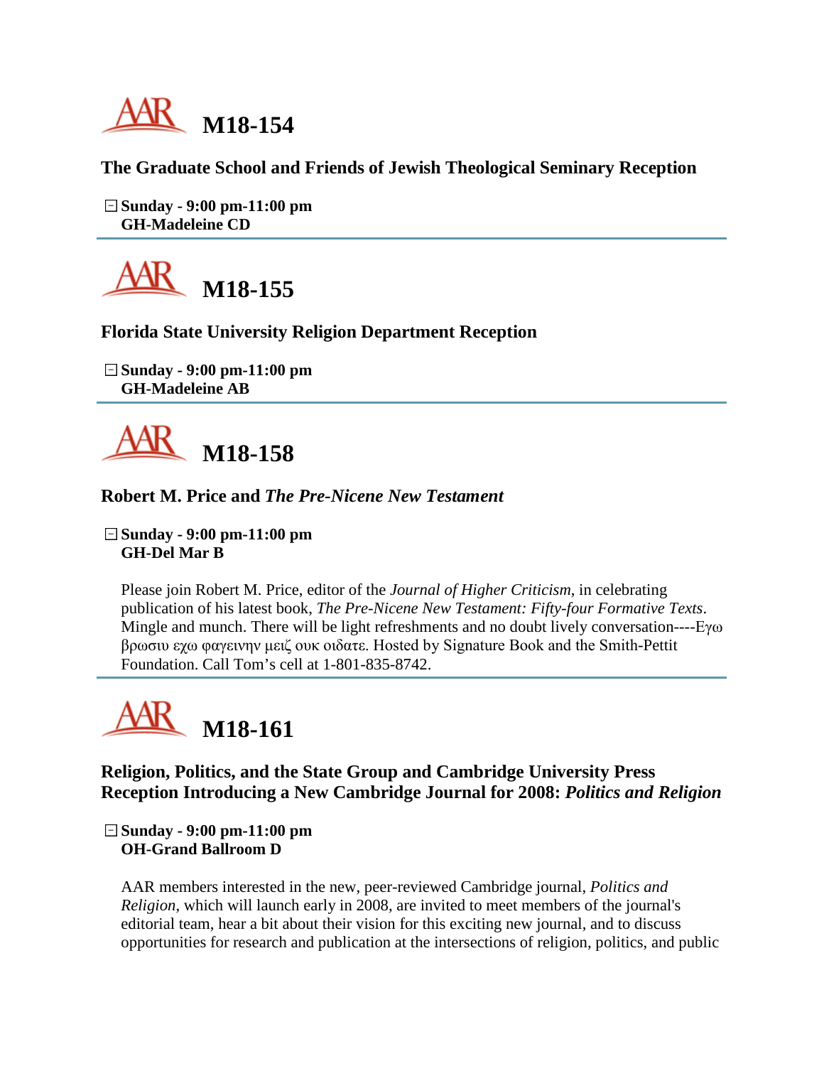# M18-154

### The Graduate School and Friends of Jewish Theological Seminary Reception

**Sunday - 9:00 pm-11:00 pm**
**GH-Madeleine CD**

# M18-155

### Florida State University Religion Department Reception

**Sunday - 9:00 pm-11:00 pm**
**GH-Madeleine AB**

# M18-158

### Robert M. Price and *The Pre-Nicene New Testament*

**Sunday - 9:00 pm-11:00 pm**
**GH-Del Mar B**

Please join Robert M. Price, editor of the *Journal of Higher Criticism*, in celebrating publication of his latest book, *The Pre-Nicene New Testament: Fifty-four Formative Texts*. Mingle and munch. There will be light refreshments and no doubt lively conversation----Εγω βρωσιυ εχω φαγειvηv μειζ ουκ οιδατε. Hosted by Signature Book and the Smith-Pettit Foundation. Call Tom's cell at 1-801-835-8742.

# M18-161

### Religion, Politics, and the State Group and Cambridge University Press Reception Introducing a New Cambridge Journal for 2008: *Politics and Religion*

**Sunday - 9:00 pm-11:00 pm**
**OH-Grand Ballroom D**

AAR members interested in the new, peer-reviewed Cambridge journal, *Politics and Religion*, which will launch early in 2008, are invited to meet members of the journal's editorial team, hear a bit about their vision for this exciting new journal, and to discuss opportunities for research and publication at the intersections of religion, politics, and public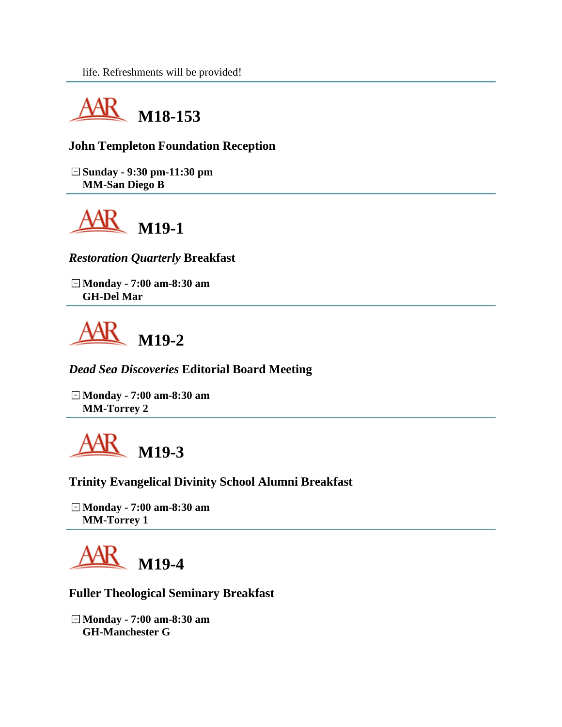life. Refreshments will be provided!

---

## M18-153

**John Templeton Foundation Reception**

**Sunday - 9:30 pm-11:30 pm**
**MM-San Diego B**

---

## M19-1

***Restoration Quarterly* Breakfast**

**Monday - 7:00 am-8:30 am**
**GH-Del Mar**

---

## M19-2

***Dead Sea Discoveries* Editorial Board Meeting**

**Monday - 7:00 am-8:30 am**
**MM-Torrey 2**

---

## M19-3

**Trinity Evangelical Divinity School Alumni Breakfast**

**Monday - 7:00 am-8:30 am**
**MM-Torrey 1**

---

## M19-4

**Fuller Theological Seminary Breakfast**

**Monday - 7:00 am-8:30 am**
**GH-Manchester G**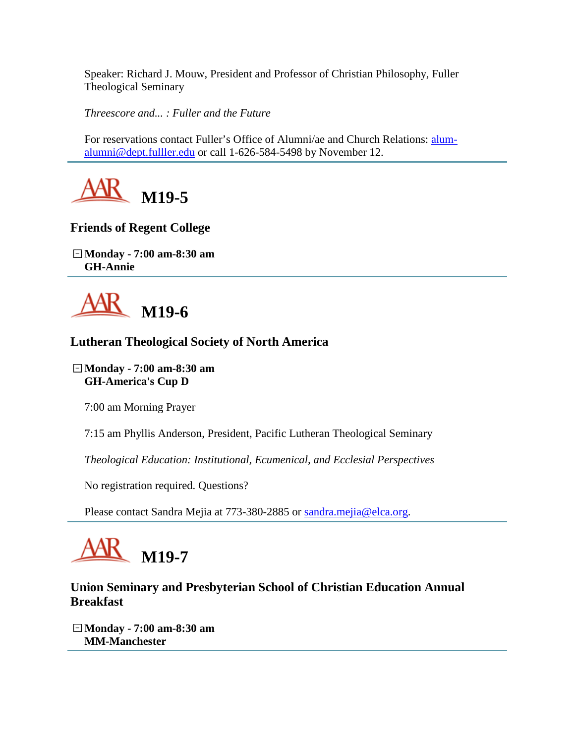Speaker: Richard J. Mouw, President and Professor of Christian Philosophy, Fuller Theological Seminary

*Threescore and... : Fuller and the Future*

For reservations contact Fuller's Office of Alumni/ae and Church Relations: alum-alumni@dept.fulller.edu or call 1-626-584-5498 by November 12.

---

## M19-5

### Friends of Regent College

**Monday - 7:00 am-8:30 am**
**GH-Annie**

---

## M19-6

### Lutheran Theological Society of North America

**Monday - 7:00 am-8:30 am**
**GH-America's Cup D**

7:00 am Morning Prayer

7:15 am Phyllis Anderson, President, Pacific Lutheran Theological Seminary

*Theological Education: Institutional, Ecumenical, and Ecclesial Perspectives*

No registration required. Questions?

Please contact Sandra Mejia at 773-380-2885 or sandra.mejia@elca.org.

---

## M19-7

### Union Seminary and Presbyterian School of Christian Education Annual Breakfast

**Monday - 7:00 am-8:30 am**
**MM-Manchester**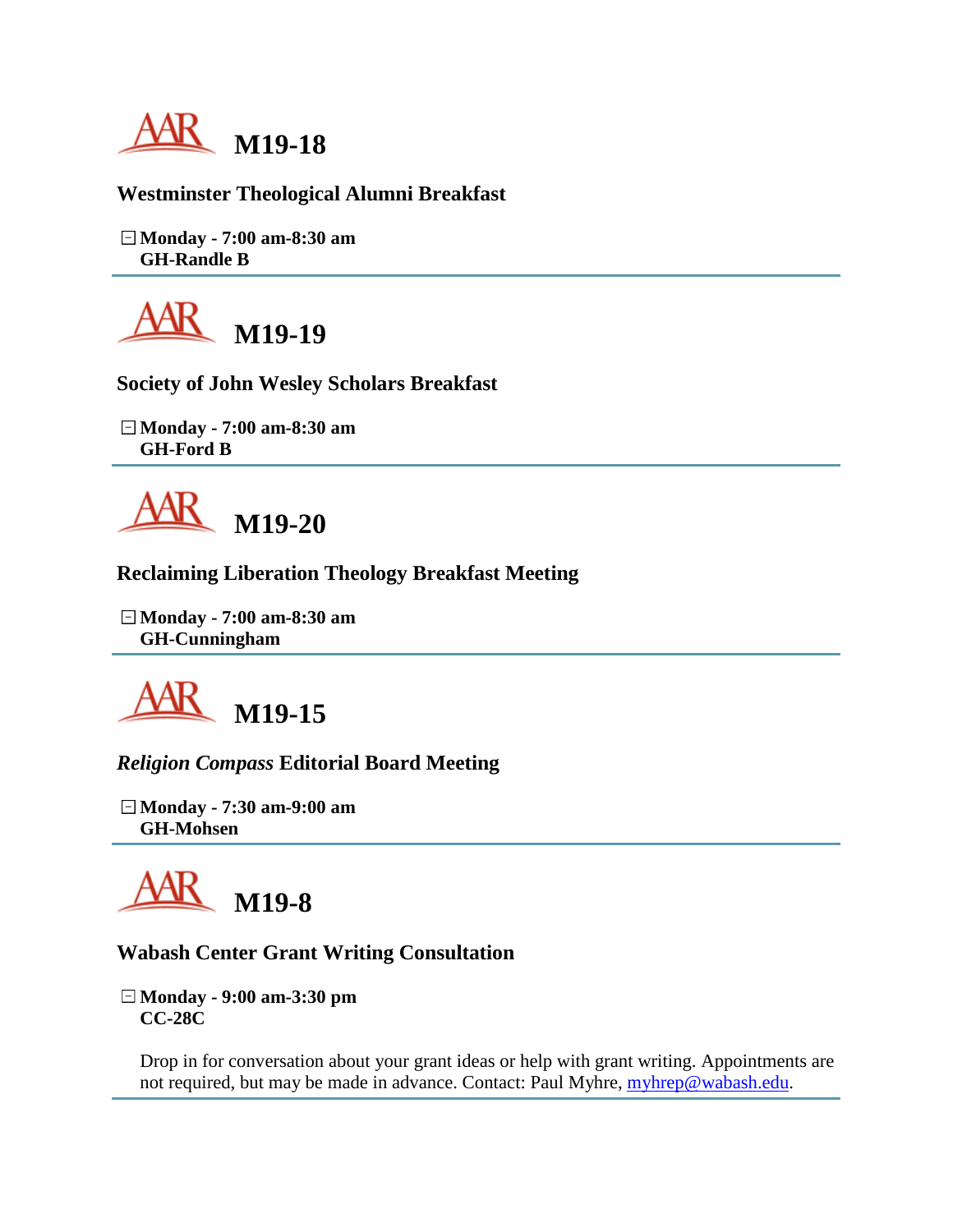## M19-18

### Westminster Theological Alumni Breakfast

**Monday - 7:00 am-8:30 am**
**GH-Randle B**

---

## M19-19

### Society of John Wesley Scholars Breakfast

**Monday - 7:00 am-8:30 am**
**GH-Ford B**

---

## M19-20

### Reclaiming Liberation Theology Breakfast Meeting

**Monday - 7:00 am-8:30 am**
**GH-Cunningham**

---

## M19-15

### *Religion Compass* Editorial Board Meeting

**Monday - 7:30 am-9:00 am**
**GH-Mohsen**

---

## M19-8

### Wabash Center Grant Writing Consultation

**Monday - 9:00 am-3:30 pm**
**CC-28C**

Drop in for conversation about your grant ideas or help with grant writing. Appointments are not required, but may be made in advance. Contact: Paul Myhre, myhrep@wabash.edu.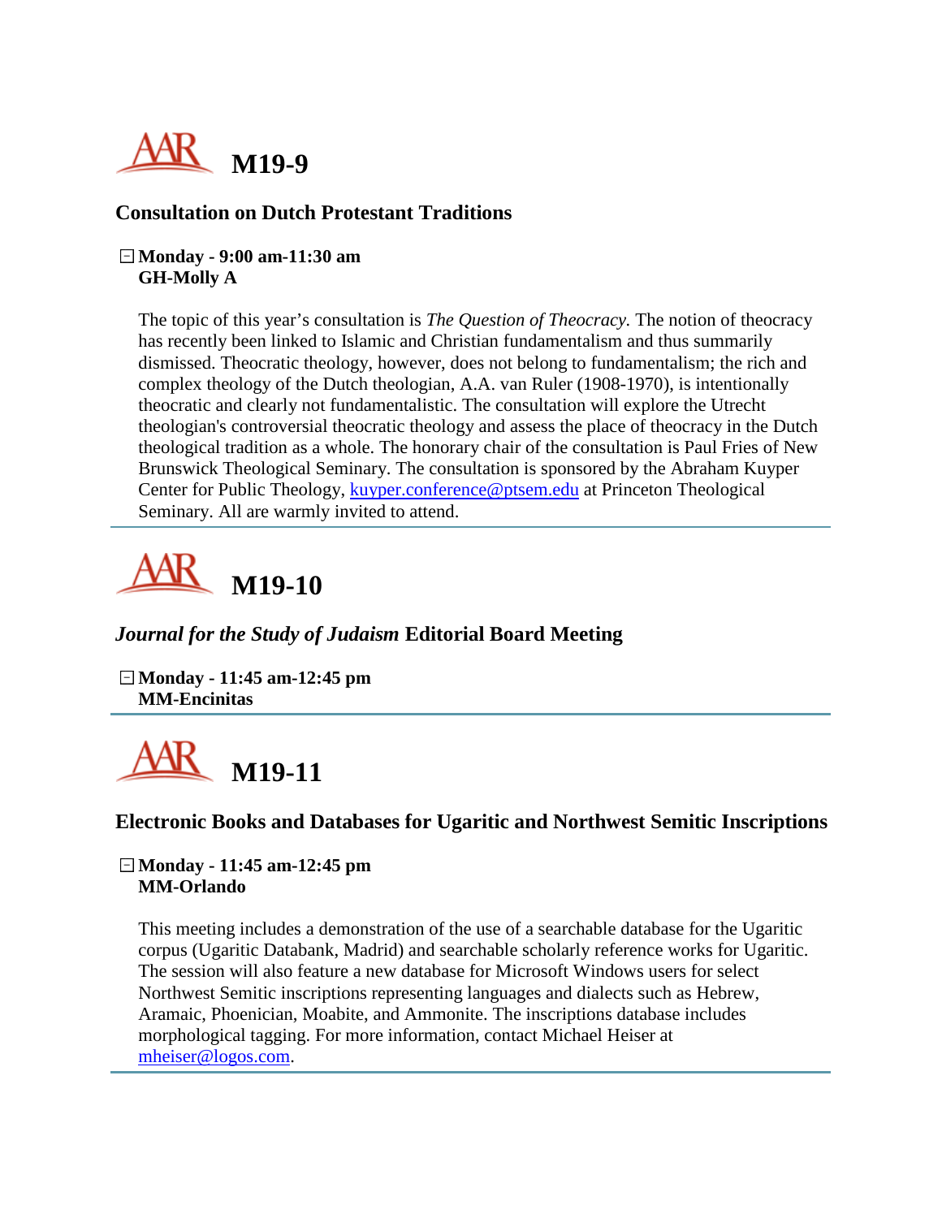# M19-9

### Consultation on Dutch Protestant Traditions

**Monday - 9:00 am-11:30 am**
**GH-Molly A**

The topic of this year's consultation is *The Question of Theocracy.* The notion of theocracy has recently been linked to Islamic and Christian fundamentalism and thus summarily dismissed. Theocratic theology, however, does not belong to fundamentalism; the rich and complex theology of the Dutch theologian, A.A. van Ruler (1908-1970), is intentionally theocratic and clearly not fundamentalistic. The consultation will explore the Utrecht theologian's controversial theocratic theology and assess the place of theocracy in the Dutch theological tradition as a whole. The honorary chair of the consultation is Paul Fries of New Brunswick Theological Seminary. The consultation is sponsored by the Abraham Kuyper Center for Public Theology, kuyper.conference@ptsem.edu at Princeton Theological Seminary. All are warmly invited to attend.

---

# M19-10

### *Journal for the Study of Judaism* Editorial Board Meeting

**Monday - 11:45 am-12:45 pm**
**MM-Encinitas**

---

# M19-11

### Electronic Books and Databases for Ugaritic and Northwest Semitic Inscriptions

**Monday - 11:45 am-12:45 pm**
**MM-Orlando**

This meeting includes a demonstration of the use of a searchable database for the Ugaritic corpus (Ugaritic Databank, Madrid) and searchable scholarly reference works for Ugaritic. The session will also feature a new database for Microsoft Windows users for select Northwest Semitic inscriptions representing languages and dialects such as Hebrew, Aramaic, Phoenician, Moabite, and Ammonite. The inscriptions database includes morphological tagging. For more information, contact Michael Heiser at mheiser@logos.com.

---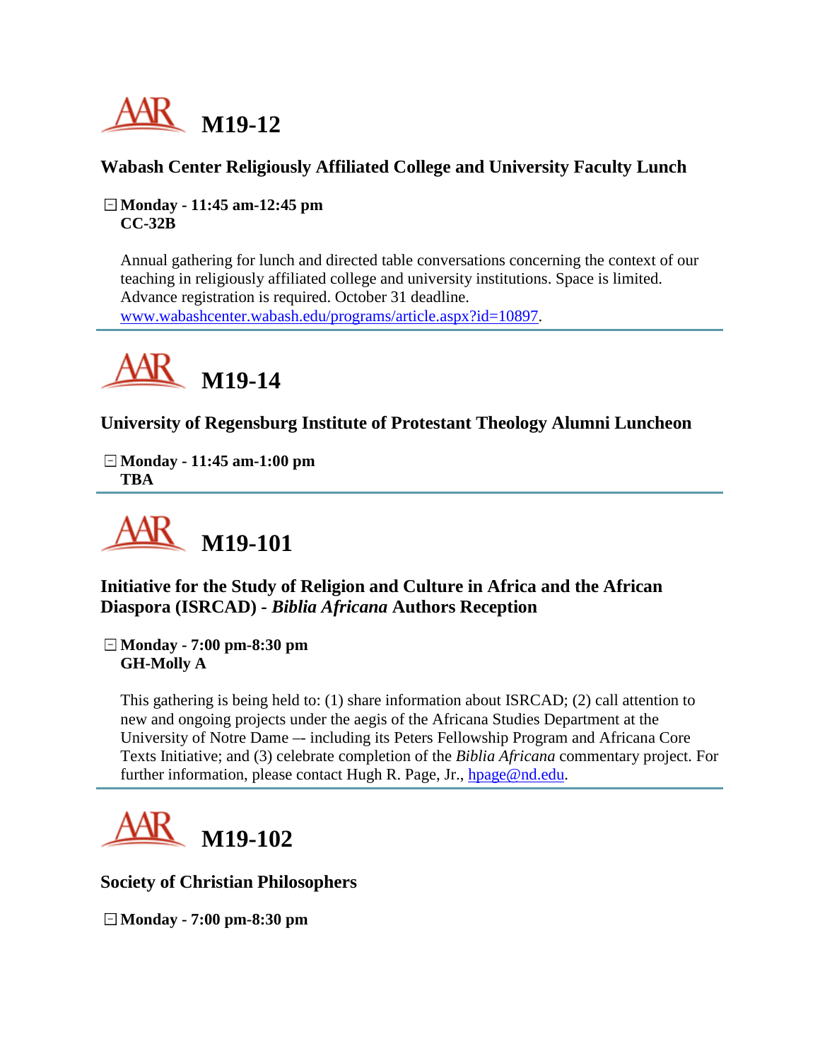# M19-12

## Wabash Center Religiously Affiliated College and University Faculty Lunch

**Monday - 11:45 am-12:45 pm**
**CC-32B**

Annual gathering for lunch and directed table conversations concerning the context of our teaching in religiously affiliated college and university institutions. Space is limited. Advance registration is required. October 31 deadline. www.wabashcenter.wabash.edu/programs/article.aspx?id=10897.

---

# M19-14

## University of Regensburg Institute of Protestant Theology Alumni Luncheon

**Monday - 11:45 am-1:00 pm**
**TBA**

---

# M19-101

## Initiative for the Study of Religion and Culture in Africa and the African Diaspora (ISRCAD) - *Biblia Africana* Authors Reception

**Monday - 7:00 pm-8:30 pm**
**GH-Molly A**

This gathering is being held to: (1) share information about ISRCAD; (2) call attention to new and ongoing projects under the aegis of the Africana Studies Department at the University of Notre Dame –- including its Peters Fellowship Program and Africana Core Texts Initiative; and (3) celebrate completion of the *Biblia Africana* commentary project. For further information, please contact Hugh R. Page, Jr., hpage@nd.edu.

---

# M19-102

## Society of Christian Philosophers

**Monday - 7:00 pm-8:30 pm**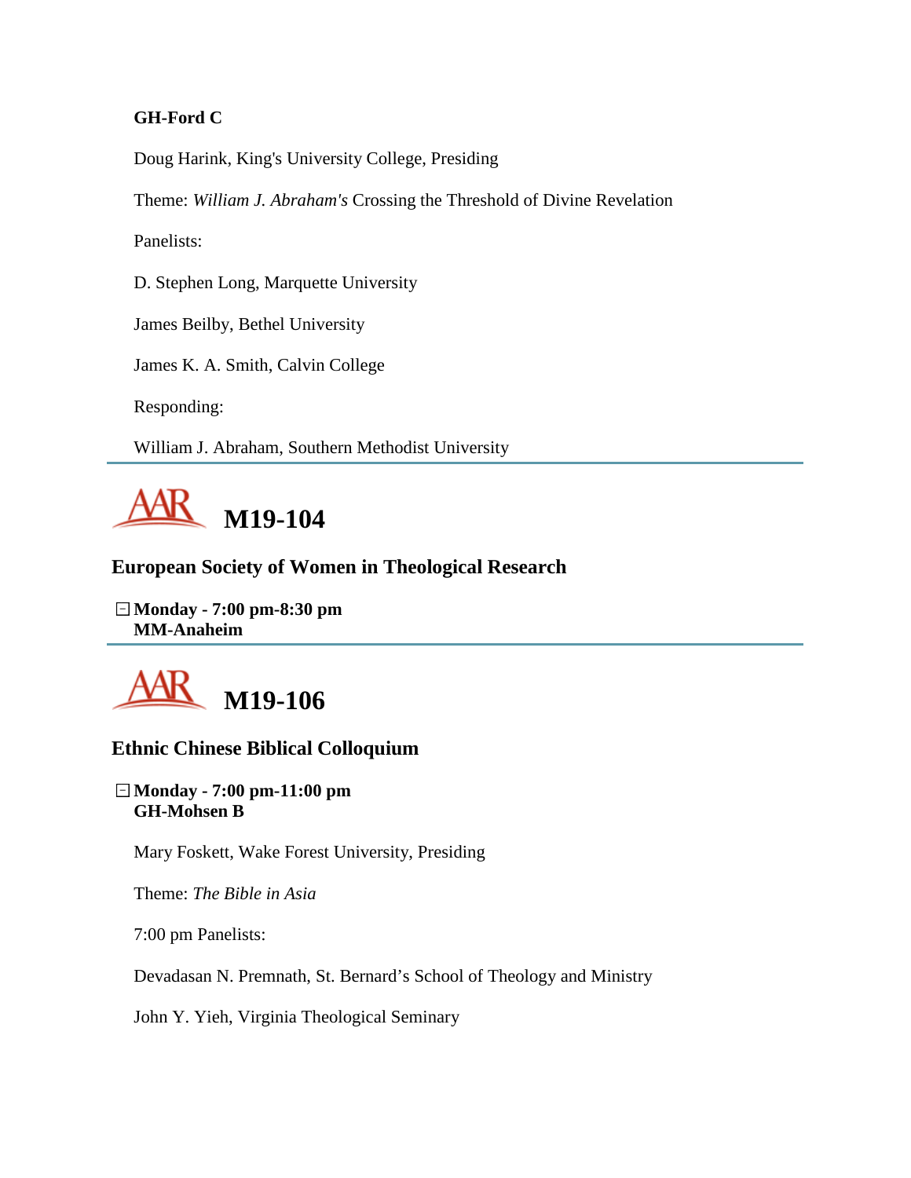**GH-Ford C**

Doug Harink, King's University College, Presiding

Theme: *William J. Abraham's* Crossing the Threshold of Divine Revelation

Panelists:

D. Stephen Long, Marquette University

James Beilby, Bethel University

James K. A. Smith, Calvin College

Responding:

William J. Abraham, Southern Methodist University

---

# AAR M19-104

### European Society of Women in Theological Research

**Monday - 7:00 pm-8:30 pm**
**MM-Anaheim**

---

# AAR M19-106

### Ethnic Chinese Biblical Colloquium

**Monday - 7:00 pm-11:00 pm**
**GH-Mohsen B**

Mary Foskett, Wake Forest University, Presiding

Theme: *The Bible in Asia*

7:00 pm Panelists:

Devadasan N. Premnath, St. Bernard's School of Theology and Ministry

John Y. Yieh, Virginia Theological Seminary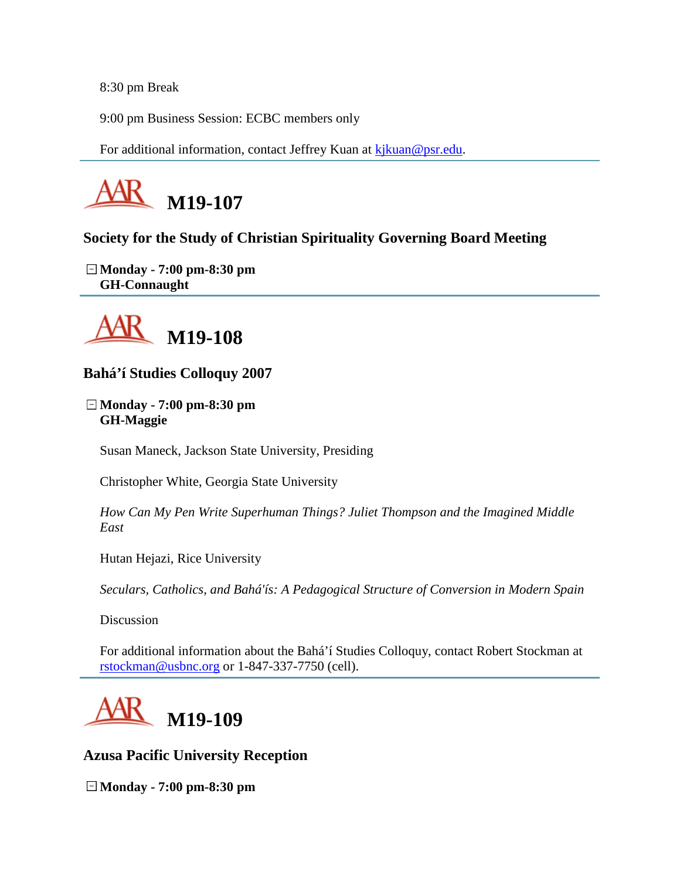8:30 pm Break

9:00 pm Business Session: ECBC members only

For additional information, contact Jeffrey Kuan at kjkuan@psr.edu.

---

# M19-107

### Society for the Study of Christian Spirituality Governing Board Meeting

**Monday - 7:00 pm-8:30 pm**
**GH-Connaught**

---

# M19-108

### Bahá'í Studies Colloquy 2007

**Monday - 7:00 pm-8:30 pm**
**GH-Maggie**

Susan Maneck, Jackson State University, Presiding

Christopher White, Georgia State University

*How Can My Pen Write Superhuman Things? Juliet Thompson and the Imagined Middle East*

Hutan Hejazi, Rice University

*Seculars, Catholics, and Bahá'ís: A Pedagogical Structure of Conversion in Modern Spain*

Discussion

For additional information about the Bahá'í Studies Colloquy, contact Robert Stockman at rstockman@usbnc.org or 1-847-337-7750 (cell).

---

# M19-109

### Azusa Pacific University Reception

**Monday - 7:00 pm-8:30 pm**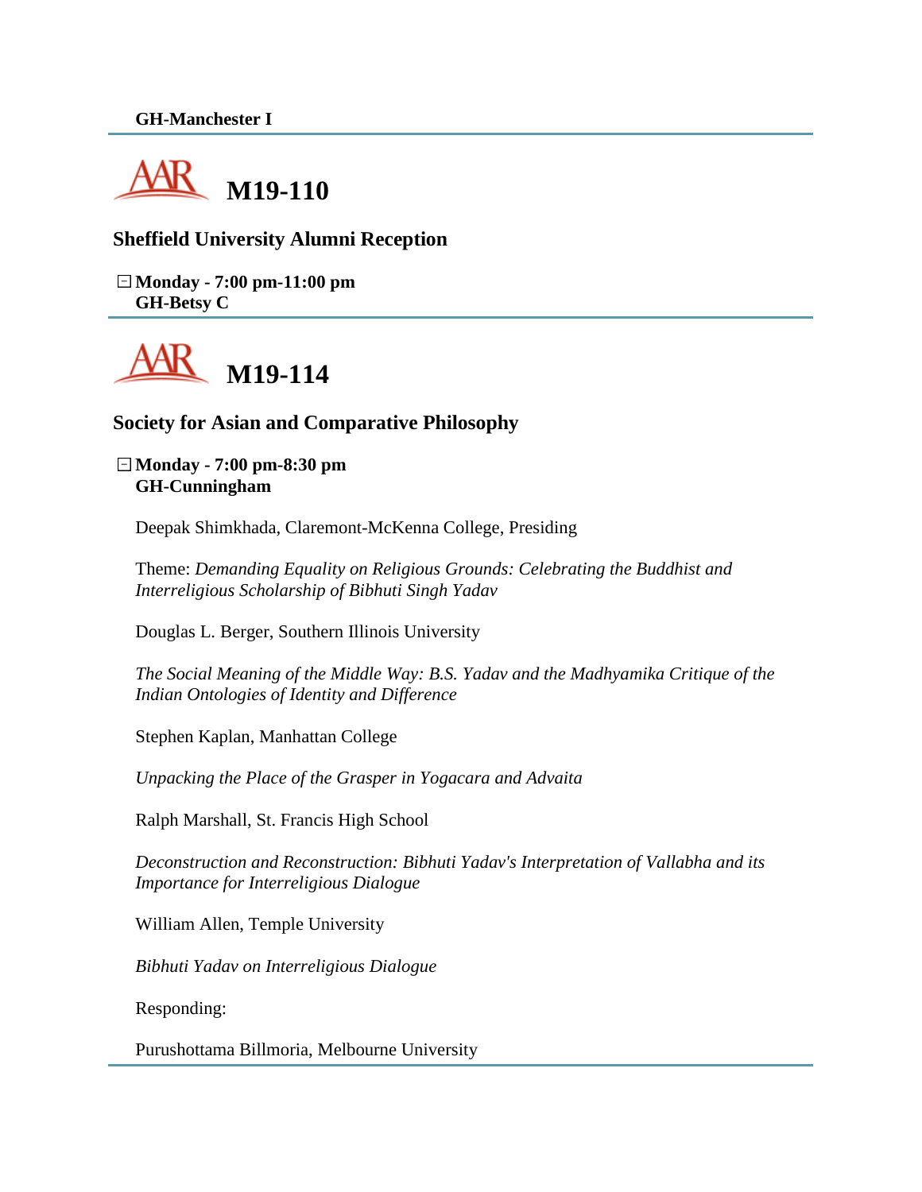**GH-Manchester I**

## M19-110

### Sheffield University Alumni Reception

**Monday - 7:00 pm-11:00 pm**
**GH-Betsy C**

## M19-114

### Society for Asian and Comparative Philosophy

**Monday - 7:00 pm-8:30 pm**
**GH-Cunningham**

Deepak Shimkhada, Claremont-McKenna College, Presiding

Theme: *Demanding Equality on Religious Grounds: Celebrating the Buddhist and Interreligious Scholarship of Bibhuti Singh Yadav*

Douglas L. Berger, Southern Illinois University

*The Social Meaning of the Middle Way: B.S. Yadav and the Madhyamika Critique of the Indian Ontologies of Identity and Difference*

Stephen Kaplan, Manhattan College

*Unpacking the Place of the Grasper in Yogacara and Advaita*

Ralph Marshall, St. Francis High School

*Deconstruction and Reconstruction: Bibhuti Yadav's Interpretation of Vallabha and its Importance for Interreligious Dialogue*

William Allen, Temple University

*Bibhuti Yadav on Interreligious Dialogue*

Responding:

Purushottama Billmoria, Melbourne University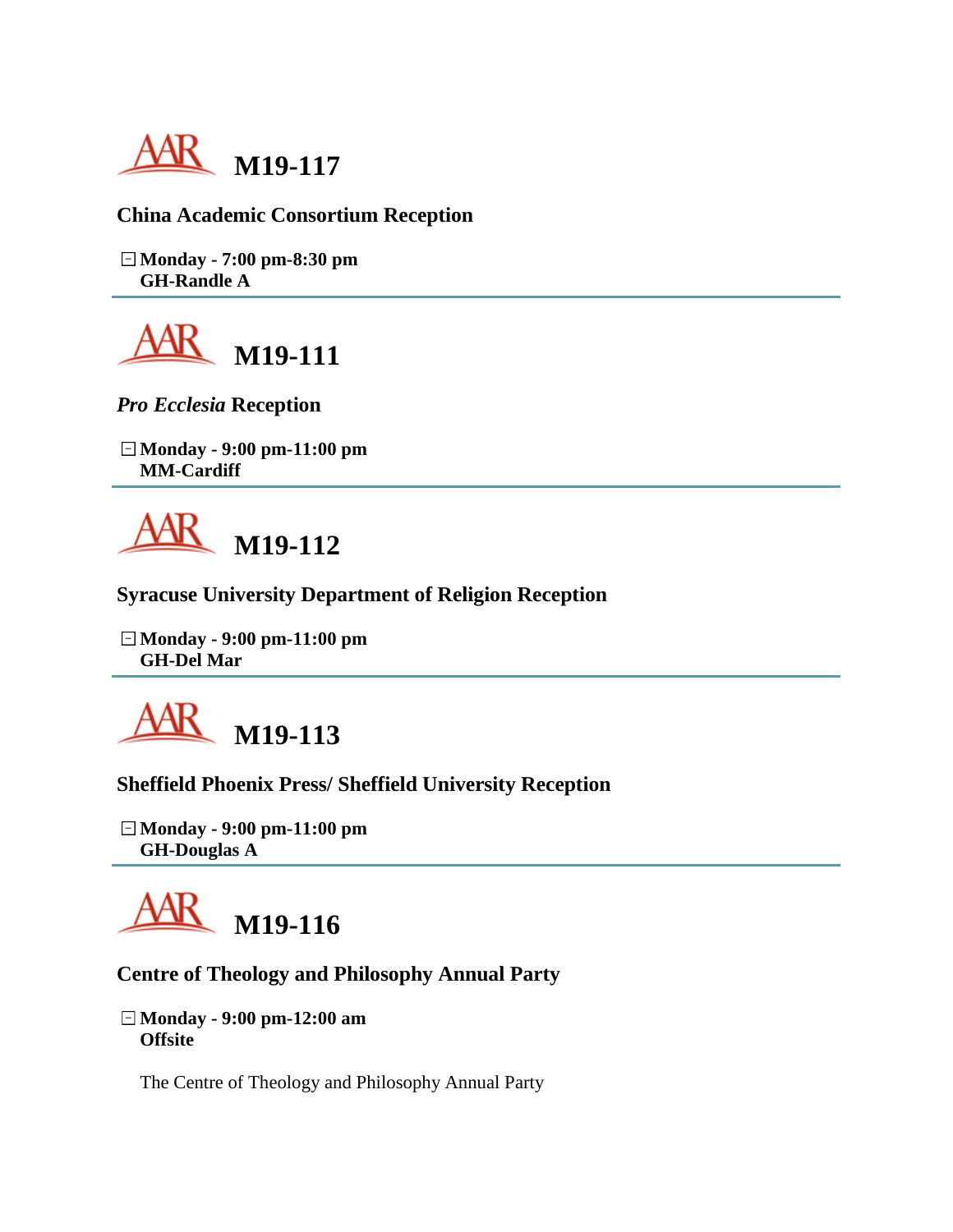## M19-117

**China Academic Consortium Reception**

**Monday - 7:00 pm-8:30 pm**
**GH-Randle A**

---

## M19-111

***Pro Ecclesia* Reception**

**Monday - 9:00 pm-11:00 pm**
**MM-Cardiff**

---

## M19-112

**Syracuse University Department of Religion Reception**

**Monday - 9:00 pm-11:00 pm**
**GH-Del Mar**

---

## M19-113

**Sheffield Phoenix Press/ Sheffield University Reception**

**Monday - 9:00 pm-11:00 pm**
**GH-Douglas A**

---

## M19-116

**Centre of Theology and Philosophy Annual Party**

**Monday - 9:00 pm-12:00 am**
**Offsite**

The Centre of Theology and Philosophy Annual Party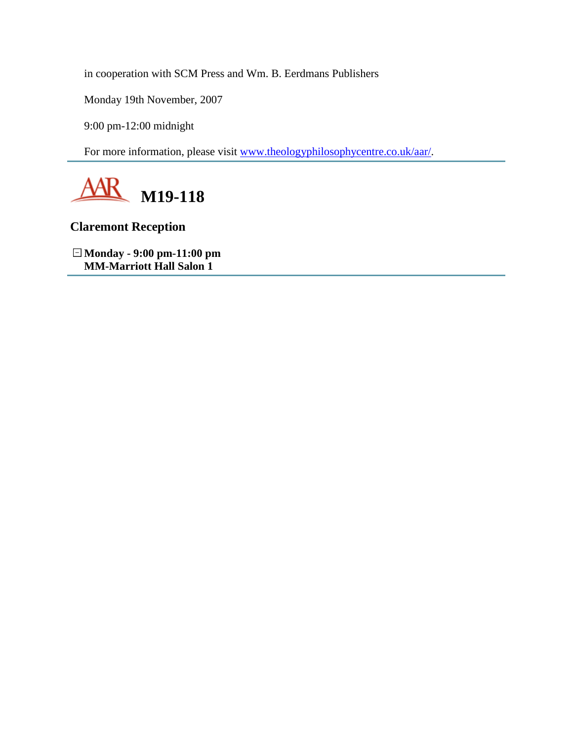in cooperation with SCM Press and Wm. B. Eerdmans Publishers

Monday 19th November, 2007

9:00 pm-12:00 midnight

For more information, please visit www.theologyphilosophycentre.co.uk/aar/.

---

## AAR M19-118

### Claremont Reception

**Monday - 9:00 pm-11:00 pm**
**MM-Marriott Hall Salon 1**